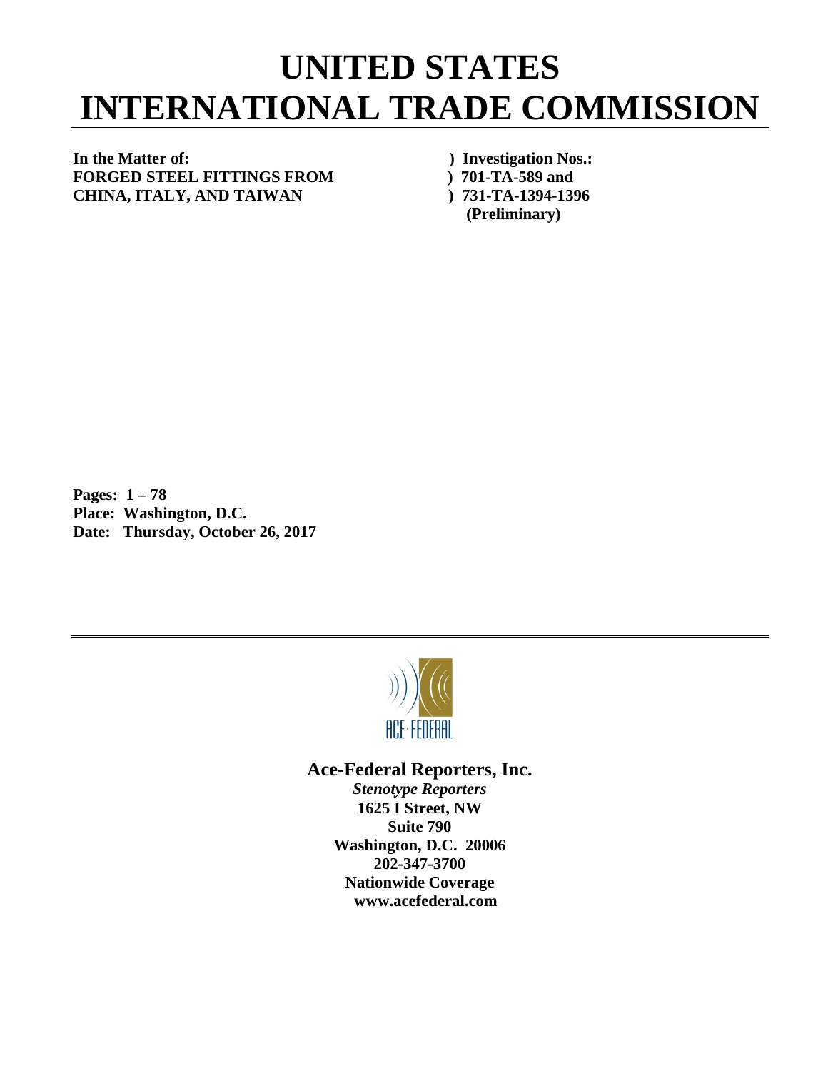# UNITED STATES INTERNATIONAL TRADE COMMISSION

**In the Matter of:** ) **Investigation Nos.:**
**FORGED STEEL FITTINGS FROM** ) **701-TA-589 and**
**CHINA, ITALY, AND TAIWAN** ) **731-TA-1394-1396**
**(Preliminary)**

**Pages: 1 – 78**
**Place: Washington, D.C.**
**Date: Thursday, October 26, 2017**

ACE·FEDERAL

**Ace-Federal Reporters, Inc.**
***Stenotype Reporters***
**1625 I Street, NW**
**Suite 790**
**Washington, D.C. 20006**
**202-347-3700**
**Nationwide Coverage**
**www.acefederal.com**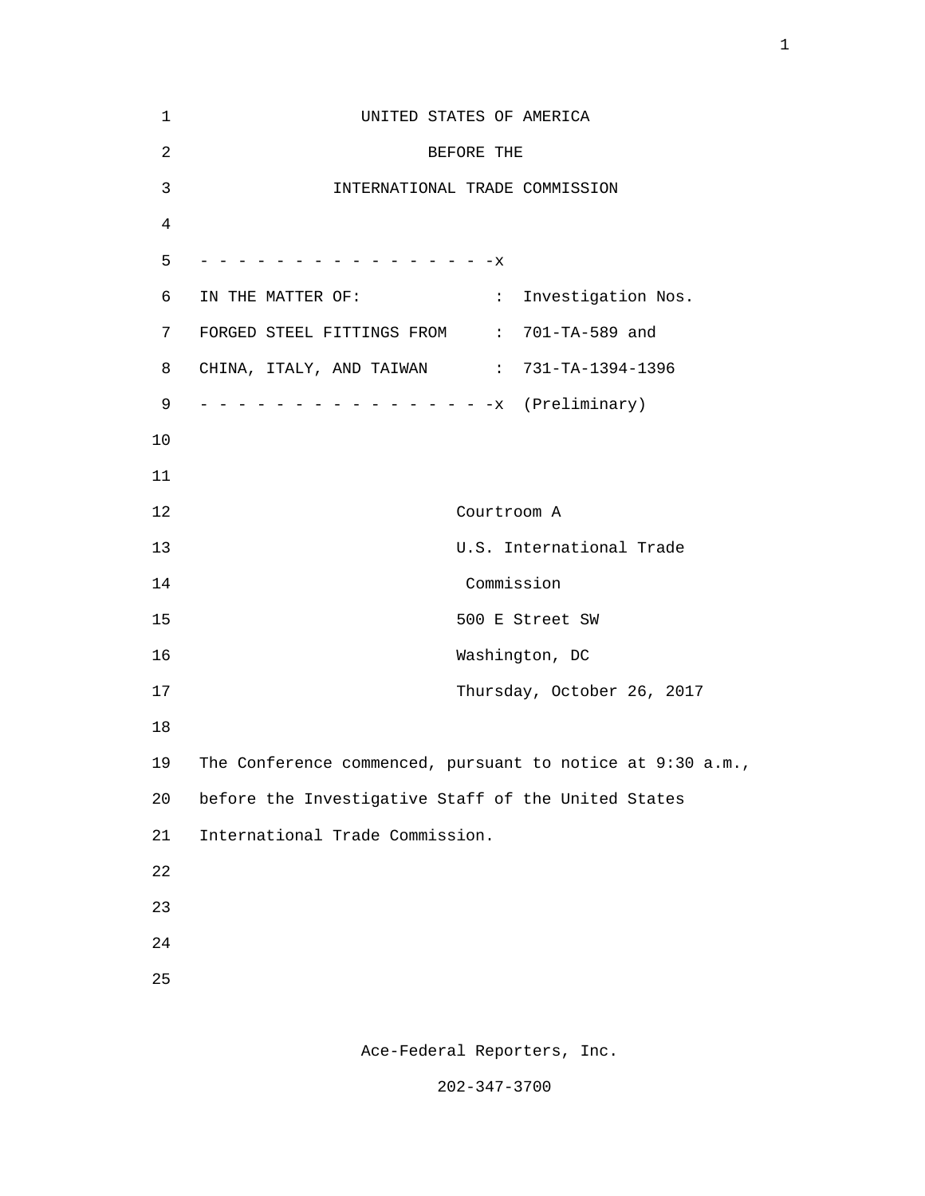UNITED STATES OF AMERICA

BEFORE THE

INTERNATIONAL TRADE COMMISSION

- - - - - - - - - - - - - - - - -x

| | | |
|---|---|---|
| IN THE MATTER OF: | : | Investigation Nos. |
| FORGED STEEL FITTINGS FROM | : | 701-TA-589 and |
| CHINA, ITALY, AND TAIWAN | : | 731-TA-1394-1396 |

- - - - - - - - - - - - - - - - -x (Preliminary)

Courtroom A
U.S. International Trade
Commission
500 E Street SW
Washington, DC
Thursday, October 26, 2017

The Conference commenced, pursuant to notice at 9:30 a.m., before the Investigative Staff of the United States International Trade Commission.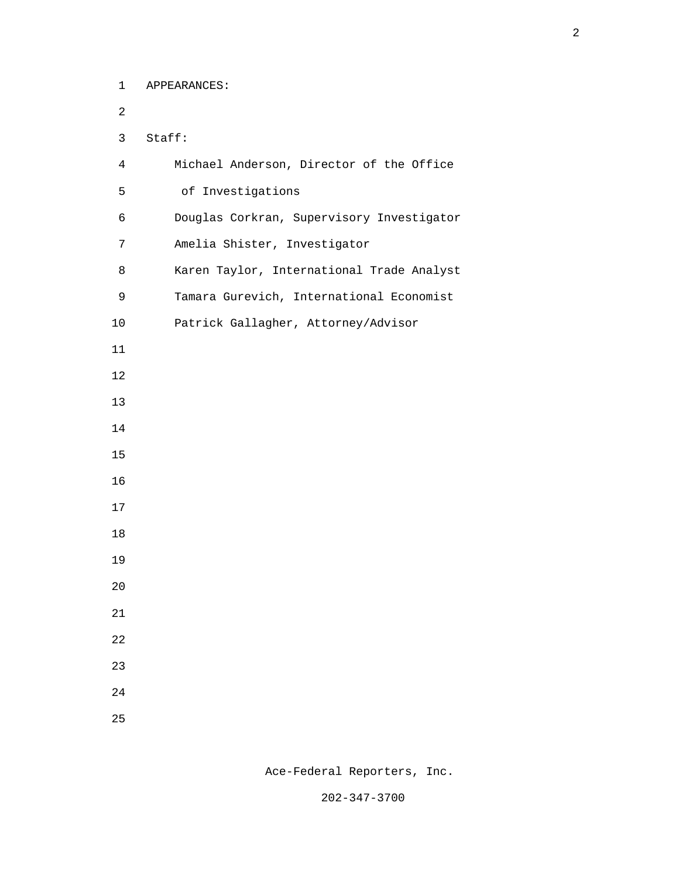APPEARANCES:

Staff:

Michael Anderson, Director of the Office of Investigations

Douglas Corkran, Supervisory Investigator

Amelia Shister, Investigator

Karen Taylor, International Trade Analyst

Tamara Gurevich, International Economist

Patrick Gallagher, Attorney/Advisor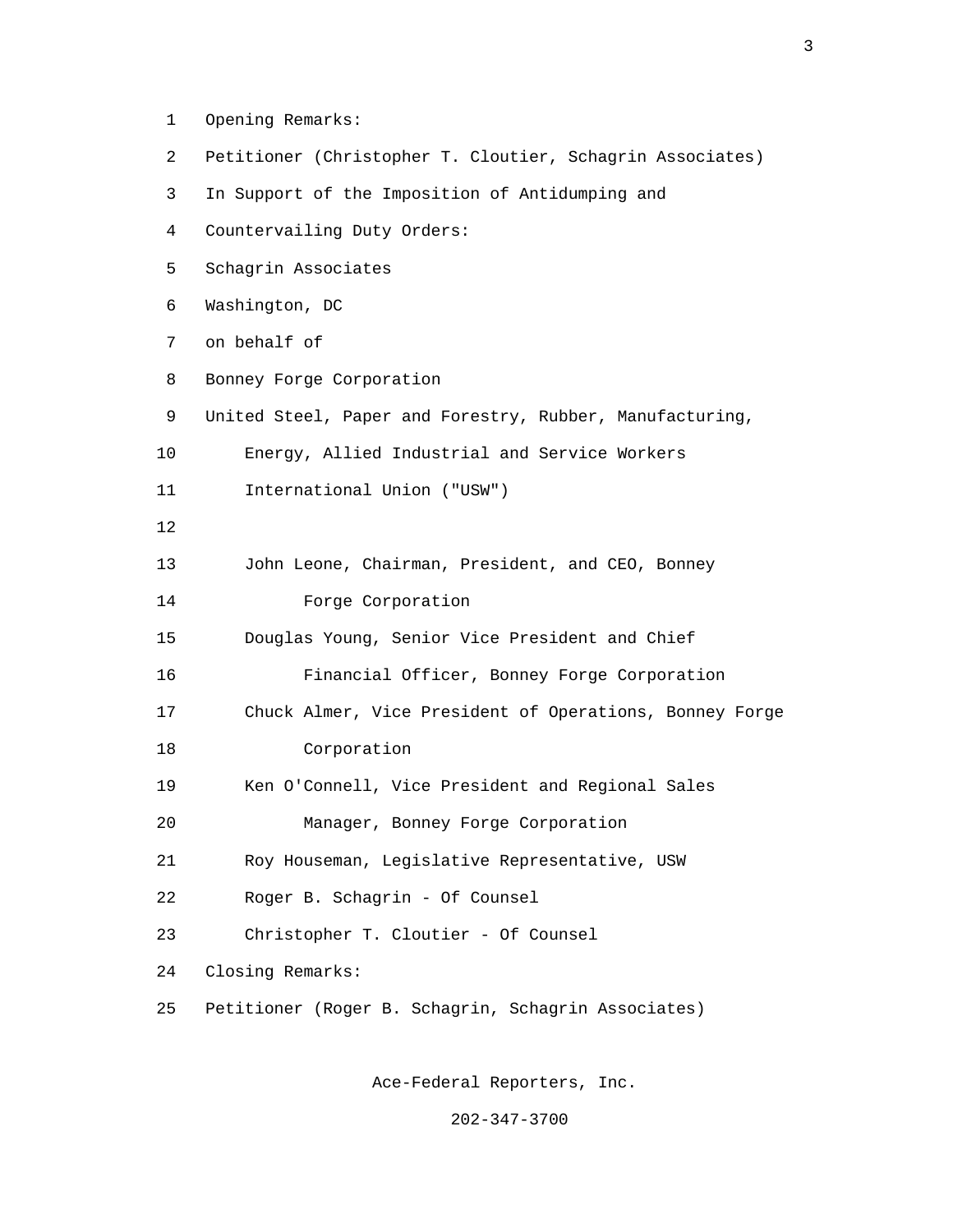Opening Remarks:

Petitioner (Christopher T. Cloutier, Schagrin Associates)

In Support of the Imposition of Antidumping and Countervailing Duty Orders:

Schagrin Associates
Washington, DC
on behalf of

Bonney Forge Corporation
United Steel, Paper and Forestry, Rubber, Manufacturing, Energy, Allied Industrial and Service Workers International Union ("USW")

- John Leone, Chairman, President, and CEO, Bonney Forge Corporation
- Douglas Young, Senior Vice President and Chief Financial Officer, Bonney Forge Corporation
- Chuck Almer, Vice President of Operations, Bonney Forge Corporation
- Ken O'Connell, Vice President and Regional Sales Manager, Bonney Forge Corporation
- Roy Houseman, Legislative Representative, USW
- Roger B. Schagrin - Of Counsel
- Christopher T. Cloutier - Of Counsel

Closing Remarks:

Petitioner (Roger B. Schagrin, Schagrin Associates)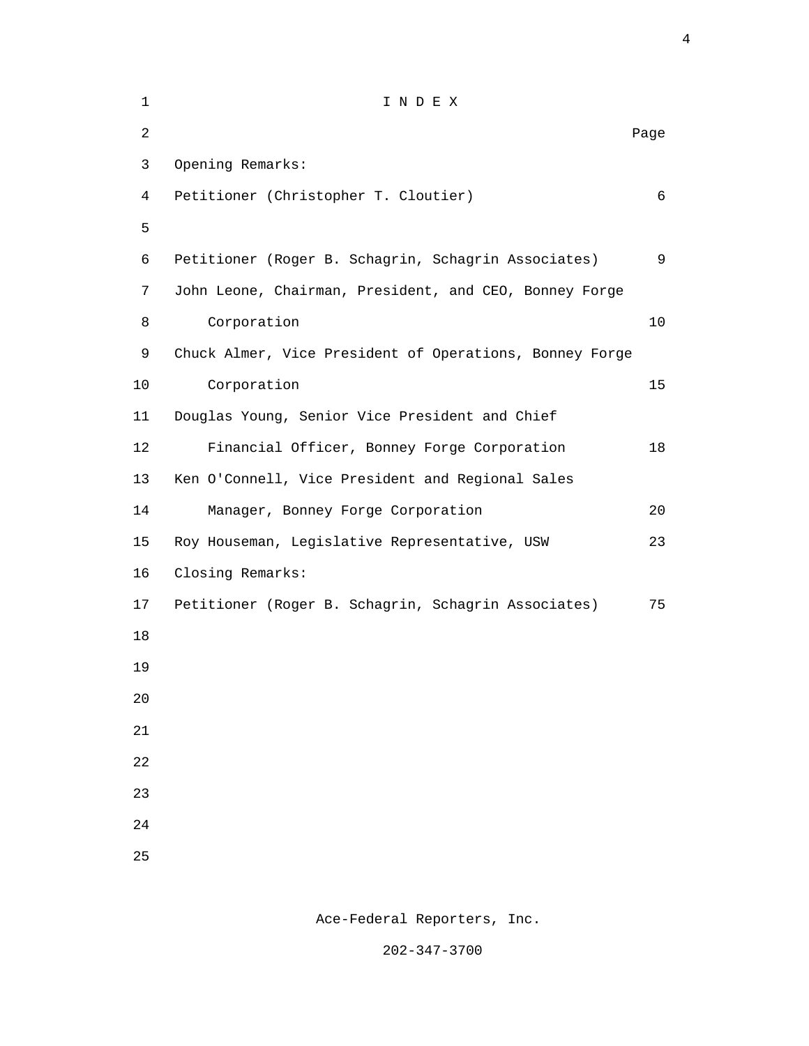# I N D E X

| | Page |
|---|---|
| Opening Remarks: | |
| Petitioner (Christopher T. Cloutier) | 6 |
| | |
| Petitioner (Roger B. Schagrin, Schagrin Associates) | 9 |
| John Leone, Chairman, President, and CEO, Bonney Forge Corporation | 10 |
| Chuck Almer, Vice President of Operations, Bonney Forge Corporation | 15 |
| Douglas Young, Senior Vice President and Chief Financial Officer, Bonney Forge Corporation | 18 |
| Ken O'Connell, Vice President and Regional Sales Manager, Bonney Forge Corporation | 20 |
| Roy Houseman, Legislative Representative, USW | 23 |
| Closing Remarks: | |
| Petitioner (Roger B. Schagrin, Schagrin Associates) | 75 |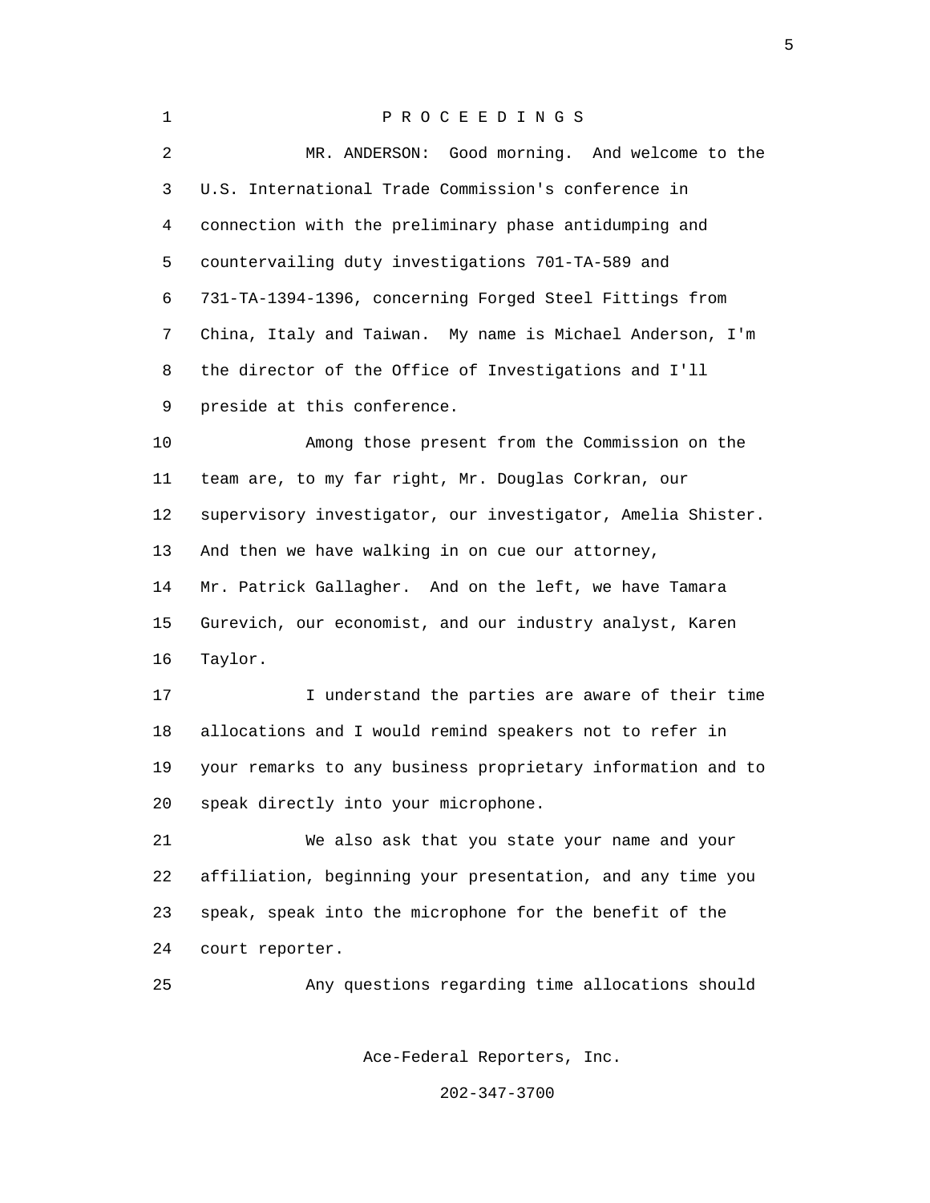P R O C E E D I N G S

MR. ANDERSON: Good morning. And welcome to the U.S. International Trade Commission's conference in connection with the preliminary phase antidumping and countervailing duty investigations 701-TA-589 and 731-TA-1394-1396, concerning Forged Steel Fittings from China, Italy and Taiwan. My name is Michael Anderson, I'm the director of the Office of Investigations and I'll preside at this conference.

Among those present from the Commission on the team are, to my far right, Mr. Douglas Corkran, our supervisory investigator, our investigator, Amelia Shister. And then we have walking in on cue our attorney, Mr. Patrick Gallagher. And on the left, we have Tamara Gurevich, our economist, and our industry analyst, Karen Taylor.

I understand the parties are aware of their time allocations and I would remind speakers not to refer in your remarks to any business proprietary information and to speak directly into your microphone.

We also ask that you state your name and your affiliation, beginning your presentation, and any time you speak, speak into the microphone for the benefit of the court reporter.

Any questions regarding time allocations should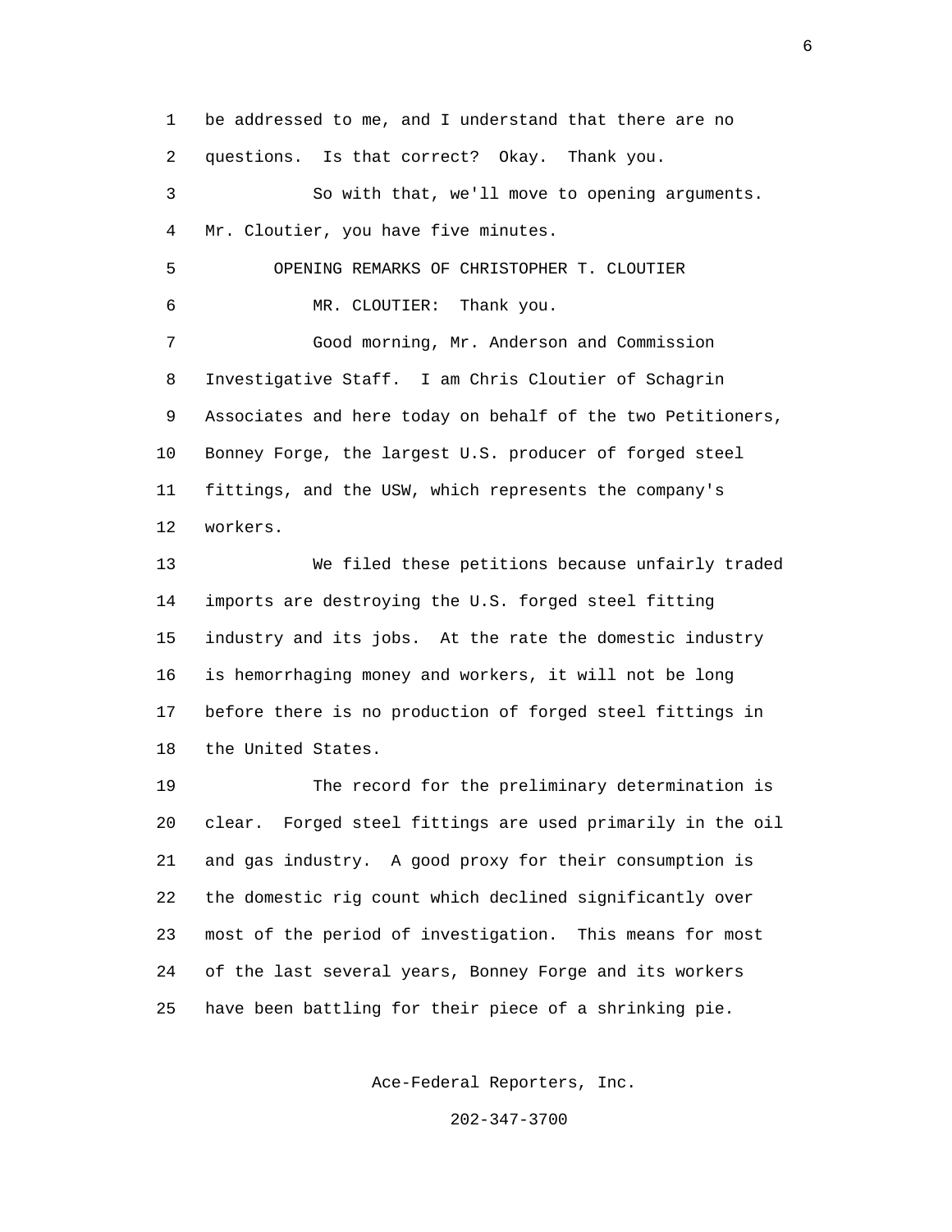be addressed to me, and I understand that there are no questions. Is that correct? Okay. Thank you.

So with that, we'll move to opening arguments. Mr. Cloutier, you have five minutes.

OPENING REMARKS OF CHRISTOPHER T. CLOUTIER

MR. CLOUTIER: Thank you.

Good morning, Mr. Anderson and Commission Investigative Staff. I am Chris Cloutier of Schagrin Associates and here today on behalf of the two Petitioners, Bonney Forge, the largest U.S. producer of forged steel fittings, and the USW, which represents the company's workers.

We filed these petitions because unfairly traded imports are destroying the U.S. forged steel fitting industry and its jobs. At the rate the domestic industry is hemorrhaging money and workers, it will not be long before there is no production of forged steel fittings in the United States.

The record for the preliminary determination is clear. Forged steel fittings are used primarily in the oil and gas industry. A good proxy for their consumption is the domestic rig count which declined significantly over most of the period of investigation. This means for most of the last several years, Bonney Forge and its workers have been battling for their piece of a shrinking pie.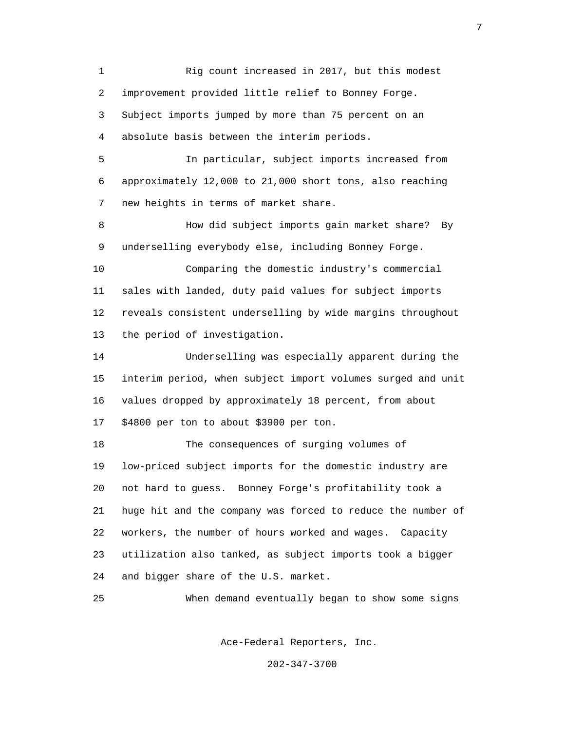Rig count increased in 2017, but this modest improvement provided little relief to Bonney Forge. Subject imports jumped by more than 75 percent on an absolute basis between the interim periods.

In particular, subject imports increased from approximately 12,000 to 21,000 short tons, also reaching new heights in terms of market share.

How did subject imports gain market share? By underselling everybody else, including Bonney Forge.

Comparing the domestic industry's commercial sales with landed, duty paid values for subject imports reveals consistent underselling by wide margins throughout the period of investigation.

Underselling was especially apparent during the interim period, when subject import volumes surged and unit values dropped by approximately 18 percent, from about $4800 per ton to about $3900 per ton.

The consequences of surging volumes of low-priced subject imports for the domestic industry are not hard to guess. Bonney Forge's profitability took a huge hit and the company was forced to reduce the number of workers, the number of hours worked and wages. Capacity utilization also tanked, as subject imports took a bigger and bigger share of the U.S. market.

When demand eventually began to show some signs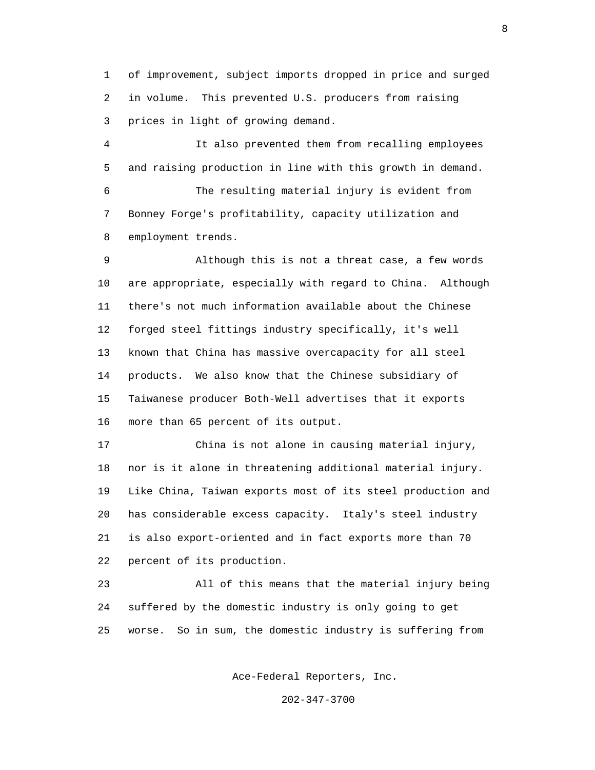of improvement, subject imports dropped in price and surged in volume. This prevented U.S. producers from raising prices in light of growing demand.

It also prevented them from recalling employees and raising production in line with this growth in demand.

The resulting material injury is evident from Bonney Forge's profitability, capacity utilization and employment trends.

Although this is not a threat case, a few words are appropriate, especially with regard to China. Although there's not much information available about the Chinese forged steel fittings industry specifically, it's well known that China has massive overcapacity for all steel products. We also know that the Chinese subsidiary of Taiwanese producer Both-Well advertises that it exports more than 65 percent of its output.

China is not alone in causing material injury, nor is it alone in threatening additional material injury. Like China, Taiwan exports most of its steel production and has considerable excess capacity. Italy's steel industry is also export-oriented and in fact exports more than 70 percent of its production.

All of this means that the material injury being suffered by the domestic industry is only going to get worse. So in sum, the domestic industry is suffering from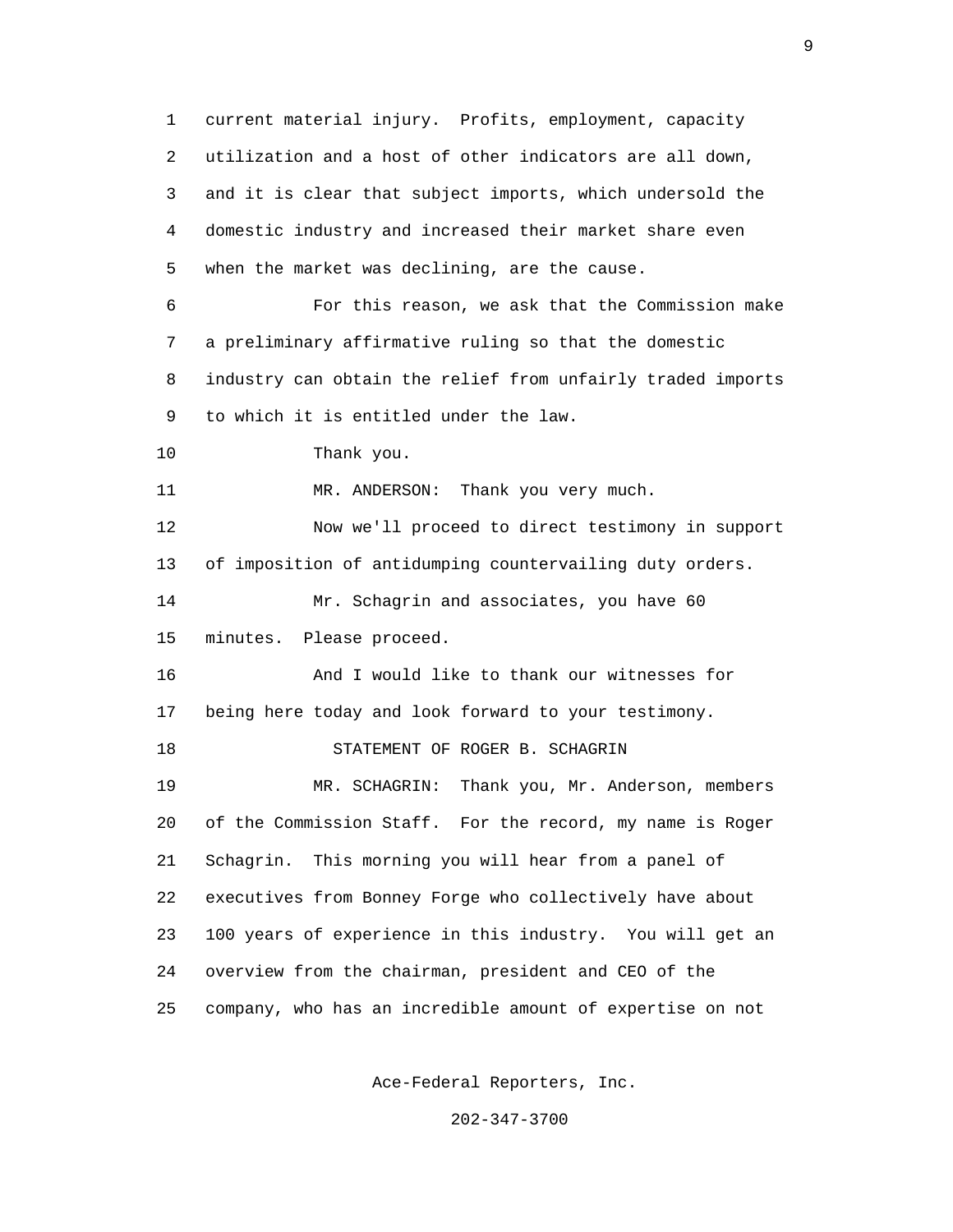current material injury. Profits, employment, capacity utilization and a host of other indicators are all down, and it is clear that subject imports, which undersold the domestic industry and increased their market share even when the market was declining, are the cause.

For this reason, we ask that the Commission make a preliminary affirmative ruling so that the domestic industry can obtain the relief from unfairly traded imports to which it is entitled under the law.

Thank you.

MR. ANDERSON: Thank you very much.

Now we'll proceed to direct testimony in support of imposition of antidumping countervailing duty orders.

Mr. Schagrin and associates, you have 60 minutes. Please proceed.

And I would like to thank our witnesses for being here today and look forward to your testimony.

STATEMENT OF ROGER B. SCHAGRIN

MR. SCHAGRIN: Thank you, Mr. Anderson, members of the Commission Staff. For the record, my name is Roger Schagrin. This morning you will hear from a panel of executives from Bonney Forge who collectively have about 100 years of experience in this industry. You will get an overview from the chairman, president and CEO of the company, who has an incredible amount of expertise on not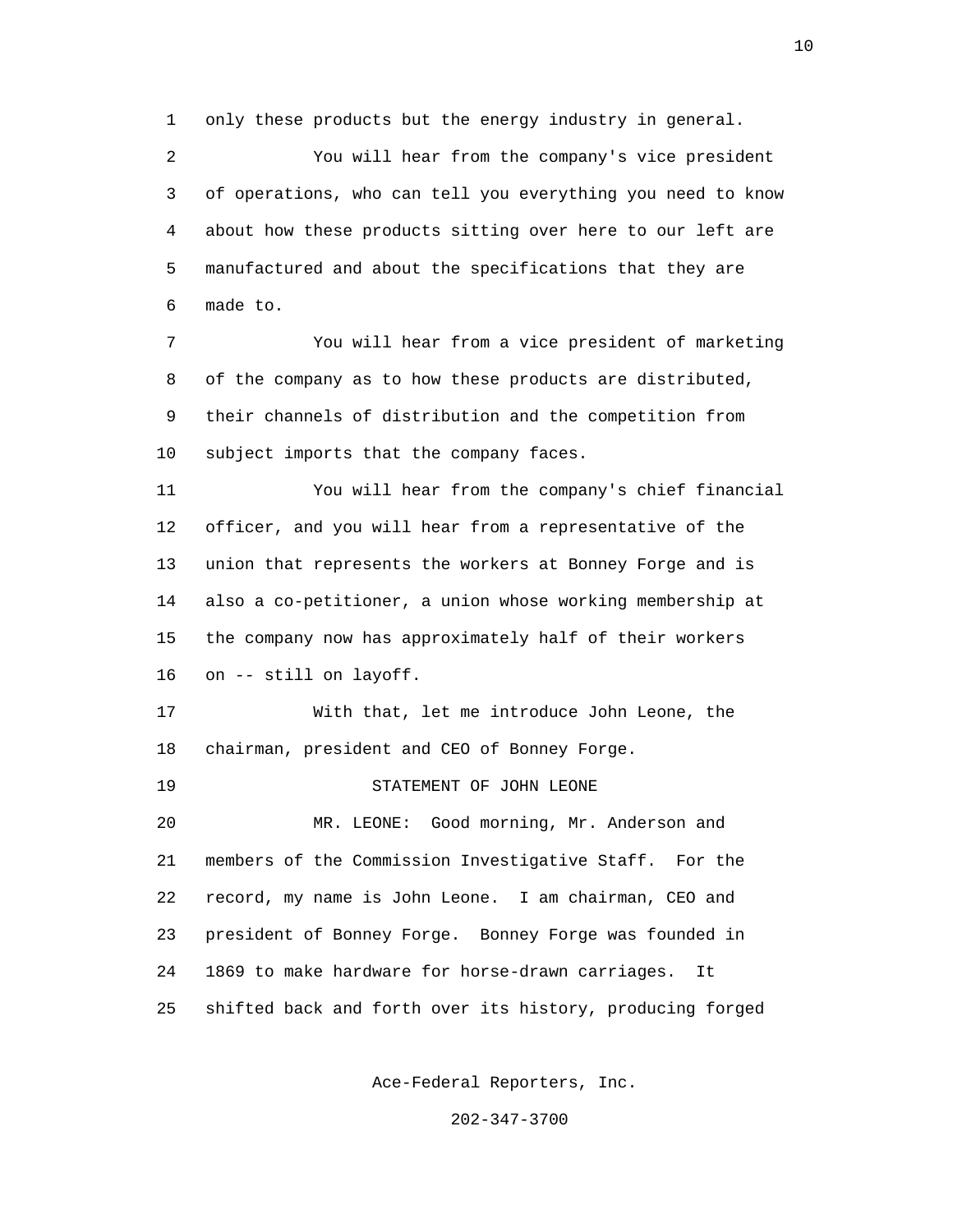only these products but the energy industry in general.

You will hear from the company's vice president of operations, who can tell you everything you need to know about how these products sitting over here to our left are manufactured and about the specifications that they are made to.

You will hear from a vice president of marketing of the company as to how these products are distributed, their channels of distribution and the competition from subject imports that the company faces.

You will hear from the company's chief financial officer, and you will hear from a representative of the union that represents the workers at Bonney Forge and is also a co-petitioner, a union whose working membership at the company now has approximately half of their workers on -- still on layoff.

With that, let me introduce John Leone, the chairman, president and CEO of Bonney Forge.

STATEMENT OF JOHN LEONE

MR. LEONE: Good morning, Mr. Anderson and members of the Commission Investigative Staff. For the record, my name is John Leone. I am chairman, CEO and president of Bonney Forge. Bonney Forge was founded in 1869 to make hardware for horse-drawn carriages. It shifted back and forth over its history, producing forged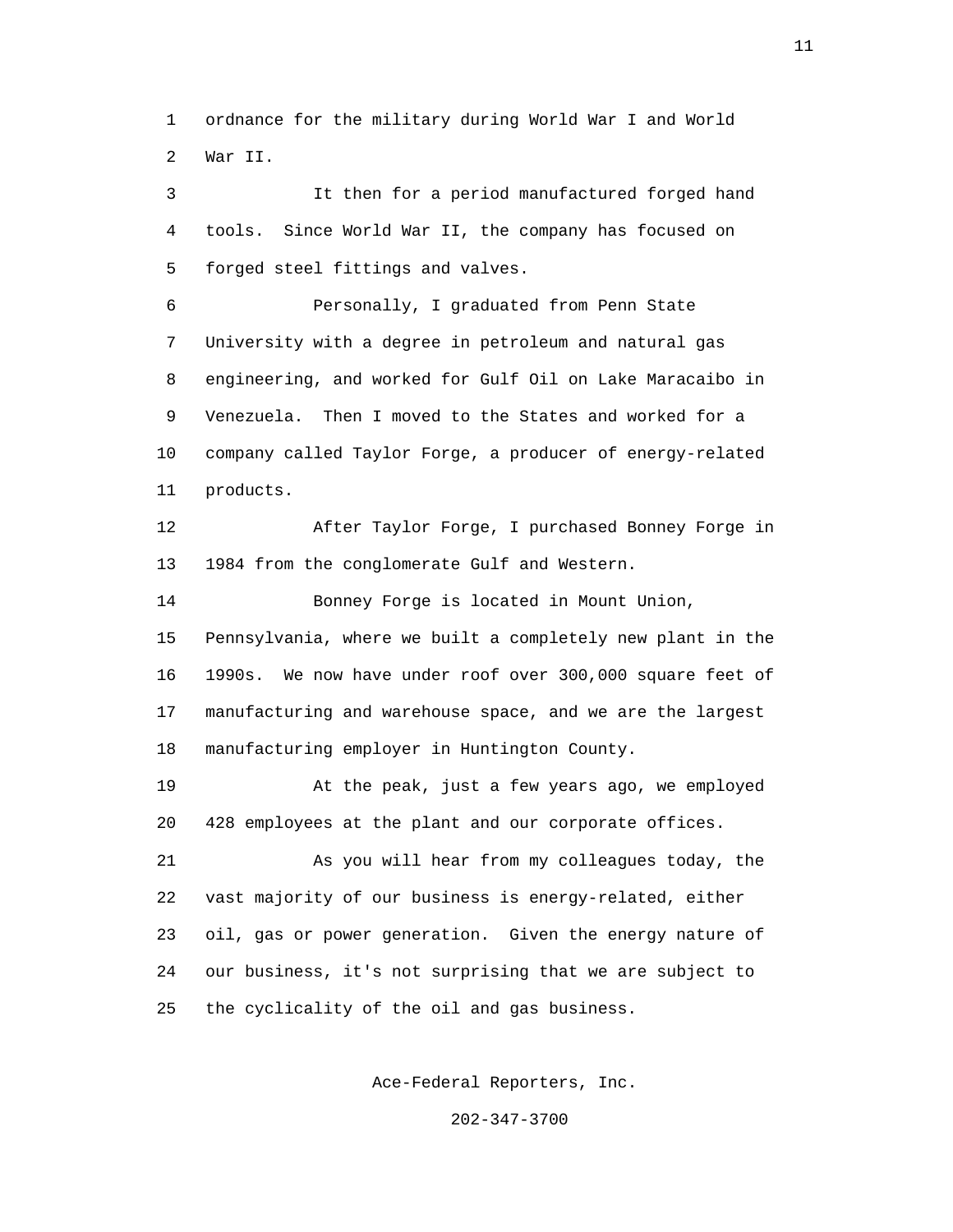ordnance for the military during World War I and World War II.

It then for a period manufactured forged hand tools. Since World War II, the company has focused on forged steel fittings and valves.

Personally, I graduated from Penn State University with a degree in petroleum and natural gas engineering, and worked for Gulf Oil on Lake Maracaibo in Venezuela. Then I moved to the States and worked for a company called Taylor Forge, a producer of energy-related products.

After Taylor Forge, I purchased Bonney Forge in 1984 from the conglomerate Gulf and Western.

Bonney Forge is located in Mount Union, Pennsylvania, where we built a completely new plant in the 1990s. We now have under roof over 300,000 square feet of manufacturing and warehouse space, and we are the largest manufacturing employer in Huntington County.

At the peak, just a few years ago, we employed 428 employees at the plant and our corporate offices.

As you will hear from my colleagues today, the vast majority of our business is energy-related, either oil, gas or power generation. Given the energy nature of our business, it's not surprising that we are subject to the cyclicality of the oil and gas business.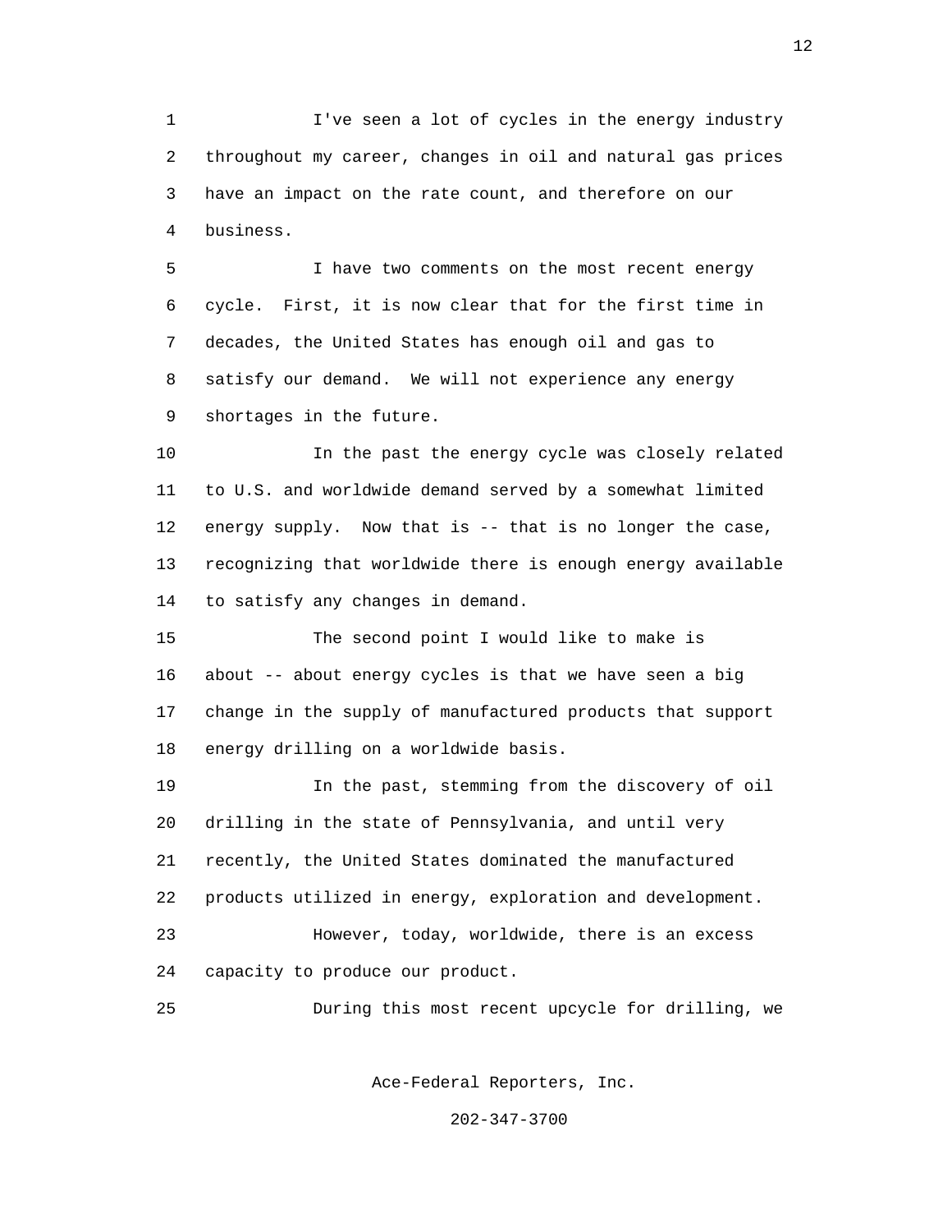I've seen a lot of cycles in the energy industry throughout my career, changes in oil and natural gas prices have an impact on the rate count, and therefore on our business.

I have two comments on the most recent energy cycle. First, it is now clear that for the first time in decades, the United States has enough oil and gas to satisfy our demand. We will not experience any energy shortages in the future.

In the past the energy cycle was closely related to U.S. and worldwide demand served by a somewhat limited energy supply. Now that is -- that is no longer the case, recognizing that worldwide there is enough energy available to satisfy any changes in demand.

The second point I would like to make is about -- about energy cycles is that we have seen a big change in the supply of manufactured products that support energy drilling on a worldwide basis.

In the past, stemming from the discovery of oil drilling in the state of Pennsylvania, and until very recently, the United States dominated the manufactured products utilized in energy, exploration and development.

However, today, worldwide, there is an excess capacity to produce our product.

During this most recent upcycle for drilling, we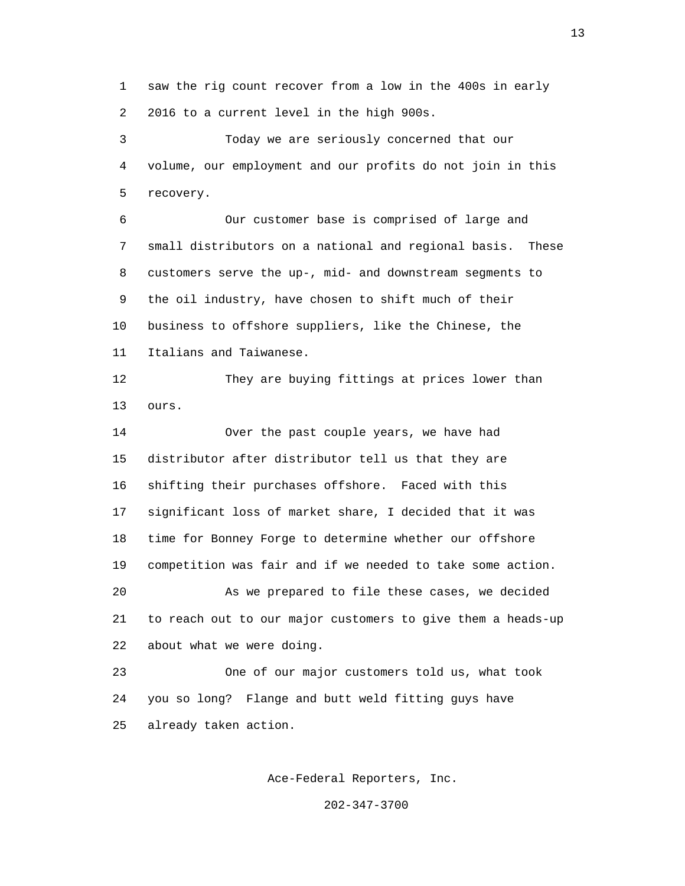saw the rig count recover from a low in the 400s in early 2016 to a current level in the high 900s.

Today we are seriously concerned that our volume, our employment and our profits do not join in this recovery.

Our customer base is comprised of large and small distributors on a national and regional basis. These customers serve the up-, mid- and downstream segments to the oil industry, have chosen to shift much of their business to offshore suppliers, like the Chinese, the Italians and Taiwanese.

They are buying fittings at prices lower than ours.

Over the past couple years, we have had distributor after distributor tell us that they are shifting their purchases offshore. Faced with this significant loss of market share, I decided that it was time for Bonney Forge to determine whether our offshore competition was fair and if we needed to take some action.

As we prepared to file these cases, we decided to reach out to our major customers to give them a heads-up about what we were doing.

One of our major customers told us, what took you so long? Flange and butt weld fitting guys have already taken action.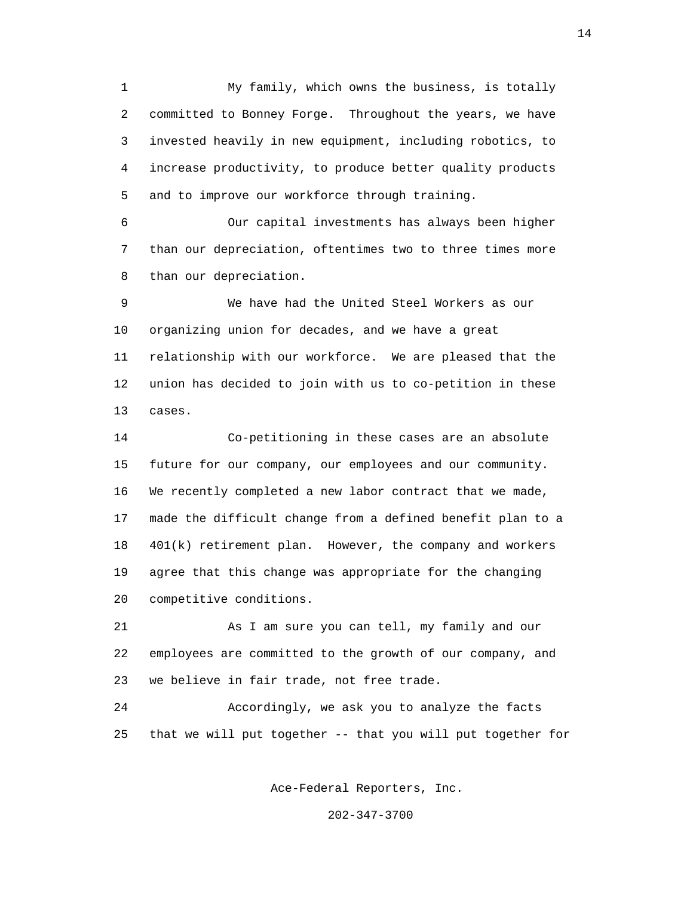My family, which owns the business, is totally committed to Bonney Forge. Throughout the years, we have invested heavily in new equipment, including robotics, to increase productivity, to produce better quality products and to improve our workforce through training.

Our capital investments has always been higher than our depreciation, oftentimes two to three times more than our depreciation.

We have had the United Steel Workers as our organizing union for decades, and we have a great relationship with our workforce. We are pleased that the union has decided to join with us to co-petition in these cases.

Co-petitioning in these cases are an absolute future for our company, our employees and our community. We recently completed a new labor contract that we made, made the difficult change from a defined benefit plan to a 401(k) retirement plan. However, the company and workers agree that this change was appropriate for the changing competitive conditions.

As I am sure you can tell, my family and our employees are committed to the growth of our company, and we believe in fair trade, not free trade.

Accordingly, we ask you to analyze the facts that we will put together -- that you will put together for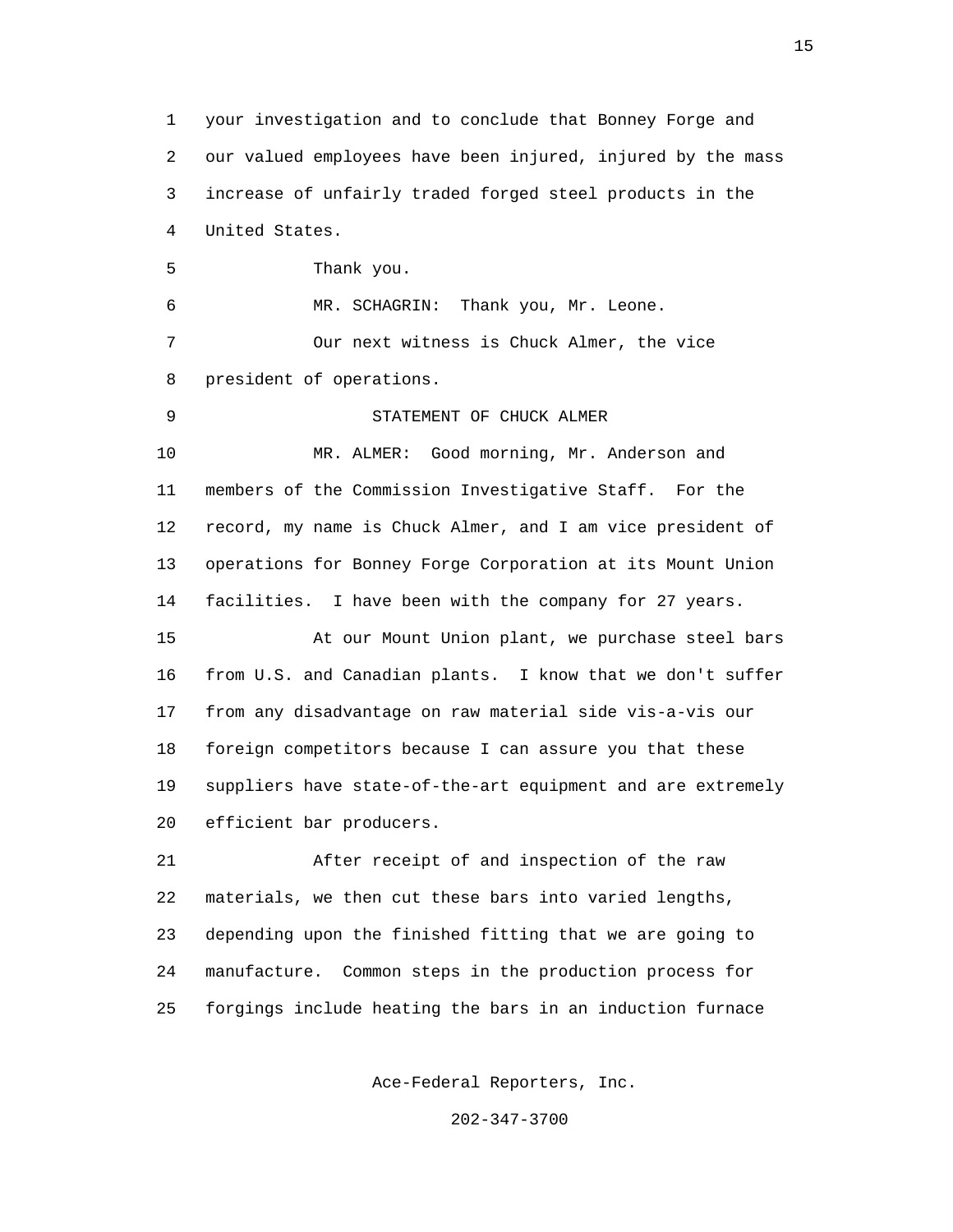your investigation and to conclude that Bonney Forge and our valued employees have been injured, injured by the mass increase of unfairly traded forged steel products in the United States.

Thank you.

MR. SCHAGRIN: Thank you, Mr. Leone.

Our next witness is Chuck Almer, the vice president of operations.

STATEMENT OF CHUCK ALMER

MR. ALMER: Good morning, Mr. Anderson and members of the Commission Investigative Staff. For the record, my name is Chuck Almer, and I am vice president of operations for Bonney Forge Corporation at its Mount Union facilities. I have been with the company for 27 years.

At our Mount Union plant, we purchase steel bars from U.S. and Canadian plants. I know that we don't suffer from any disadvantage on raw material side vis-a-vis our foreign competitors because I can assure you that these suppliers have state-of-the-art equipment and are extremely efficient bar producers.

After receipt of and inspection of the raw materials, we then cut these bars into varied lengths, depending upon the finished fitting that we are going to manufacture. Common steps in the production process for forgings include heating the bars in an induction furnace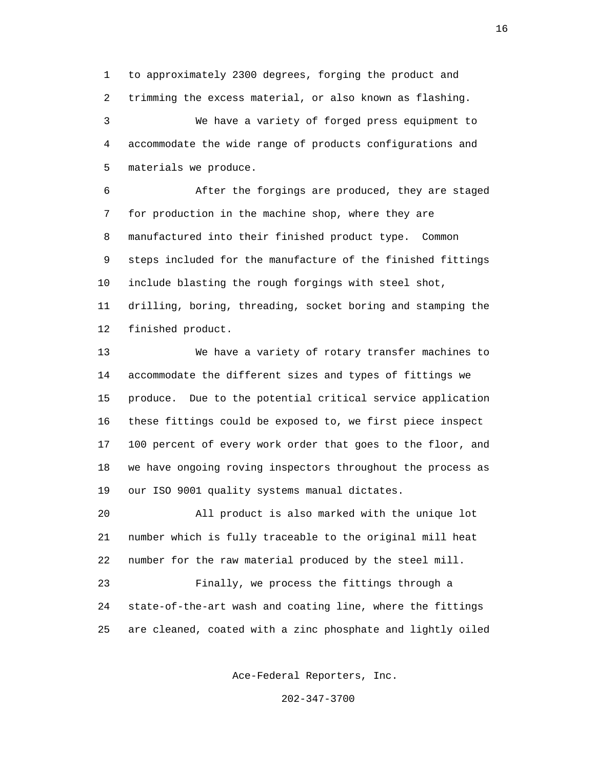to approximately 2300 degrees, forging the product and trimming the excess material, or also known as flashing.

We have a variety of forged press equipment to accommodate the wide range of products configurations and materials we produce.

After the forgings are produced, they are staged for production in the machine shop, where they are manufactured into their finished product type. Common steps included for the manufacture of the finished fittings include blasting the rough forgings with steel shot, drilling, boring, threading, socket boring and stamping the finished product.

We have a variety of rotary transfer machines to accommodate the different sizes and types of fittings we produce. Due to the potential critical service application these fittings could be exposed to, we first piece inspect 100 percent of every work order that goes to the floor, and we have ongoing roving inspectors throughout the process as our ISO 9001 quality systems manual dictates.

All product is also marked with the unique lot number which is fully traceable to the original mill heat number for the raw material produced by the steel mill.

Finally, we process the fittings through a state-of-the-art wash and coating line, where the fittings are cleaned, coated with a zinc phosphate and lightly oiled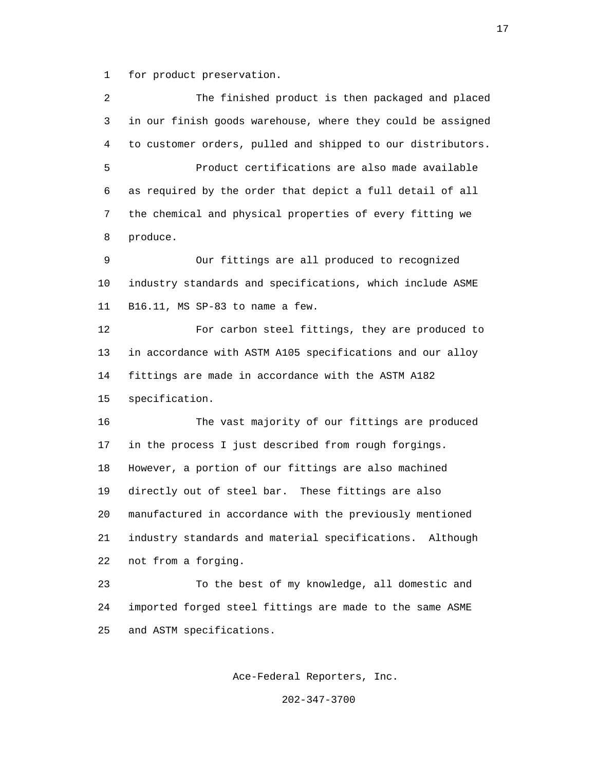for product preservation.

The finished product is then packaged and placed in our finish goods warehouse, where they could be assigned to customer orders, pulled and shipped to our distributors.

Product certifications are also made available as required by the order that depict a full detail of all the chemical and physical properties of every fitting we produce.

Our fittings are all produced to recognized industry standards and specifications, which include ASME B16.11, MS SP-83 to name a few.

For carbon steel fittings, they are produced to in accordance with ASTM A105 specifications and our alloy fittings are made in accordance with the ASTM A182 specification.

The vast majority of our fittings are produced in the process I just described from rough forgings. However, a portion of our fittings are also machined directly out of steel bar. These fittings are also manufactured in accordance with the previously mentioned industry standards and material specifications. Although not from a forging.

To the best of my knowledge, all domestic and imported forged steel fittings are made to the same ASME and ASTM specifications.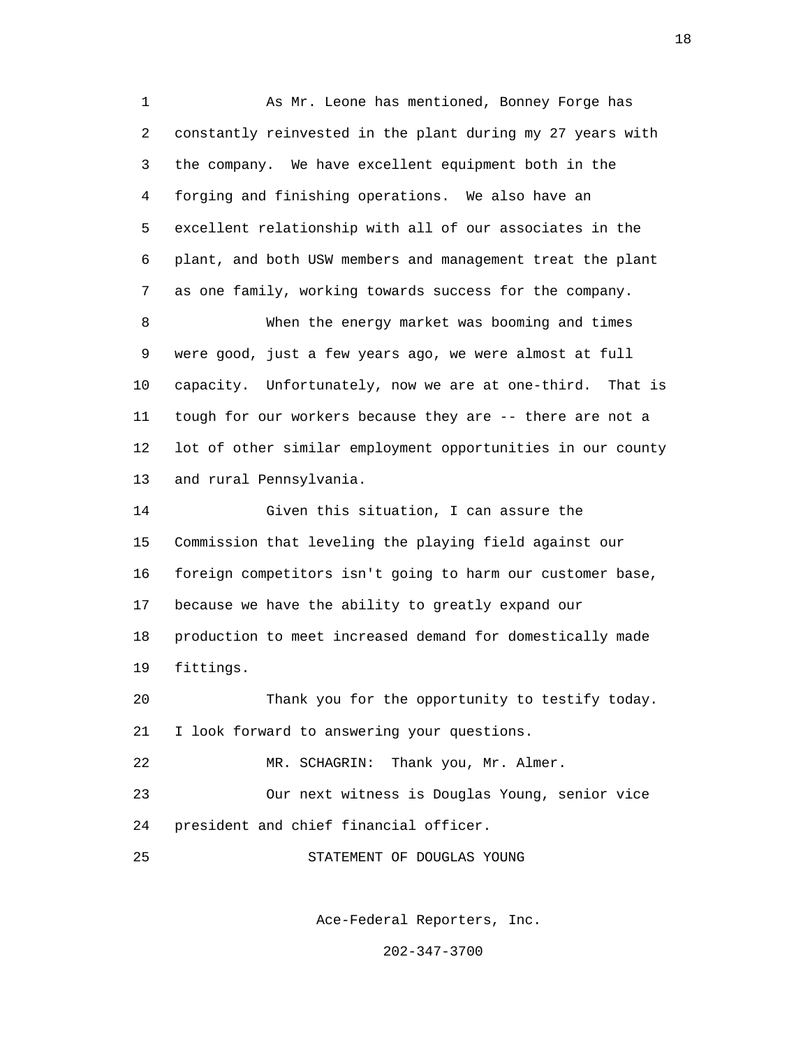As Mr. Leone has mentioned, Bonney Forge has constantly reinvested in the plant during my 27 years with the company. We have excellent equipment both in the forging and finishing operations. We also have an excellent relationship with all of our associates in the plant, and both USW members and management treat the plant as one family, working towards success for the company.

When the energy market was booming and times were good, just a few years ago, we were almost at full capacity. Unfortunately, now we are at one-third. That is tough for our workers because they are -- there are not a lot of other similar employment opportunities in our county and rural Pennsylvania.

Given this situation, I can assure the Commission that leveling the playing field against our foreign competitors isn't going to harm our customer base, because we have the ability to greatly expand our production to meet increased demand for domestically made fittings.

Thank you for the opportunity to testify today. I look forward to answering your questions.

MR. SCHAGRIN: Thank you, Mr. Almer.

Our next witness is Douglas Young, senior vice president and chief financial officer.

STATEMENT OF DOUGLAS YOUNG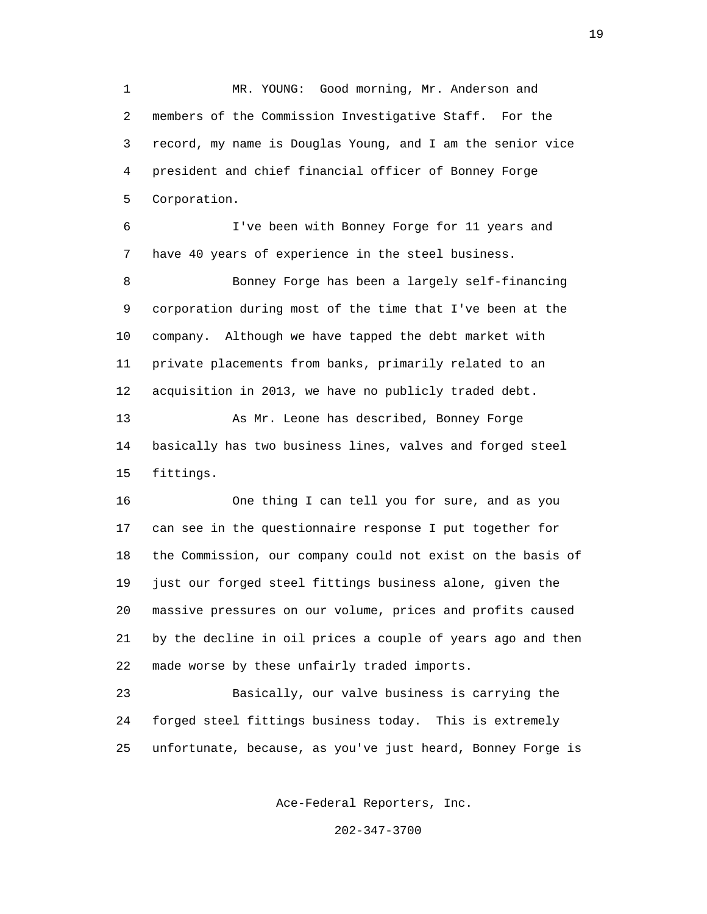MR. YOUNG: Good morning, Mr. Anderson and members of the Commission Investigative Staff. For the record, my name is Douglas Young, and I am the senior vice president and chief financial officer of Bonney Forge Corporation.

I've been with Bonney Forge for 11 years and have 40 years of experience in the steel business.

Bonney Forge has been a largely self-financing corporation during most of the time that I've been at the company. Although we have tapped the debt market with private placements from banks, primarily related to an acquisition in 2013, we have no publicly traded debt.

As Mr. Leone has described, Bonney Forge basically has two business lines, valves and forged steel fittings.

One thing I can tell you for sure, and as you can see in the questionnaire response I put together for the Commission, our company could not exist on the basis of just our forged steel fittings business alone, given the massive pressures on our volume, prices and profits caused by the decline in oil prices a couple of years ago and then made worse by these unfairly traded imports.

Basically, our valve business is carrying the forged steel fittings business today. This is extremely unfortunate, because, as you've just heard, Bonney Forge is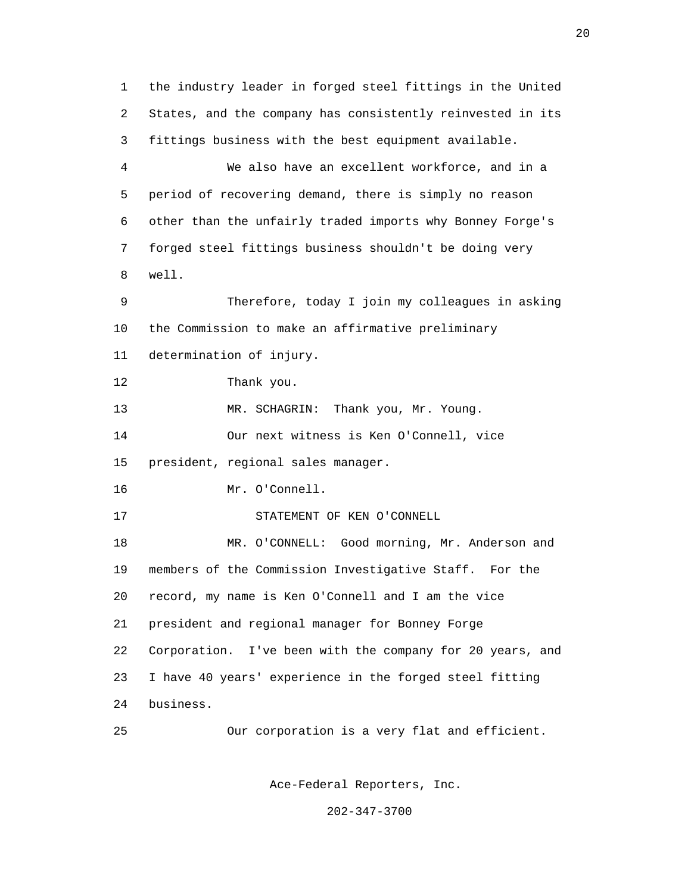the industry leader in forged steel fittings in the United States, and the company has consistently reinvested in its fittings business with the best equipment available.

We also have an excellent workforce, and in a period of recovering demand, there is simply no reason other than the unfairly traded imports why Bonney Forge's forged steel fittings business shouldn't be doing very well.

Therefore, today I join my colleagues in asking the Commission to make an affirmative preliminary determination of injury.

Thank you.

MR. SCHAGRIN: Thank you, Mr. Young.

Our next witness is Ken O'Connell, vice president, regional sales manager.

Mr. O'Connell.

STATEMENT OF KEN O'CONNELL

MR. O'CONNELL: Good morning, Mr. Anderson and members of the Commission Investigative Staff. For the record, my name is Ken O'Connell and I am the vice president and regional manager for Bonney Forge Corporation. I've been with the company for 20 years, and I have 40 years' experience in the forged steel fitting business.

Our corporation is a very flat and efficient.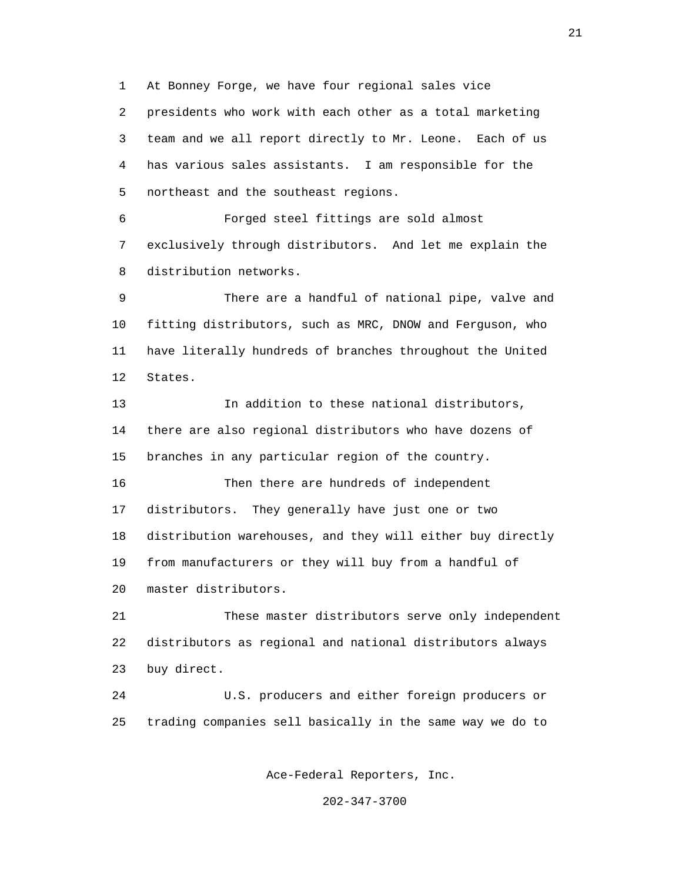At Bonney Forge, we have four regional sales vice presidents who work with each other as a total marketing team and we all report directly to Mr. Leone. Each of us has various sales assistants. I am responsible for the northeast and the southeast regions.

Forged steel fittings are sold almost exclusively through distributors. And let me explain the distribution networks.

There are a handful of national pipe, valve and fitting distributors, such as MRC, DNOW and Ferguson, who have literally hundreds of branches throughout the United States.

In addition to these national distributors, there are also regional distributors who have dozens of branches in any particular region of the country.

Then there are hundreds of independent distributors. They generally have just one or two distribution warehouses, and they will either buy directly from manufacturers or they will buy from a handful of master distributors.

These master distributors serve only independent distributors as regional and national distributors always buy direct.

U.S. producers and either foreign producers or trading companies sell basically in the same way we do to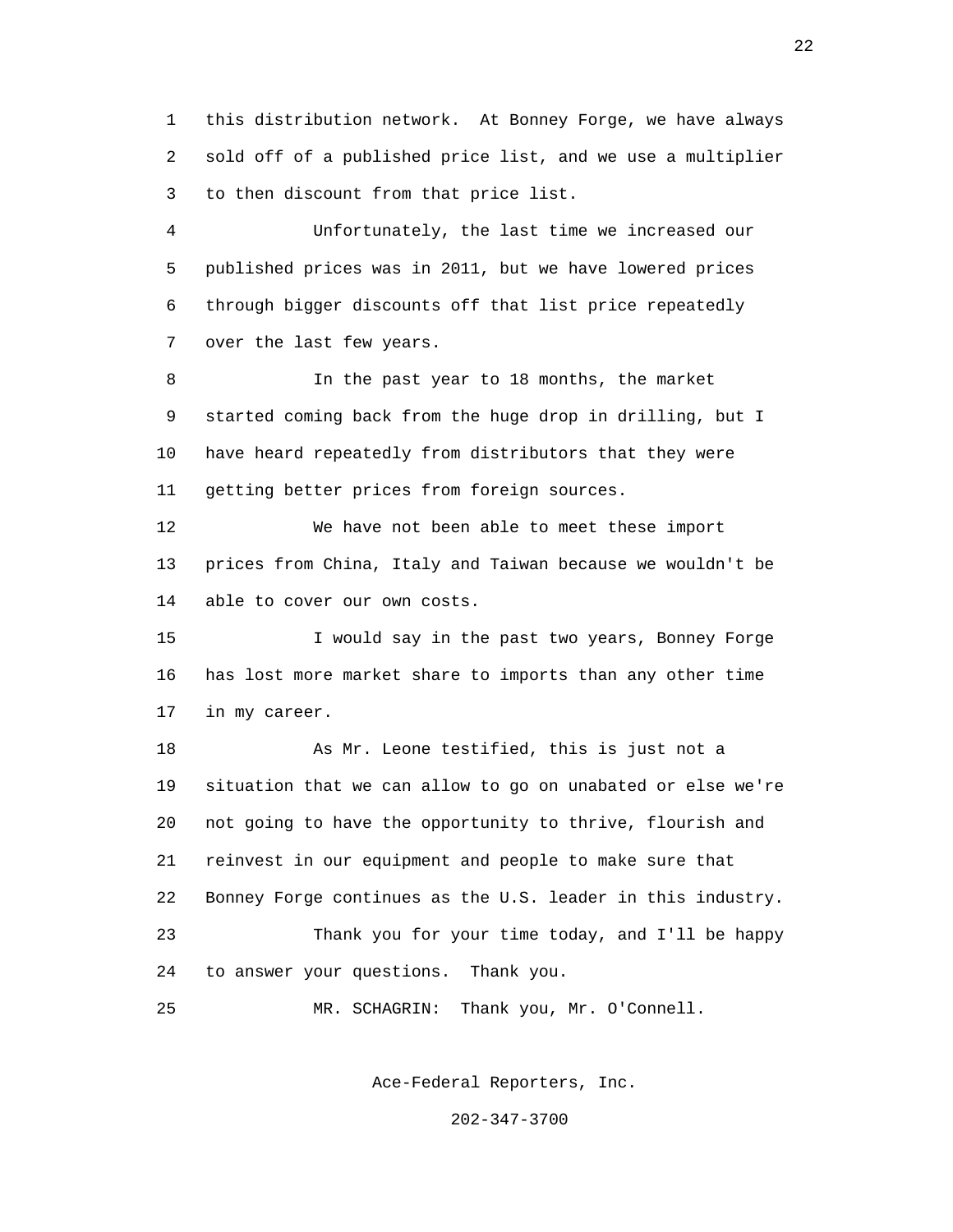this distribution network. At Bonney Forge, we have always sold off of a published price list, and we use a multiplier to then discount from that price list.

Unfortunately, the last time we increased our published prices was in 2011, but we have lowered prices through bigger discounts off that list price repeatedly over the last few years.

In the past year to 18 months, the market started coming back from the huge drop in drilling, but I have heard repeatedly from distributors that they were getting better prices from foreign sources.

We have not been able to meet these import prices from China, Italy and Taiwan because we wouldn't be able to cover our own costs.

I would say in the past two years, Bonney Forge has lost more market share to imports than any other time in my career.

As Mr. Leone testified, this is just not a situation that we can allow to go on unabated or else we're not going to have the opportunity to thrive, flourish and reinvest in our equipment and people to make sure that Bonney Forge continues as the U.S. leader in this industry.

Thank you for your time today, and I'll be happy to answer your questions. Thank you.

MR. SCHAGRIN: Thank you, Mr. O'Connell.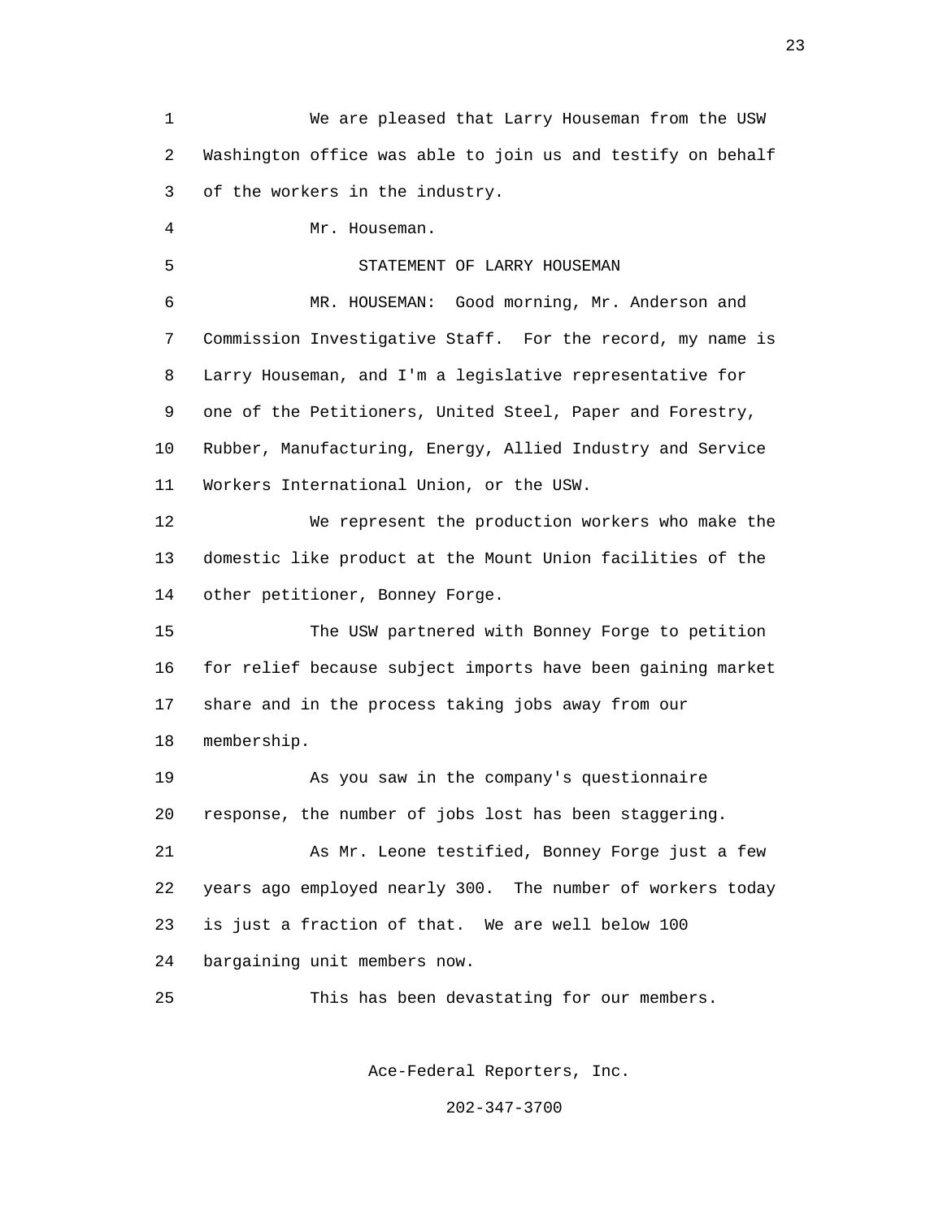We are pleased that Larry Houseman from the USW Washington office was able to join us and testify on behalf of the workers in the industry.

Mr. Houseman.

STATEMENT OF LARRY HOUSEMAN

MR. HOUSEMAN: Good morning, Mr. Anderson and Commission Investigative Staff. For the record, my name is Larry Houseman, and I'm a legislative representative for one of the Petitioners, United Steel, Paper and Forestry, Rubber, Manufacturing, Energy, Allied Industry and Service Workers International Union, or the USW.

We represent the production workers who make the domestic like product at the Mount Union facilities of the other petitioner, Bonney Forge.

The USW partnered with Bonney Forge to petition for relief because subject imports have been gaining market share and in the process taking jobs away from our membership.

As you saw in the company's questionnaire response, the number of jobs lost has been staggering.

As Mr. Leone testified, Bonney Forge just a few years ago employed nearly 300. The number of workers today is just a fraction of that. We are well below 100 bargaining unit members now.

This has been devastating for our members.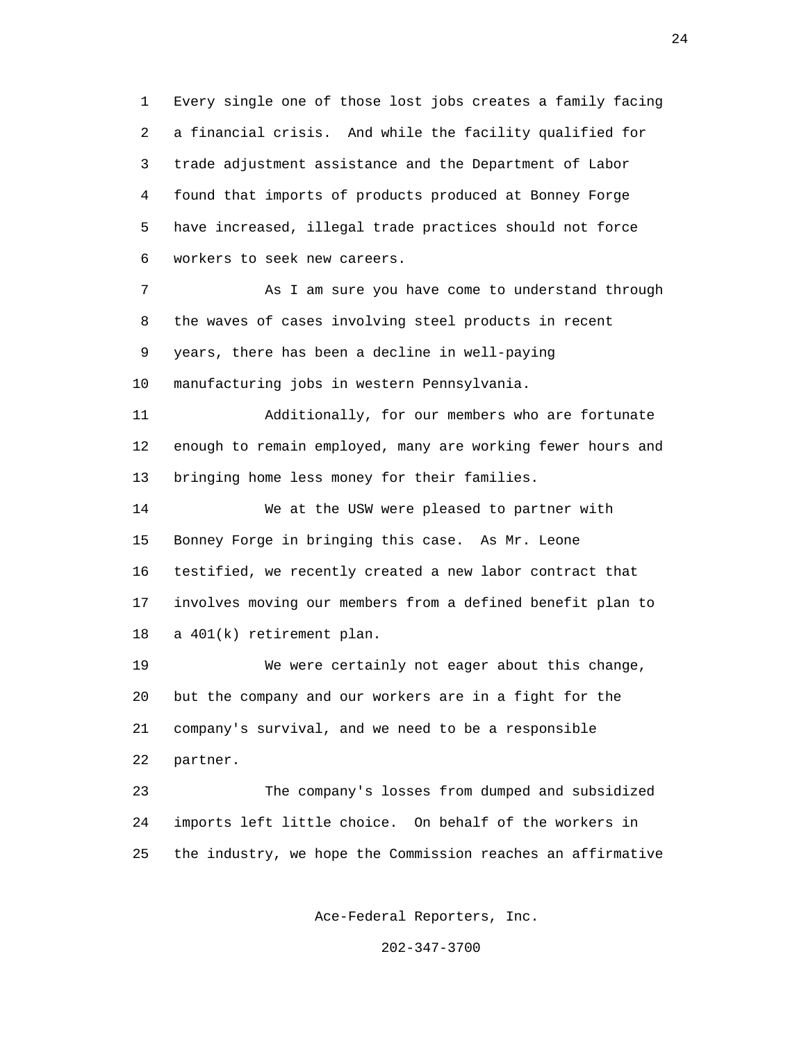Every single one of those lost jobs creates a family facing a financial crisis. And while the facility qualified for trade adjustment assistance and the Department of Labor found that imports of products produced at Bonney Forge have increased, illegal trade practices should not force workers to seek new careers.

As I am sure you have come to understand through the waves of cases involving steel products in recent years, there has been a decline in well-paying manufacturing jobs in western Pennsylvania.

Additionally, for our members who are fortunate enough to remain employed, many are working fewer hours and bringing home less money for their families.

We at the USW were pleased to partner with Bonney Forge in bringing this case. As Mr. Leone testified, we recently created a new labor contract that involves moving our members from a defined benefit plan to a 401(k) retirement plan.

We were certainly not eager about this change, but the company and our workers are in a fight for the company's survival, and we need to be a responsible partner.

The company's losses from dumped and subsidized imports left little choice. On behalf of the workers in the industry, we hope the Commission reaches an affirmative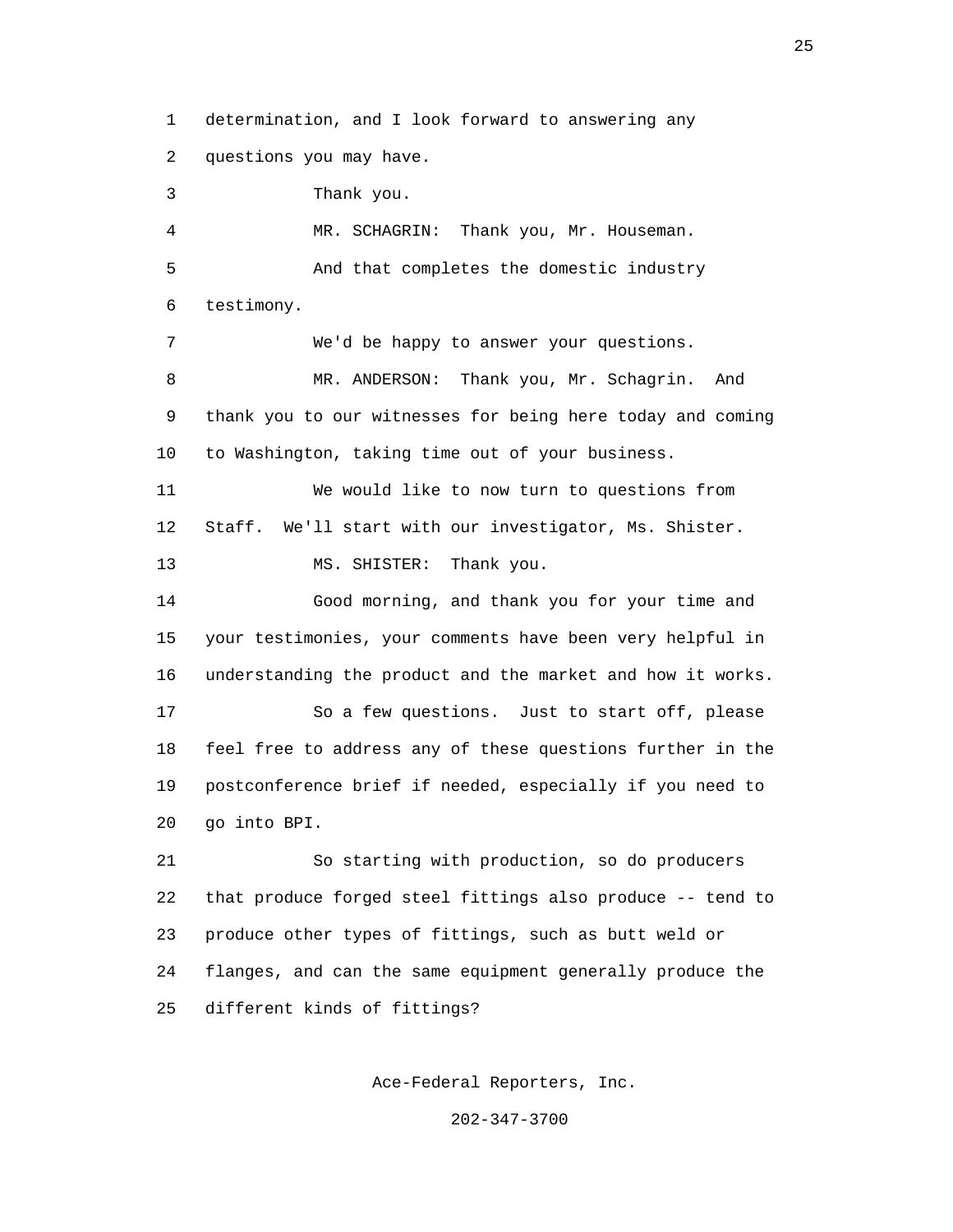determination, and I look forward to answering any questions you may have.

Thank you.

MR. SCHAGRIN: Thank you, Mr. Houseman.

And that completes the domestic industry testimony.

We'd be happy to answer your questions.

MR. ANDERSON: Thank you, Mr. Schagrin. And thank you to our witnesses for being here today and coming to Washington, taking time out of your business.

We would like to now turn to questions from Staff. We'll start with our investigator, Ms. Shister.

MS. SHISTER: Thank you.

Good morning, and thank you for your time and your testimonies, your comments have been very helpful in understanding the product and the market and how it works.

So a few questions. Just to start off, please feel free to address any of these questions further in the postconference brief if needed, especially if you need to go into BPI.

So starting with production, so do producers that produce forged steel fittings also produce -- tend to produce other types of fittings, such as butt weld or flanges, and can the same equipment generally produce the different kinds of fittings?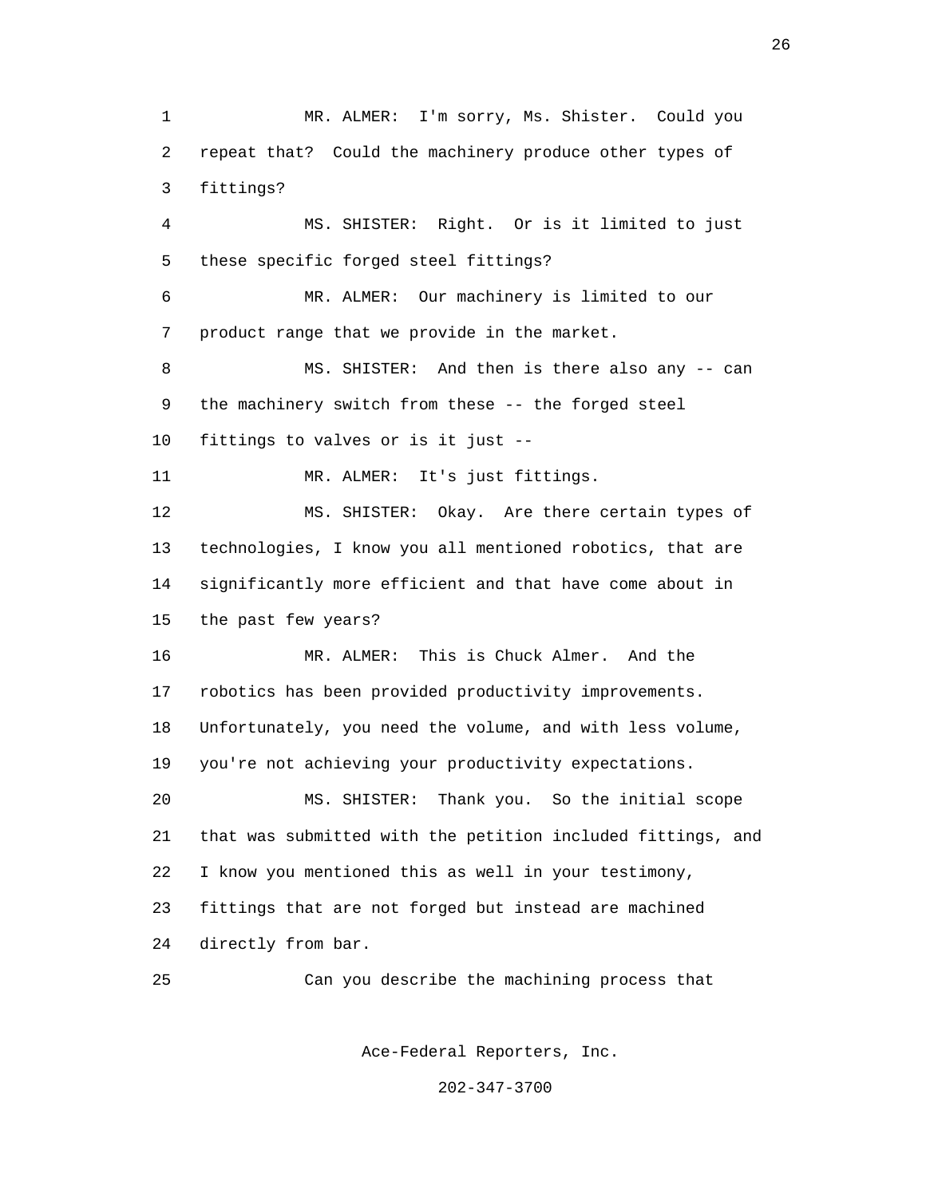MR. ALMER: I'm sorry, Ms. Shister. Could you repeat that? Could the machinery produce other types of fittings?

MS. SHISTER: Right. Or is it limited to just these specific forged steel fittings?

MR. ALMER: Our machinery is limited to our product range that we provide in the market.

MS. SHISTER: And then is there also any -- can the machinery switch from these -- the forged steel fittings to valves or is it just --

MR. ALMER: It's just fittings.

MS. SHISTER: Okay. Are there certain types of technologies, I know you all mentioned robotics, that are significantly more efficient and that have come about in the past few years?

MR. ALMER: This is Chuck Almer. And the robotics has been provided productivity improvements. Unfortunately, you need the volume, and with less volume, you're not achieving your productivity expectations.

MS. SHISTER: Thank you. So the initial scope that was submitted with the petition included fittings, and I know you mentioned this as well in your testimony, fittings that are not forged but instead are machined directly from bar.

Can you describe the machining process that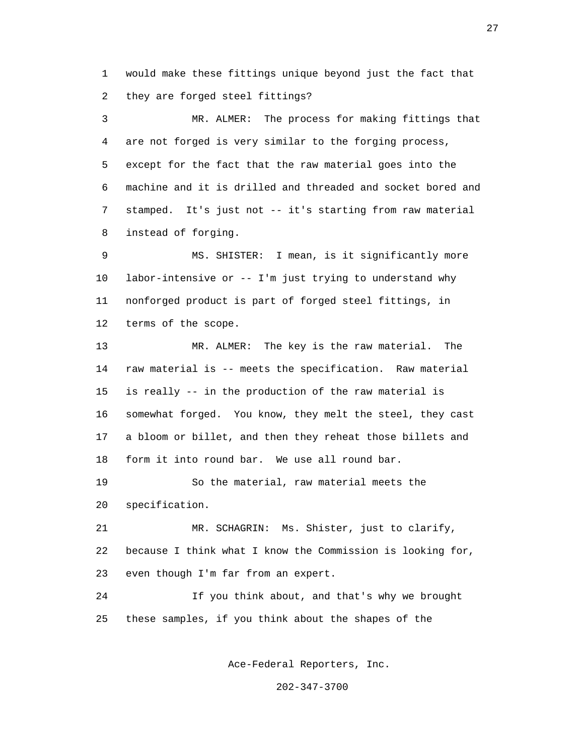would make these fittings unique beyond just the fact that they are forged steel fittings?

MR. ALMER: The process for making fittings that are not forged is very similar to the forging process, except for the fact that the raw material goes into the machine and it is drilled and threaded and socket bored and stamped. It's just not -- it's starting from raw material instead of forging.

MS. SHISTER: I mean, is it significantly more labor-intensive or -- I'm just trying to understand why nonforged product is part of forged steel fittings, in terms of the scope.

MR. ALMER: The key is the raw material. The raw material is -- meets the specification. Raw material is really -- in the production of the raw material is somewhat forged. You know, they melt the steel, they cast a bloom or billet, and then they reheat those billets and form it into round bar. We use all round bar.

So the material, raw material meets the specification.

MR. SCHAGRIN: Ms. Shister, just to clarify, because I think what I know the Commission is looking for, even though I'm far from an expert.

If you think about, and that's why we brought these samples, if you think about the shapes of the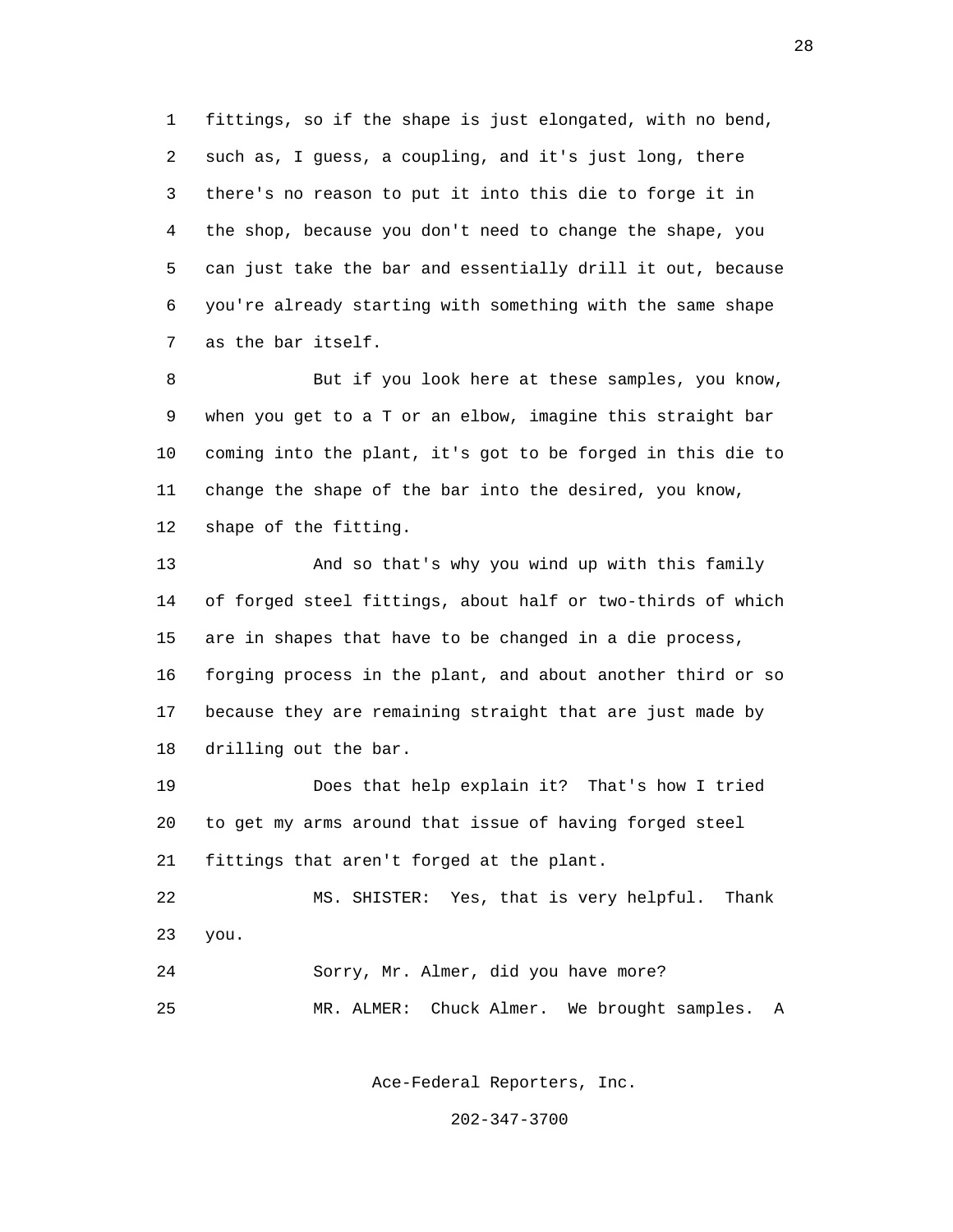fittings, so if the shape is just elongated, with no bend, such as, I guess, a coupling, and it's just long, there there's no reason to put it into this die to forge it in the shop, because you don't need to change the shape, you can just take the bar and essentially drill it out, because you're already starting with something with the same shape as the bar itself.

But if you look here at these samples, you know, when you get to a T or an elbow, imagine this straight bar coming into the plant, it's got to be forged in this die to change the shape of the bar into the desired, you know, shape of the fitting.

And so that's why you wind up with this family of forged steel fittings, about half or two-thirds of which are in shapes that have to be changed in a die process, forging process in the plant, and about another third or so because they are remaining straight that are just made by drilling out the bar.

Does that help explain it? That's how I tried to get my arms around that issue of having forged steel fittings that aren't forged at the plant.

MS. SHISTER: Yes, that is very helpful. Thank you.

Sorry, Mr. Almer, did you have more?

MR. ALMER: Chuck Almer. We brought samples. A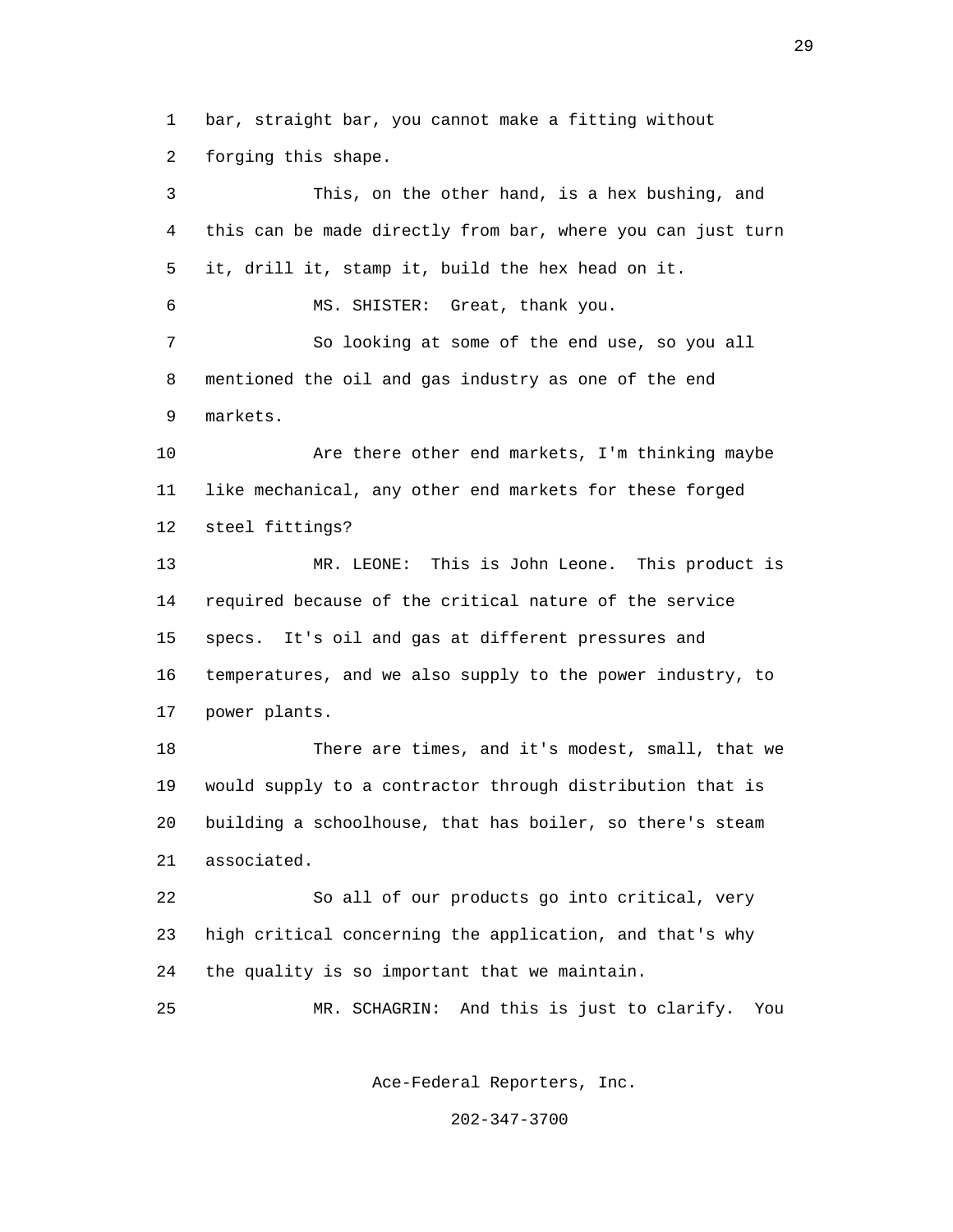bar, straight bar, you cannot make a fitting without forging this shape.

This, on the other hand, is a hex bushing, and this can be made directly from bar, where you can just turn it, drill it, stamp it, build the hex head on it.

MS. SHISTER: Great, thank you.

So looking at some of the end use, so you all mentioned the oil and gas industry as one of the end markets.

Are there other end markets, I'm thinking maybe like mechanical, any other end markets for these forged steel fittings?

MR. LEONE: This is John Leone. This product is required because of the critical nature of the service specs. It's oil and gas at different pressures and temperatures, and we also supply to the power industry, to power plants.

There are times, and it's modest, small, that we would supply to a contractor through distribution that is building a schoolhouse, that has boiler, so there's steam associated.

So all of our products go into critical, very high critical concerning the application, and that's why the quality is so important that we maintain.

MR. SCHAGRIN: And this is just to clarify. You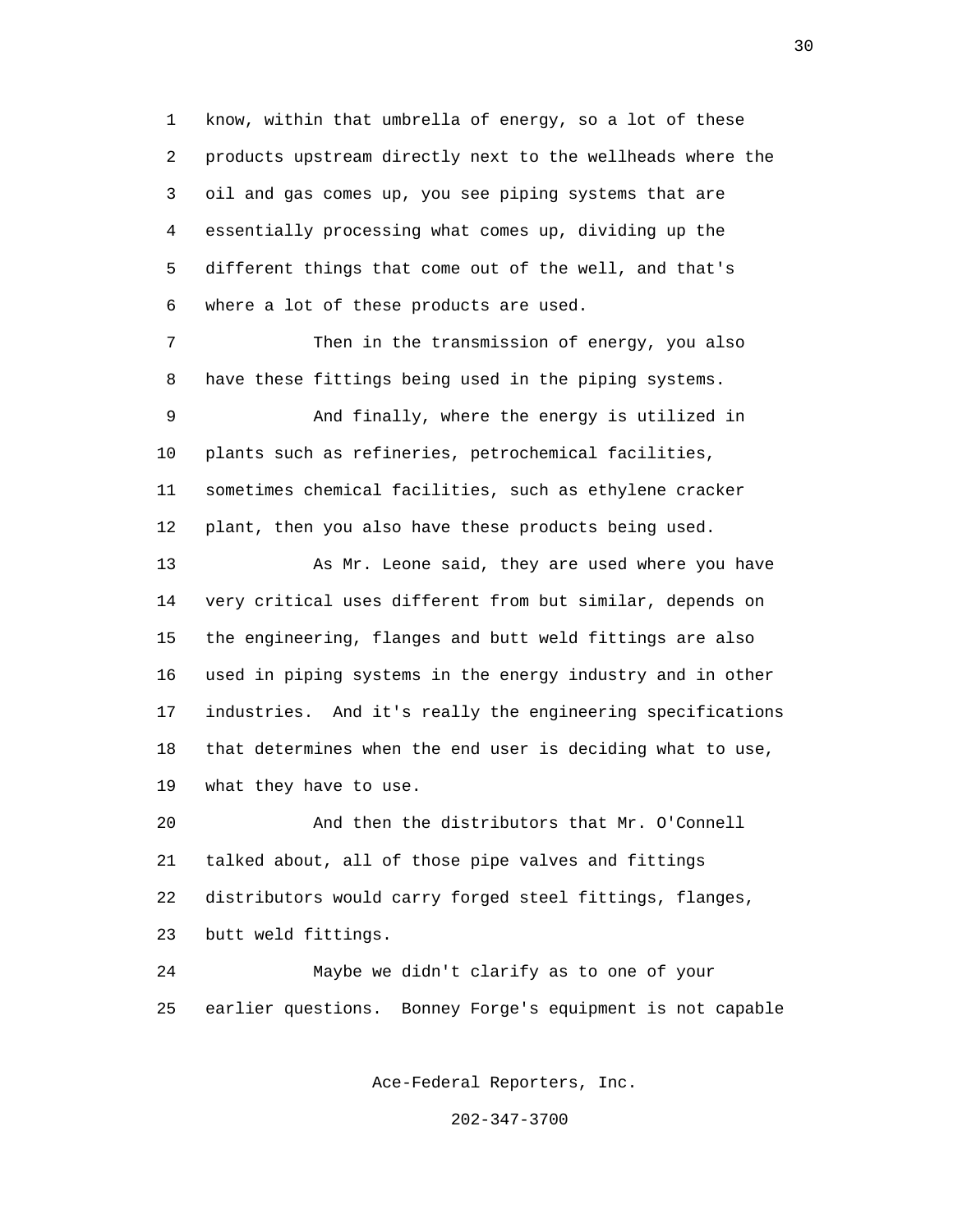know, within that umbrella of energy, so a lot of these products upstream directly next to the wellheads where the oil and gas comes up, you see piping systems that are essentially processing what comes up, dividing up the different things that come out of the well, and that's where a lot of these products are used.

Then in the transmission of energy, you also have these fittings being used in the piping systems.

And finally, where the energy is utilized in plants such as refineries, petrochemical facilities, sometimes chemical facilities, such as ethylene cracker plant, then you also have these products being used.

As Mr. Leone said, they are used where you have very critical uses different from but similar, depends on the engineering, flanges and butt weld fittings are also used in piping systems in the energy industry and in other industries. And it's really the engineering specifications that determines when the end user is deciding what to use, what they have to use.

And then the distributors that Mr. O'Connell talked about, all of those pipe valves and fittings distributors would carry forged steel fittings, flanges, butt weld fittings.

Maybe we didn't clarify as to one of your earlier questions. Bonney Forge's equipment is not capable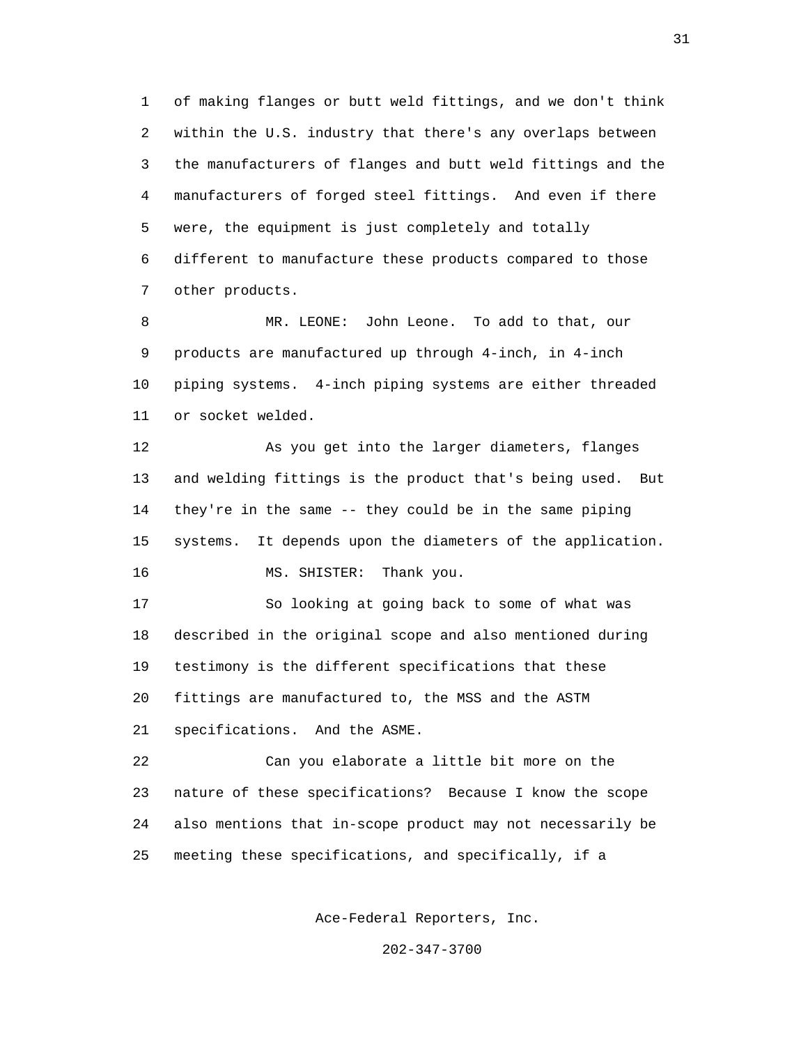of making flanges or butt weld fittings, and we don't think within the U.S. industry that there's any overlaps between the manufacturers of flanges and butt weld fittings and the manufacturers of forged steel fittings. And even if there were, the equipment is just completely and totally different to manufacture these products compared to those other products.

MR. LEONE: John Leone. To add to that, our products are manufactured up through 4-inch, in 4-inch piping systems. 4-inch piping systems are either threaded or socket welded.

As you get into the larger diameters, flanges and welding fittings is the product that's being used. But they're in the same -- they could be in the same piping systems. It depends upon the diameters of the application.

MS. SHISTER: Thank you.

So looking at going back to some of what was described in the original scope and also mentioned during testimony is the different specifications that these fittings are manufactured to, the MSS and the ASTM specifications. And the ASME.

Can you elaborate a little bit more on the nature of these specifications? Because I know the scope also mentions that in-scope product may not necessarily be meeting these specifications, and specifically, if a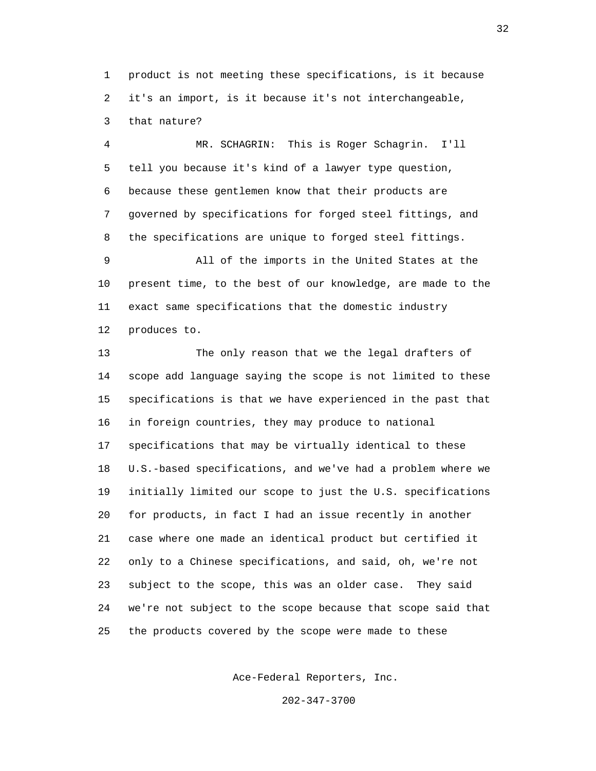product is not meeting these specifications, is it because it's an import, is it because it's not interchangeable, that nature?

MR. SCHAGRIN: This is Roger Schagrin. I'll tell you because it's kind of a lawyer type question, because these gentlemen know that their products are governed by specifications for forged steel fittings, and the specifications are unique to forged steel fittings.

All of the imports in the United States at the present time, to the best of our knowledge, are made to the exact same specifications that the domestic industry produces to.

The only reason that we the legal drafters of scope add language saying the scope is not limited to these specifications is that we have experienced in the past that in foreign countries, they may produce to national specifications that may be virtually identical to these U.S.-based specifications, and we've had a problem where we initially limited our scope to just the U.S. specifications for products, in fact I had an issue recently in another case where one made an identical product but certified it only to a Chinese specifications, and said, oh, we're not subject to the scope, this was an older case. They said we're not subject to the scope because that scope said that the products covered by the scope were made to these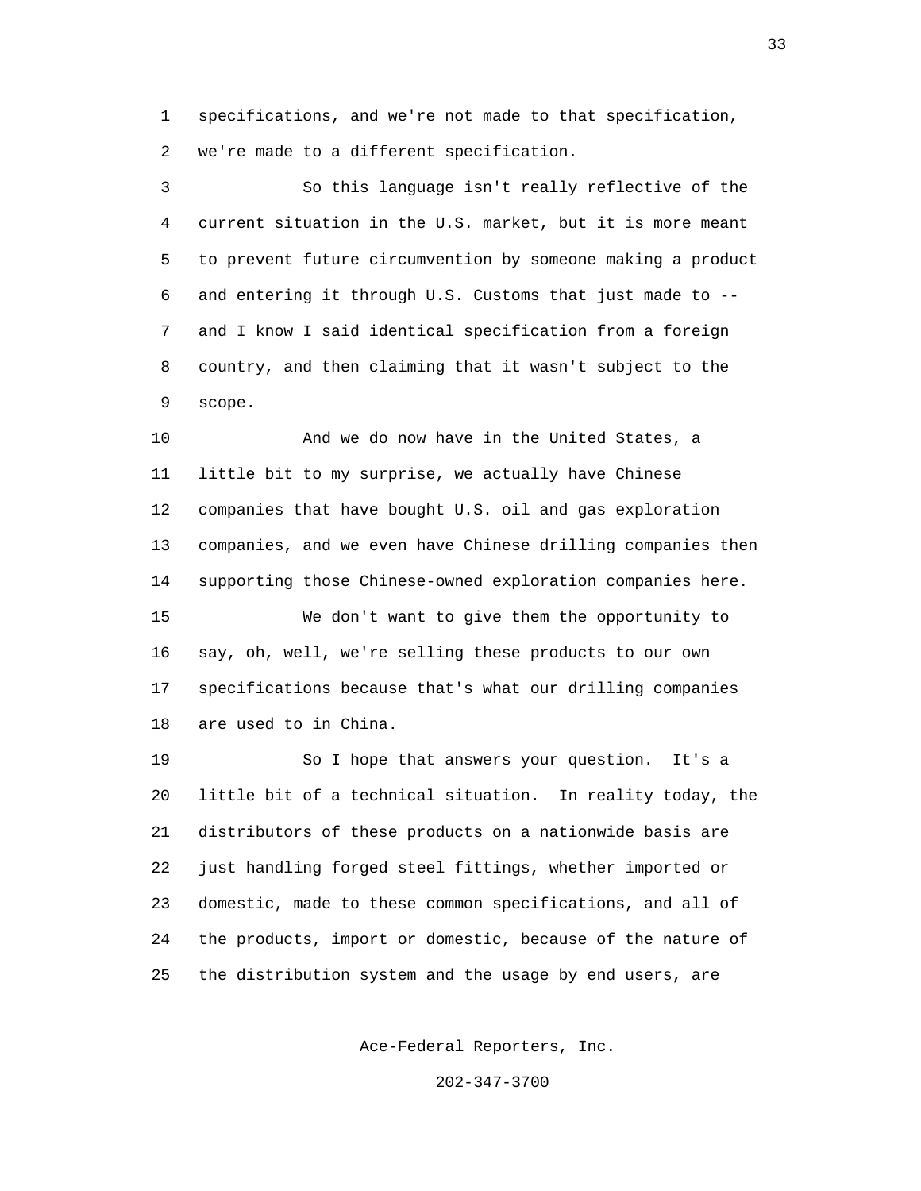specifications, and we're not made to that specification, we're made to a different specification.

So this language isn't really reflective of the current situation in the U.S. market, but it is more meant to prevent future circumvention by someone making a product and entering it through U.S. Customs that just made to -- and I know I said identical specification from a foreign country, and then claiming that it wasn't subject to the scope.

And we do now have in the United States, a little bit to my surprise, we actually have Chinese companies that have bought U.S. oil and gas exploration companies, and we even have Chinese drilling companies then supporting those Chinese-owned exploration companies here.

We don't want to give them the opportunity to say, oh, well, we're selling these products to our own specifications because that's what our drilling companies are used to in China.

So I hope that answers your question. It's a little bit of a technical situation. In reality today, the distributors of these products on a nationwide basis are just handling forged steel fittings, whether imported or domestic, made to these common specifications, and all of the products, import or domestic, because of the nature of the distribution system and the usage by end users, are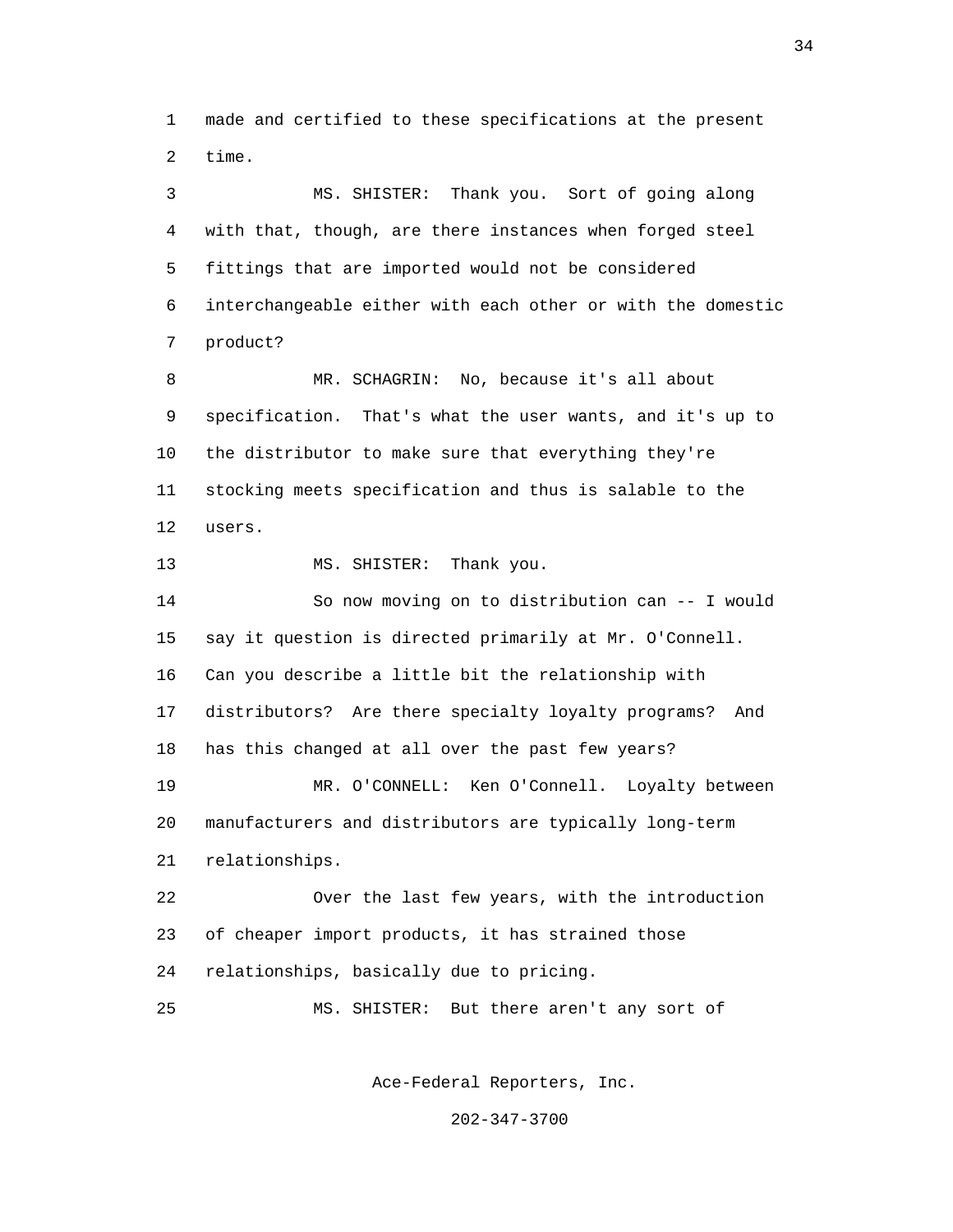made and certified to these specifications at the present time.

MS. SHISTER: Thank you. Sort of going along with that, though, are there instances when forged steel fittings that are imported would not be considered interchangeable either with each other or with the domestic product?

MR. SCHAGRIN: No, because it's all about specification. That's what the user wants, and it's up to the distributor to make sure that everything they're stocking meets specification and thus is salable to the users.

MS. SHISTER: Thank you.

So now moving on to distribution can -- I would say it question is directed primarily at Mr. O'Connell. Can you describe a little bit the relationship with distributors? Are there specialty loyalty programs? And has this changed at all over the past few years?

MR. O'CONNELL: Ken O'Connell. Loyalty between manufacturers and distributors are typically long-term relationships.

Over the last few years, with the introduction of cheaper import products, it has strained those relationships, basically due to pricing.

MS. SHISTER: But there aren't any sort of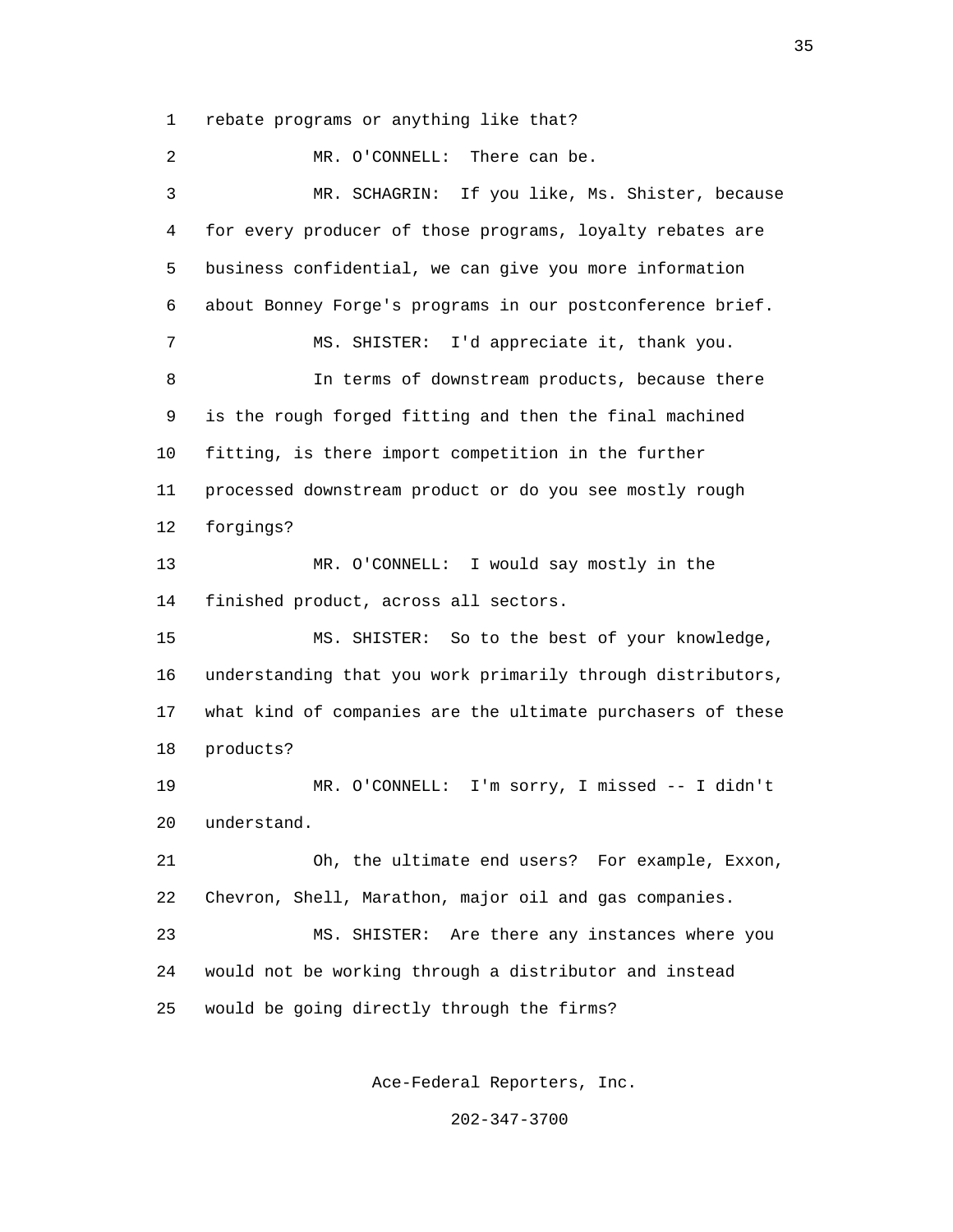rebate programs or anything like that?

MR. O'CONNELL: There can be.

MR. SCHAGRIN: If you like, Ms. Shister, because for every producer of those programs, loyalty rebates are business confidential, we can give you more information about Bonney Forge's programs in our postconference brief.

MS. SHISTER: I'd appreciate it, thank you.

In terms of downstream products, because there is the rough forged fitting and then the final machined fitting, is there import competition in the further processed downstream product or do you see mostly rough forgings?

MR. O'CONNELL: I would say mostly in the finished product, across all sectors.

MS. SHISTER: So to the best of your knowledge, understanding that you work primarily through distributors, what kind of companies are the ultimate purchasers of these products?

MR. O'CONNELL: I'm sorry, I missed -- I didn't understand.

Oh, the ultimate end users? For example, Exxon, Chevron, Shell, Marathon, major oil and gas companies.

MS. SHISTER: Are there any instances where you would not be working through a distributor and instead would be going directly through the firms?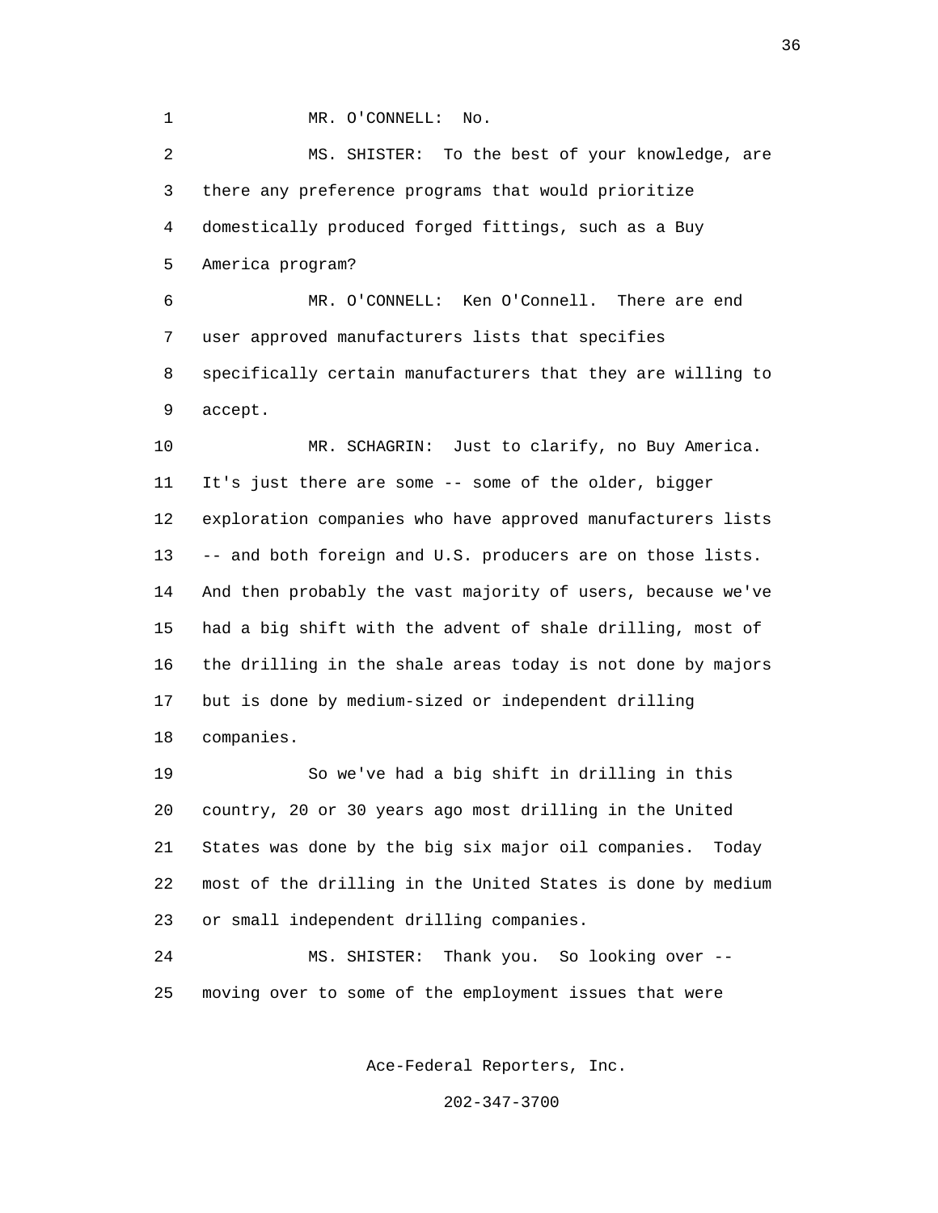MR. O'CONNELL: No.

MS. SHISTER: To the best of your knowledge, are there any preference programs that would prioritize domestically produced forged fittings, such as a Buy America program?

MR. O'CONNELL: Ken O'Connell. There are end user approved manufacturers lists that specifies specifically certain manufacturers that they are willing to accept.

MR. SCHAGRIN: Just to clarify, no Buy America. It's just there are some -- some of the older, bigger exploration companies who have approved manufacturers lists -- and both foreign and U.S. producers are on those lists. And then probably the vast majority of users, because we've had a big shift with the advent of shale drilling, most of the drilling in the shale areas today is not done by majors but is done by medium-sized or independent drilling companies.

So we've had a big shift in drilling in this country, 20 or 30 years ago most drilling in the United States was done by the big six major oil companies. Today most of the drilling in the United States is done by medium or small independent drilling companies.

MS. SHISTER: Thank you. So looking over -- moving over to some of the employment issues that were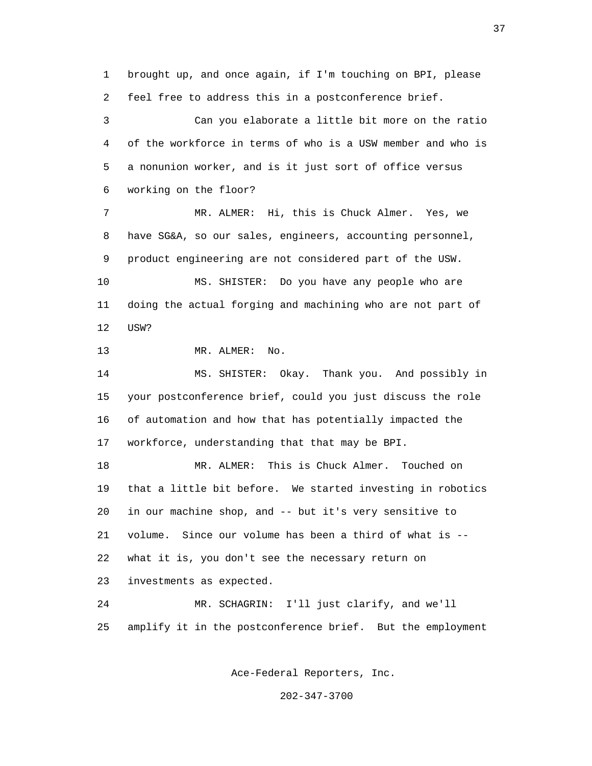1 brought up, and once again, if I'm touching on BPI, please
2 feel free to address this in a postconference brief.

3 Can you elaborate a little bit more on the ratio
4 of the workforce in terms of who is a USW member and who is
5 a nonunion worker, and is it just sort of office versus
6 working on the floor?

7 MR. ALMER: Hi, this is Chuck Almer. Yes, we
8 have SG&A, so our sales, engineers, accounting personnel,
9 product engineering are not considered part of the USW.

10 MS. SHISTER: Do you have any people who are
11 doing the actual forging and machining who are not part of
12 USW?

13 MR. ALMER: No.

14 MS. SHISTER: Okay. Thank you. And possibly in
15 your postconference brief, could you just discuss the role
16 of automation and how that has potentially impacted the
17 workforce, understanding that that may be BPI.

18 MR. ALMER: This is Chuck Almer. Touched on
19 that a little bit before. We started investing in robotics
20 in our machine shop, and -- but it's very sensitive to
21 volume. Since our volume has been a third of what is --
22 what it is, you don't see the necessary return on
23 investments as expected.

24 MR. SCHAGRIN: I'll just clarify, and we'll
25 amplify it in the postconference brief. But the employment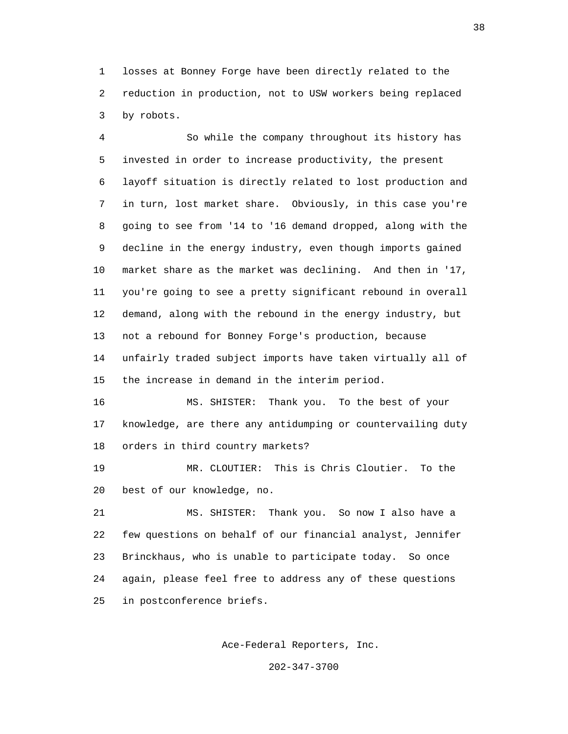losses at Bonney Forge have been directly related to the reduction in production, not to USW workers being replaced by robots.

So while the company throughout its history has invested in order to increase productivity, the present layoff situation is directly related to lost production and in turn, lost market share. Obviously, in this case you're going to see from '14 to '16 demand dropped, along with the decline in the energy industry, even though imports gained market share as the market was declining. And then in '17, you're going to see a pretty significant rebound in overall demand, along with the rebound in the energy industry, but not a rebound for Bonney Forge's production, because unfairly traded subject imports have taken virtually all of the increase in demand in the interim period.

MS. SHISTER: Thank you. To the best of your knowledge, are there any antidumping or countervailing duty orders in third country markets?

MR. CLOUTIER: This is Chris Cloutier. To the best of our knowledge, no.

MS. SHISTER: Thank you. So now I also have a few questions on behalf of our financial analyst, Jennifer Brinckhaus, who is unable to participate today. So once again, please feel free to address any of these questions in postconference briefs.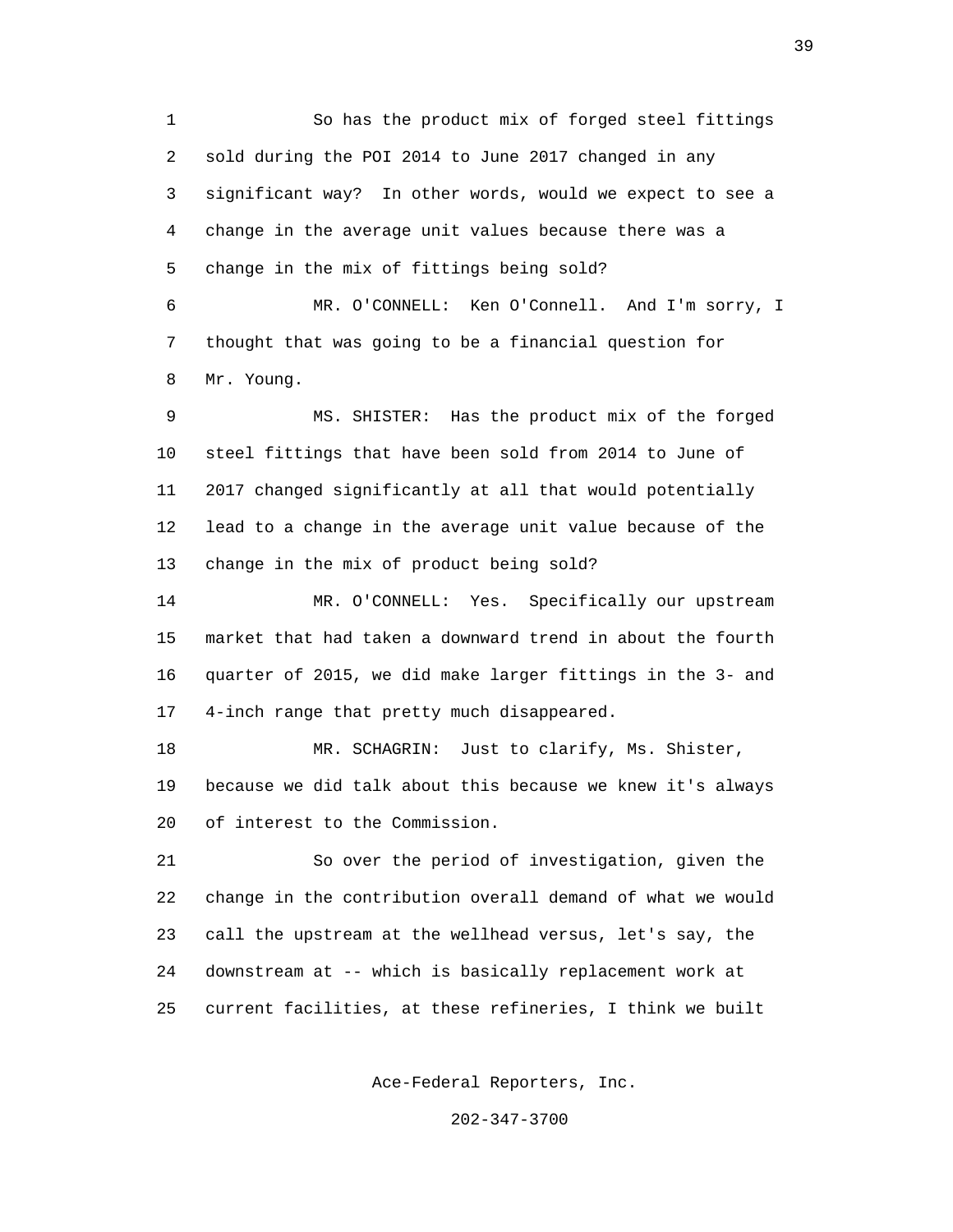1 So has the product mix of forged steel fittings
2 sold during the POI 2014 to June 2017 changed in any
3 significant way? In other words, would we expect to see a
4 change in the average unit values because there was a
5 change in the mix of fittings being sold?

6 MR. O'CONNELL: Ken O'Connell. And I'm sorry, I
7 thought that was going to be a financial question for
8 Mr. Young.

9 MS. SHISTER: Has the product mix of the forged
10 steel fittings that have been sold from 2014 to June of
11 2017 changed significantly at all that would potentially
12 lead to a change in the average unit value because of the
13 change in the mix of product being sold?

14 MR. O'CONNELL: Yes. Specifically our upstream
15 market that had taken a downward trend in about the fourth
16 quarter of 2015, we did make larger fittings in the 3- and
17 4-inch range that pretty much disappeared.

18 MR. SCHAGRIN: Just to clarify, Ms. Shister,
19 because we did talk about this because we knew it's always
20 of interest to the Commission.

21 So over the period of investigation, given the
22 change in the contribution overall demand of what we would
23 call the upstream at the wellhead versus, let's say, the
24 downstream at -- which is basically replacement work at
25 current facilities, at these refineries, I think we built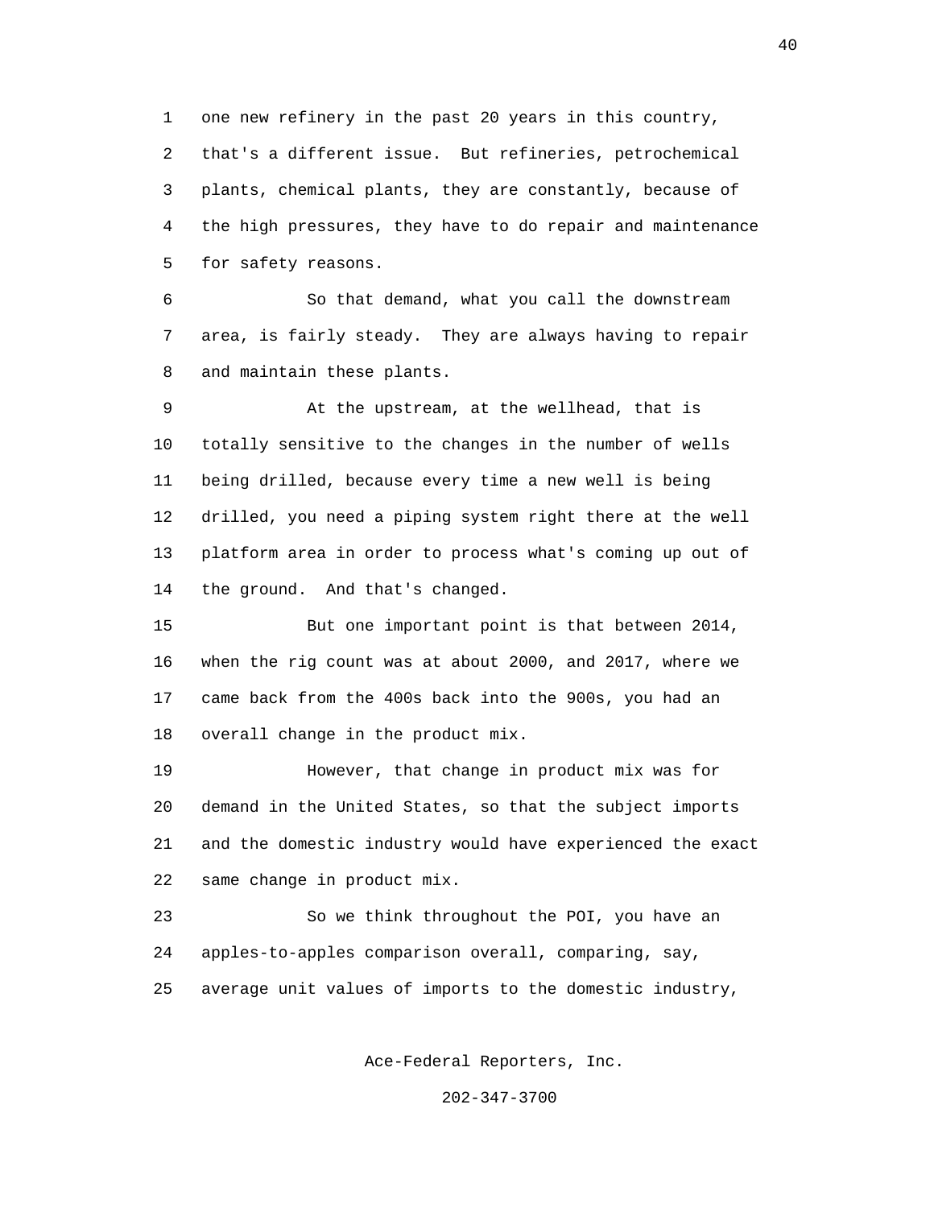one new refinery in the past 20 years in this country, that's a different issue. But refineries, petrochemical plants, chemical plants, they are constantly, because of the high pressures, they have to do repair and maintenance for safety reasons.

So that demand, what you call the downstream area, is fairly steady. They are always having to repair and maintain these plants.

At the upstream, at the wellhead, that is totally sensitive to the changes in the number of wells being drilled, because every time a new well is being drilled, you need a piping system right there at the well platform area in order to process what's coming up out of the ground. And that's changed.

But one important point is that between 2014, when the rig count was at about 2000, and 2017, where we came back from the 400s back into the 900s, you had an overall change in the product mix.

However, that change in product mix was for demand in the United States, so that the subject imports and the domestic industry would have experienced the exact same change in product mix.

So we think throughout the POI, you have an apples-to-apples comparison overall, comparing, say, average unit values of imports to the domestic industry,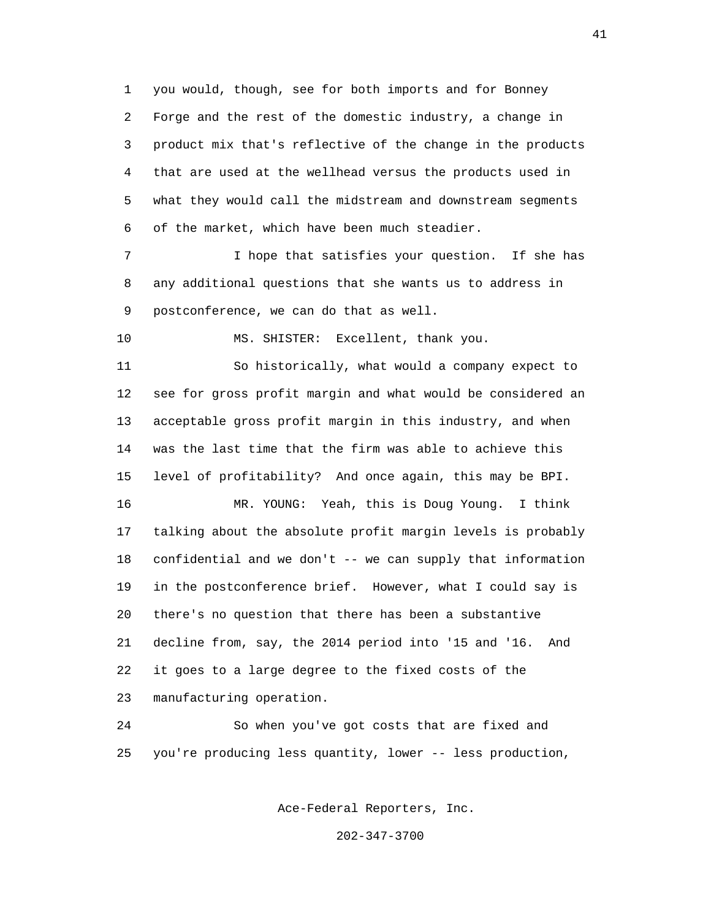you would, though, see for both imports and for Bonney Forge and the rest of the domestic industry, a change in product mix that's reflective of the change in the products that are used at the wellhead versus the products used in what they would call the midstream and downstream segments of the market, which have been much steadier.

I hope that satisfies your question. If she has any additional questions that she wants us to address in postconference, we can do that as well.

MS. SHISTER: Excellent, thank you.

So historically, what would a company expect to see for gross profit margin and what would be considered an acceptable gross profit margin in this industry, and when was the last time that the firm was able to achieve this level of profitability? And once again, this may be BPI.

MR. YOUNG: Yeah, this is Doug Young. I think talking about the absolute profit margin levels is probably confidential and we don't -- we can supply that information in the postconference brief. However, what I could say is there's no question that there has been a substantive decline from, say, the 2014 period into '15 and '16. And it goes to a large degree to the fixed costs of the manufacturing operation.

So when you've got costs that are fixed and you're producing less quantity, lower -- less production,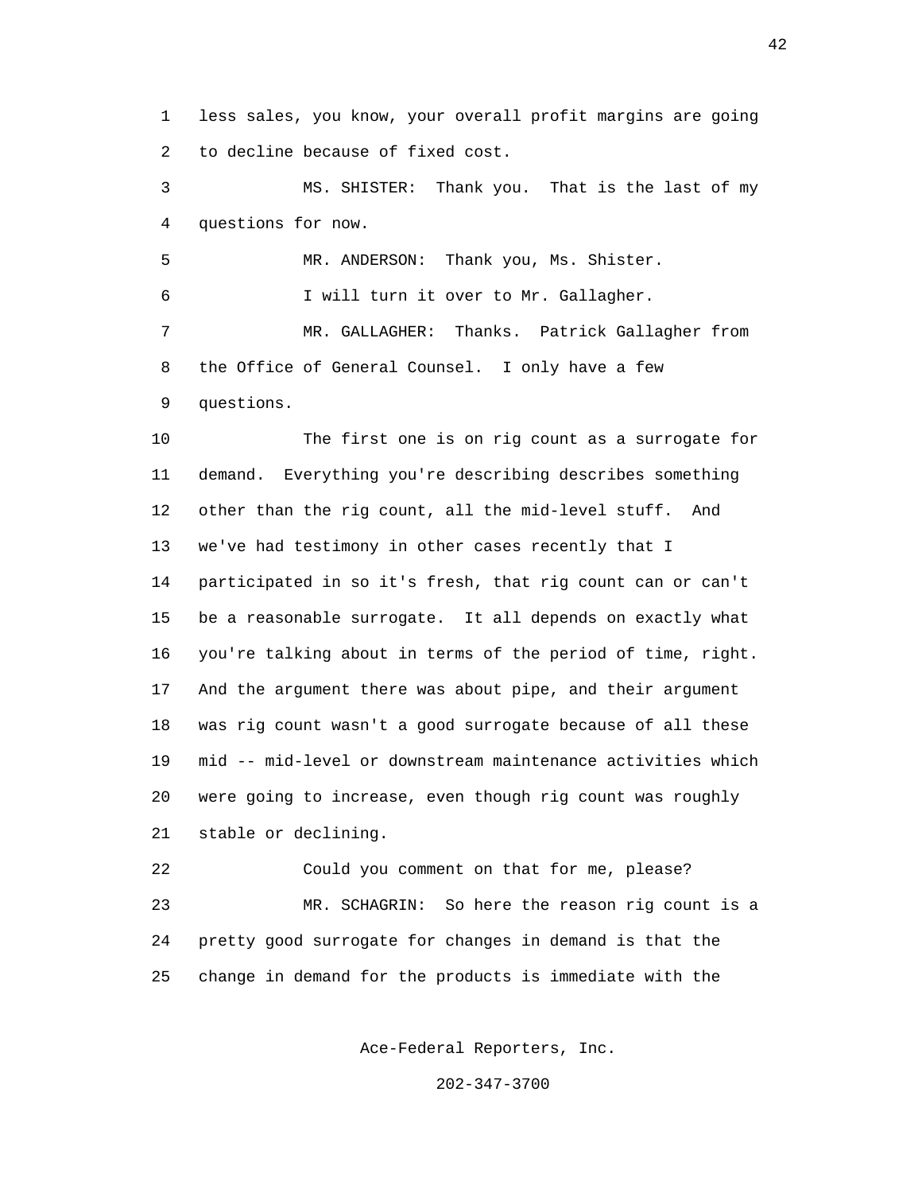less sales, you know, your overall profit margins are going to decline because of fixed cost.

MS. SHISTER: Thank you. That is the last of my questions for now.

MR. ANDERSON: Thank you, Ms. Shister.

I will turn it over to Mr. Gallagher.

MR. GALLAGHER: Thanks. Patrick Gallagher from the Office of General Counsel. I only have a few questions.

The first one is on rig count as a surrogate for demand. Everything you're describing describes something other than the rig count, all the mid-level stuff. And we've had testimony in other cases recently that I participated in so it's fresh, that rig count can or can't be a reasonable surrogate. It all depends on exactly what you're talking about in terms of the period of time, right. And the argument there was about pipe, and their argument was rig count wasn't a good surrogate because of all these mid -- mid-level or downstream maintenance activities which were going to increase, even though rig count was roughly stable or declining.

Could you comment on that for me, please?

MR. SCHAGRIN: So here the reason rig count is a pretty good surrogate for changes in demand is that the change in demand for the products is immediate with the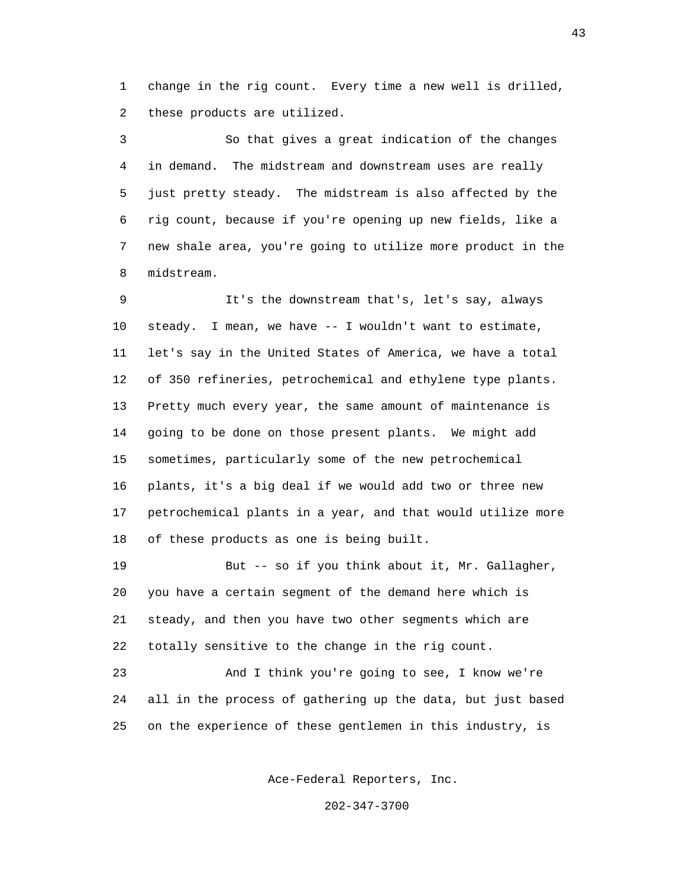change in the rig count. Every time a new well is drilled, these products are utilized.

So that gives a great indication of the changes in demand. The midstream and downstream uses are really just pretty steady. The midstream is also affected by the rig count, because if you're opening up new fields, like a new shale area, you're going to utilize more product in the midstream.

It's the downstream that's, let's say, always steady. I mean, we have -- I wouldn't want to estimate, let's say in the United States of America, we have a total of 350 refineries, petrochemical and ethylene type plants. Pretty much every year, the same amount of maintenance is going to be done on those present plants. We might add sometimes, particularly some of the new petrochemical plants, it's a big deal if we would add two or three new petrochemical plants in a year, and that would utilize more of these products as one is being built.

But -- so if you think about it, Mr. Gallagher, you have a certain segment of the demand here which is steady, and then you have two other segments which are totally sensitive to the change in the rig count.

And I think you're going to see, I know we're all in the process of gathering up the data, but just based on the experience of these gentlemen in this industry, is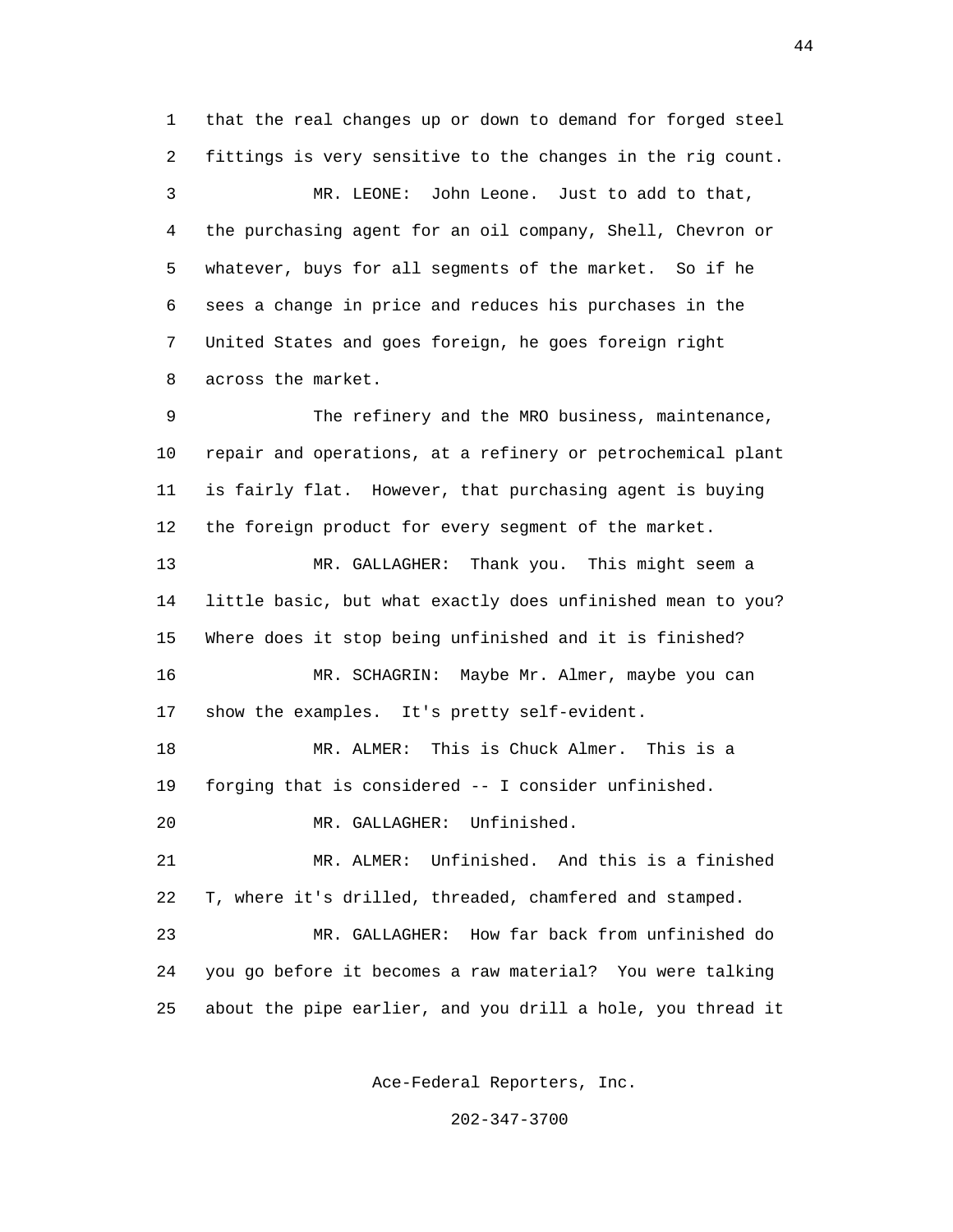that the real changes up or down to demand for forged steel fittings is very sensitive to the changes in the rig count.

MR. LEONE: John Leone. Just to add to that, the purchasing agent for an oil company, Shell, Chevron or whatever, buys for all segments of the market. So if he sees a change in price and reduces his purchases in the United States and goes foreign, he goes foreign right across the market.

The refinery and the MRO business, maintenance, repair and operations, at a refinery or petrochemical plant is fairly flat. However, that purchasing agent is buying the foreign product for every segment of the market.

MR. GALLAGHER: Thank you. This might seem a little basic, but what exactly does unfinished mean to you? Where does it stop being unfinished and it is finished?

MR. SCHAGRIN: Maybe Mr. Almer, maybe you can show the examples. It's pretty self-evident.

MR. ALMER: This is Chuck Almer. This is a forging that is considered -- I consider unfinished.

MR. GALLAGHER: Unfinished.

MR. ALMER: Unfinished. And this is a finished T, where it's drilled, threaded, chamfered and stamped.

MR. GALLAGHER: How far back from unfinished do you go before it becomes a raw material? You were talking about the pipe earlier, and you drill a hole, you thread it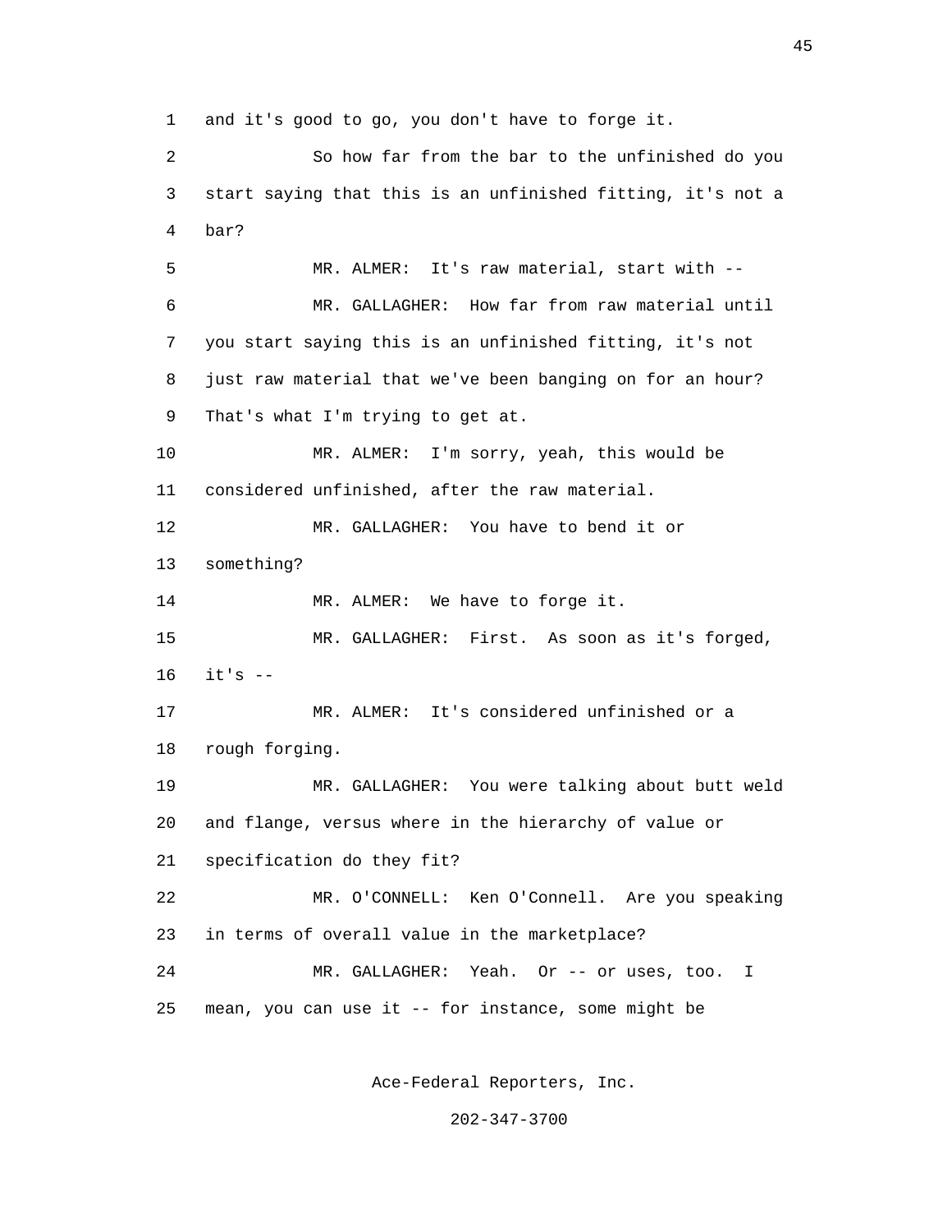and it's good to go, you don't have to forge it.

So how far from the bar to the unfinished do you start saying that this is an unfinished fitting, it's not a bar?

MR. ALMER: It's raw material, start with --

MR. GALLAGHER: How far from raw material until you start saying this is an unfinished fitting, it's not just raw material that we've been banging on for an hour? That's what I'm trying to get at.

MR. ALMER: I'm sorry, yeah, this would be considered unfinished, after the raw material.

MR. GALLAGHER: You have to bend it or something?

MR. ALMER: We have to forge it.

MR. GALLAGHER: First. As soon as it's forged, it's --

MR. ALMER: It's considered unfinished or a rough forging.

MR. GALLAGHER: You were talking about butt weld and flange, versus where in the hierarchy of value or specification do they fit?

MR. O'CONNELL: Ken O'Connell. Are you speaking in terms of overall value in the marketplace?

MR. GALLAGHER: Yeah. Or -- or uses, too. I mean, you can use it -- for instance, some might be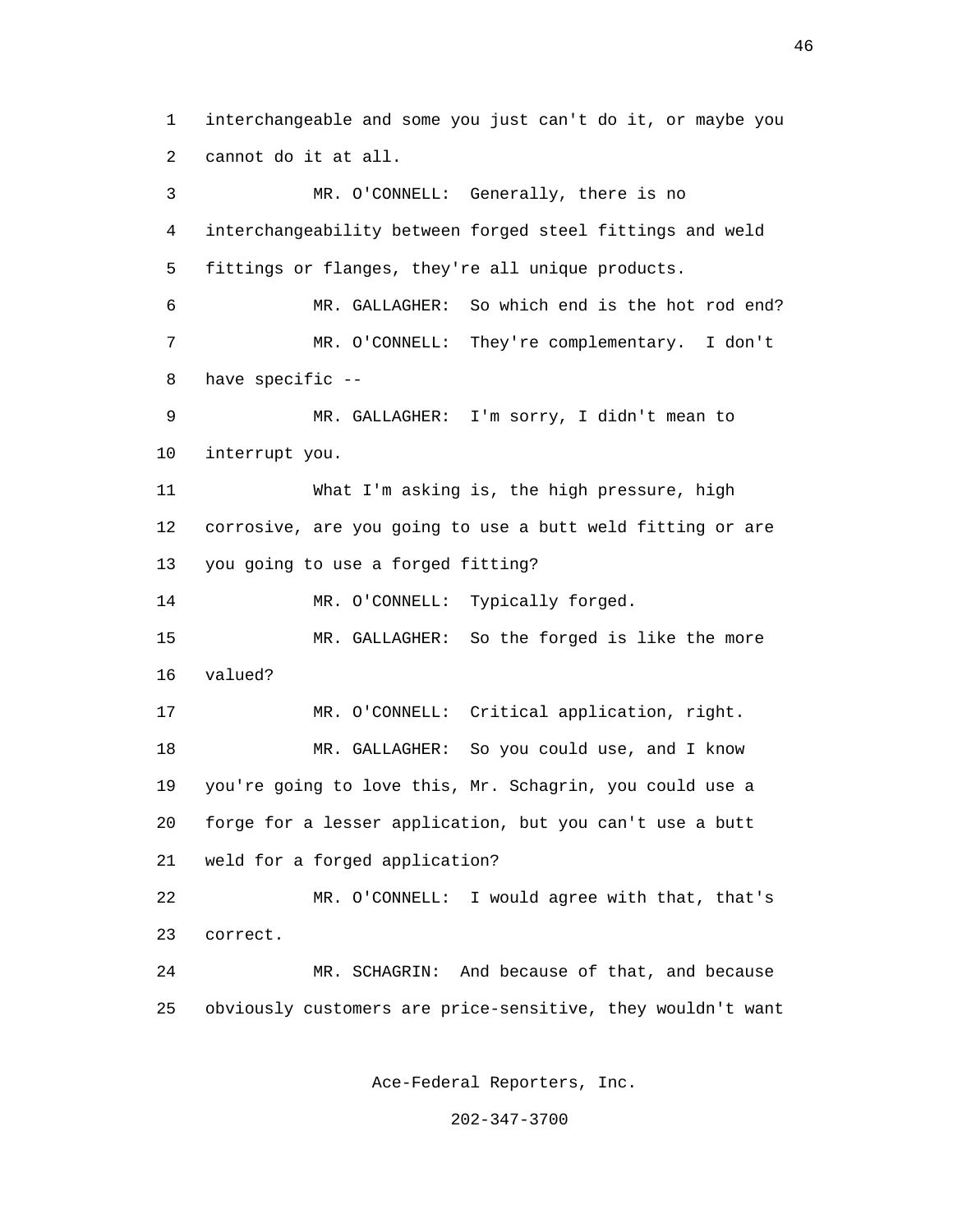interchangeable and some you just can't do it, or maybe you cannot do it at all.

MR. O'CONNELL: Generally, there is no interchangeability between forged steel fittings and weld fittings or flanges, they're all unique products.

MR. GALLAGHER: So which end is the hot rod end?

MR. O'CONNELL: They're complementary. I don't have specific --

MR. GALLAGHER: I'm sorry, I didn't mean to interrupt you.

What I'm asking is, the high pressure, high corrosive, are you going to use a butt weld fitting or are you going to use a forged fitting?

MR. O'CONNELL: Typically forged.

MR. GALLAGHER: So the forged is like the more valued?

MR. O'CONNELL: Critical application, right.

MR. GALLAGHER: So you could use, and I know you're going to love this, Mr. Schagrin, you could use a forge for a lesser application, but you can't use a butt weld for a forged application?

MR. O'CONNELL: I would agree with that, that's correct.

MR. SCHAGRIN: And because of that, and because obviously customers are price-sensitive, they wouldn't want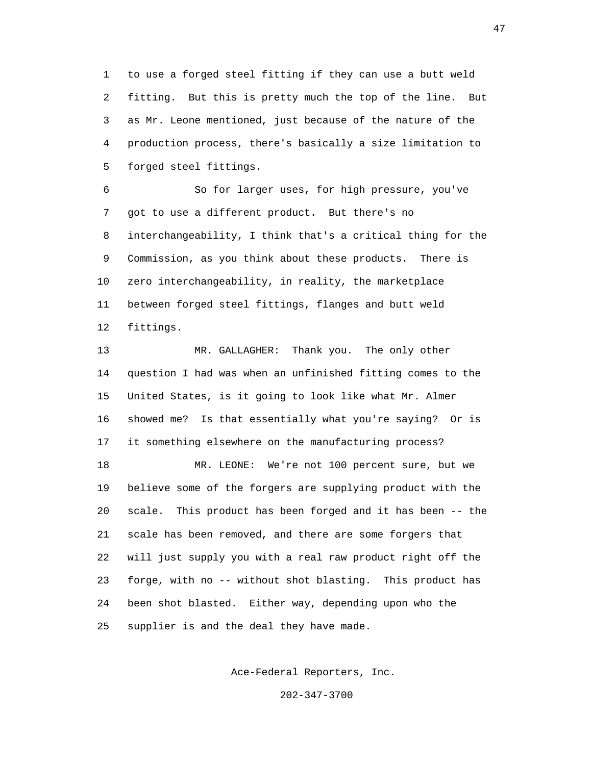to use a forged steel fitting if they can use a butt weld fitting. But this is pretty much the top of the line. But as Mr. Leone mentioned, just because of the nature of the production process, there's basically a size limitation to forged steel fittings.

So for larger uses, for high pressure, you've got to use a different product. But there's no interchangeability, I think that's a critical thing for the Commission, as you think about these products. There is zero interchangeability, in reality, the marketplace between forged steel fittings, flanges and butt weld fittings.

MR. GALLAGHER: Thank you. The only other question I had was when an unfinished fitting comes to the United States, is it going to look like what Mr. Almer showed me? Is that essentially what you're saying? Or is it something elsewhere on the manufacturing process?

MR. LEONE: We're not 100 percent sure, but we believe some of the forgers are supplying product with the scale. This product has been forged and it has been -- the scale has been removed, and there are some forgers that will just supply you with a real raw product right off the forge, with no -- without shot blasting. This product has been shot blasted. Either way, depending upon who the supplier is and the deal they have made.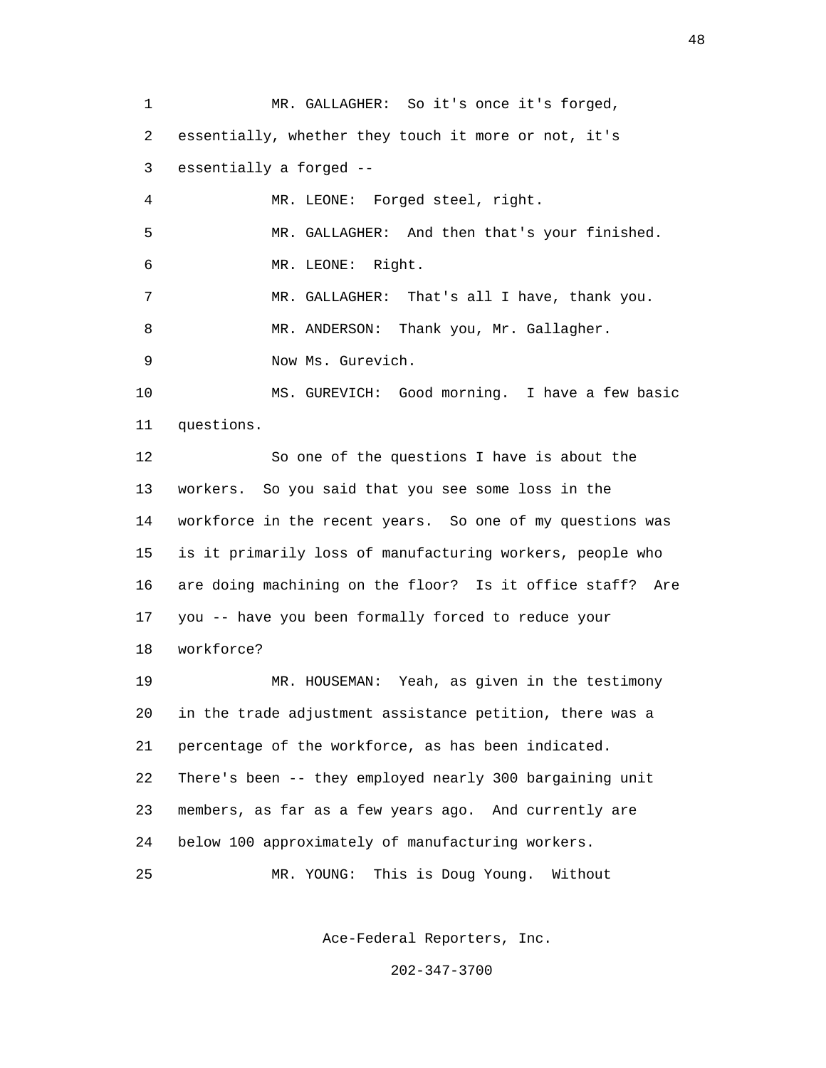MR. GALLAGHER: So it's once it's forged, essentially, whether they touch it more or not, it's essentially a forged --

MR. LEONE: Forged steel, right.

MR. GALLAGHER: And then that's your finished.

MR. LEONE: Right.

MR. GALLAGHER: That's all I have, thank you.

MR. ANDERSON: Thank you, Mr. Gallagher.

Now Ms. Gurevich.

MS. GUREVICH: Good morning. I have a few basic questions.

So one of the questions I have is about the workers. So you said that you see some loss in the workforce in the recent years. So one of my questions was is it primarily loss of manufacturing workers, people who are doing machining on the floor? Is it office staff? Are you -- have you been formally forced to reduce your workforce?

MR. HOUSEMAN: Yeah, as given in the testimony in the trade adjustment assistance petition, there was a percentage of the workforce, as has been indicated. There's been -- they employed nearly 300 bargaining unit members, as far as a few years ago. And currently are below 100 approximately of manufacturing workers.

MR. YOUNG: This is Doug Young. Without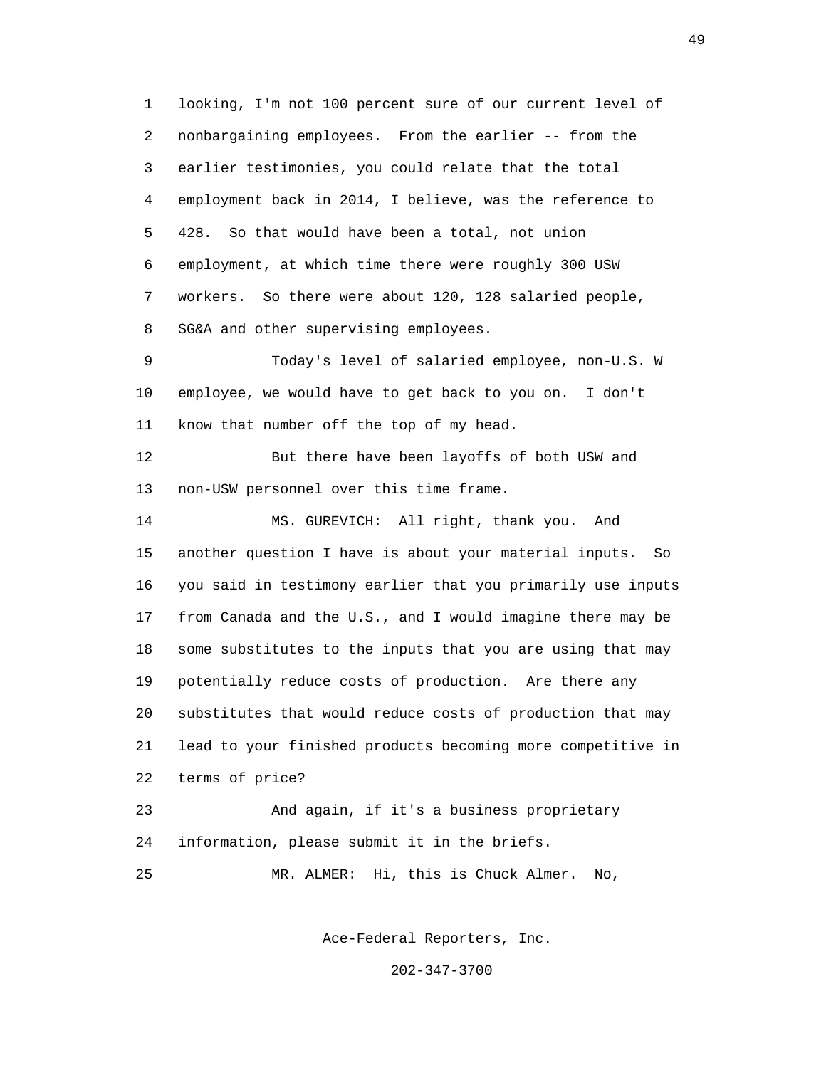looking, I'm not 100 percent sure of our current level of nonbargaining employees. From the earlier -- from the earlier testimonies, you could relate that the total employment back in 2014, I believe, was the reference to 428. So that would have been a total, not union employment, at which time there were roughly 300 USW workers. So there were about 120, 128 salaried people, SG&A and other supervising employees.

Today's level of salaried employee, non-U.S. W employee, we would have to get back to you on. I don't know that number off the top of my head.

But there have been layoffs of both USW and non-USW personnel over this time frame.

MS. GUREVICH: All right, thank you. And another question I have is about your material inputs. So you said in testimony earlier that you primarily use inputs from Canada and the U.S., and I would imagine there may be some substitutes to the inputs that you are using that may potentially reduce costs of production. Are there any substitutes that would reduce costs of production that may lead to your finished products becoming more competitive in terms of price?

And again, if it's a business proprietary information, please submit it in the briefs.

MR. ALMER: Hi, this is Chuck Almer. No,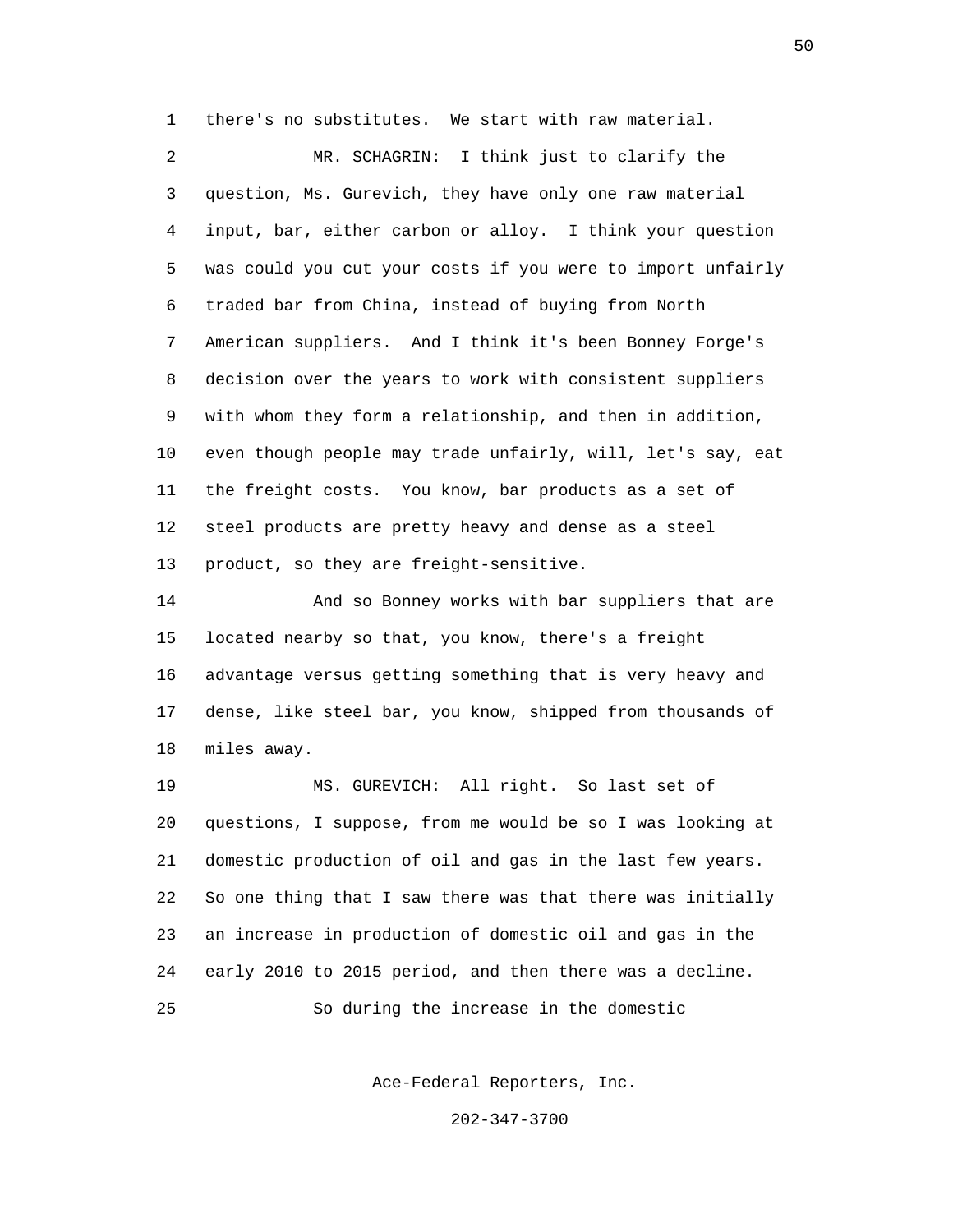there's no substitutes. We start with raw material.

MR. SCHAGRIN: I think just to clarify the question, Ms. Gurevich, they have only one raw material input, bar, either carbon or alloy. I think your question was could you cut your costs if you were to import unfairly traded bar from China, instead of buying from North American suppliers. And I think it's been Bonney Forge's decision over the years to work with consistent suppliers with whom they form a relationship, and then in addition, even though people may trade unfairly, will, let's say, eat the freight costs. You know, bar products as a set of steel products are pretty heavy and dense as a steel product, so they are freight-sensitive.

And so Bonney works with bar suppliers that are located nearby so that, you know, there's a freight advantage versus getting something that is very heavy and dense, like steel bar, you know, shipped from thousands of miles away.

MS. GUREVICH: All right. So last set of questions, I suppose, from me would be so I was looking at domestic production of oil and gas in the last few years. So one thing that I saw there was that there was initially an increase in production of domestic oil and gas in the early 2010 to 2015 period, and then there was a decline.

So during the increase in the domestic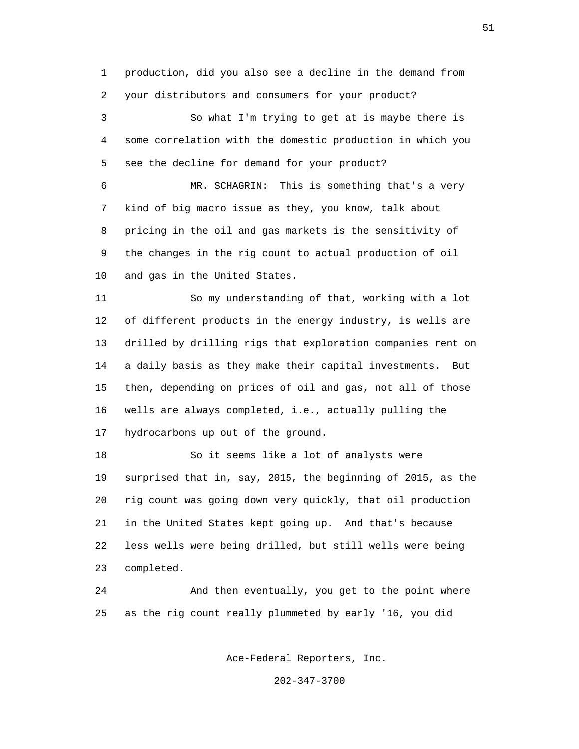production, did you also see a decline in the demand from your distributors and consumers for your product?

So what I'm trying to get at is maybe there is some correlation with the domestic production in which you see the decline for demand for your product?

MR. SCHAGRIN: This is something that's a very kind of big macro issue as they, you know, talk about pricing in the oil and gas markets is the sensitivity of the changes in the rig count to actual production of oil and gas in the United States.

So my understanding of that, working with a lot of different products in the energy industry, is wells are drilled by drilling rigs that exploration companies rent on a daily basis as they make their capital investments. But then, depending on prices of oil and gas, not all of those wells are always completed, i.e., actually pulling the hydrocarbons up out of the ground.

So it seems like a lot of analysts were surprised that in, say, 2015, the beginning of 2015, as the rig count was going down very quickly, that oil production in the United States kept going up. And that's because less wells were being drilled, but still wells were being completed.

And then eventually, you get to the point where as the rig count really plummeted by early '16, you did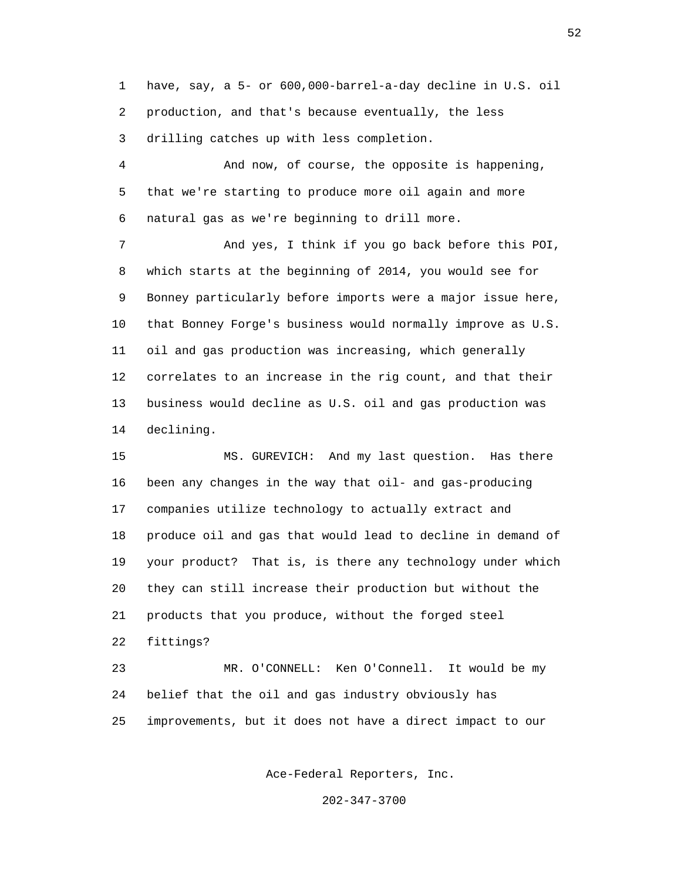have, say, a 5- or 600,000-barrel-a-day decline in U.S. oil production, and that's because eventually, the less drilling catches up with less completion.

And now, of course, the opposite is happening, that we're starting to produce more oil again and more natural gas as we're beginning to drill more.

And yes, I think if you go back before this POI, which starts at the beginning of 2014, you would see for Bonney particularly before imports were a major issue here, that Bonney Forge's business would normally improve as U.S. oil and gas production was increasing, which generally correlates to an increase in the rig count, and that their business would decline as U.S. oil and gas production was declining.

MS. GUREVICH: And my last question. Has there been any changes in the way that oil- and gas-producing companies utilize technology to actually extract and produce oil and gas that would lead to decline in demand of your product? That is, is there any technology under which they can still increase their production but without the products that you produce, without the forged steel fittings?

MR. O'CONNELL: Ken O'Connell. It would be my belief that the oil and gas industry obviously has improvements, but it does not have a direct impact to our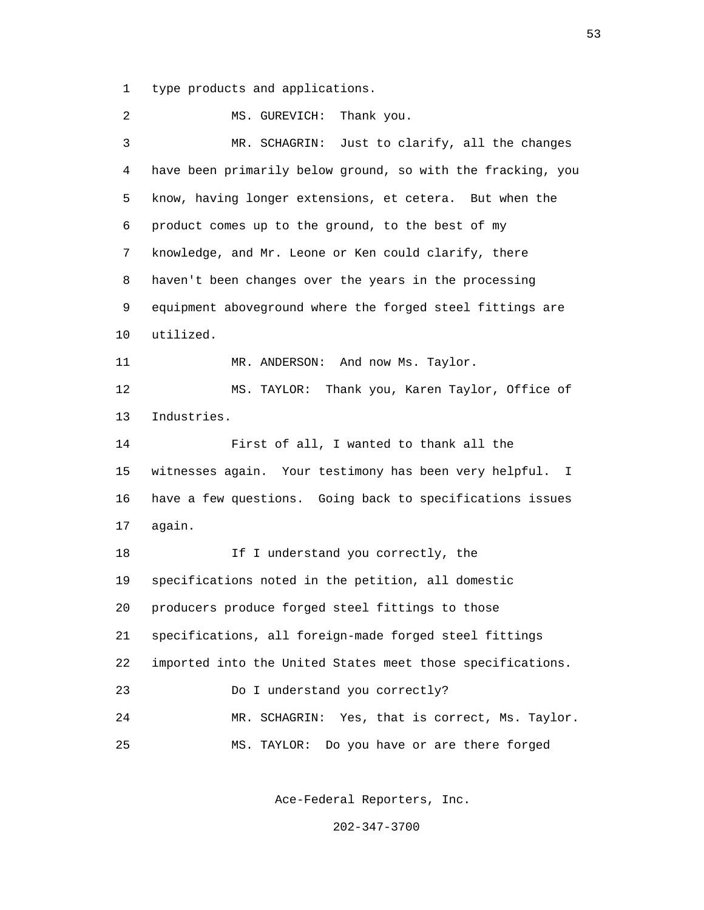type products and applications.

MS. GUREVICH: Thank you.

MR. SCHAGRIN: Just to clarify, all the changes have been primarily below ground, so with the fracking, you know, having longer extensions, et cetera. But when the product comes up to the ground, to the best of my knowledge, and Mr. Leone or Ken could clarify, there haven't been changes over the years in the processing equipment aboveground where the forged steel fittings are utilized.

MR. ANDERSON: And now Ms. Taylor.

MS. TAYLOR: Thank you, Karen Taylor, Office of Industries.

First of all, I wanted to thank all the witnesses again. Your testimony has been very helpful. I have a few questions. Going back to specifications issues again.

If I understand you correctly, the specifications noted in the petition, all domestic producers produce forged steel fittings to those specifications, all foreign-made forged steel fittings imported into the United States meet those specifications.

Do I understand you correctly?

MR. SCHAGRIN: Yes, that is correct, Ms. Taylor.

MS. TAYLOR: Do you have or are there forged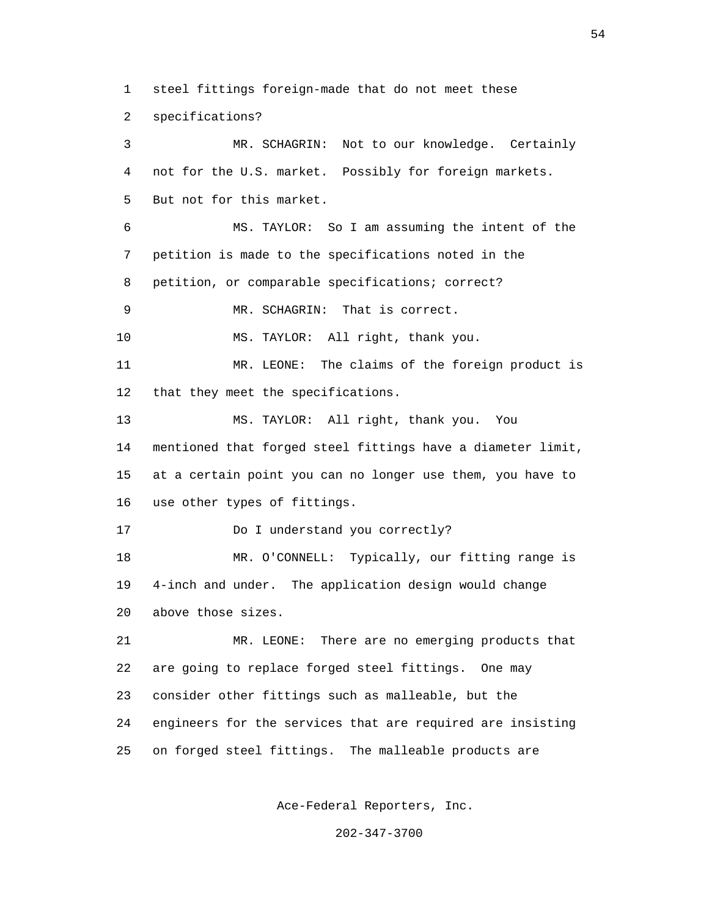steel fittings foreign-made that do not meet these specifications?

MR. SCHAGRIN: Not to our knowledge. Certainly not for the U.S. market. Possibly for foreign markets. But not for this market.

MS. TAYLOR: So I am assuming the intent of the petition is made to the specifications noted in the petition, or comparable specifications; correct?

MR. SCHAGRIN: That is correct.

MS. TAYLOR: All right, thank you.

MR. LEONE: The claims of the foreign product is that they meet the specifications.

MS. TAYLOR: All right, thank you. You mentioned that forged steel fittings have a diameter limit, at a certain point you can no longer use them, you have to use other types of fittings.

Do I understand you correctly?

MR. O'CONNELL: Typically, our fitting range is 4-inch and under. The application design would change above those sizes.

MR. LEONE: There are no emerging products that are going to replace forged steel fittings. One may consider other fittings such as malleable, but the engineers for the services that are required are insisting on forged steel fittings. The malleable products are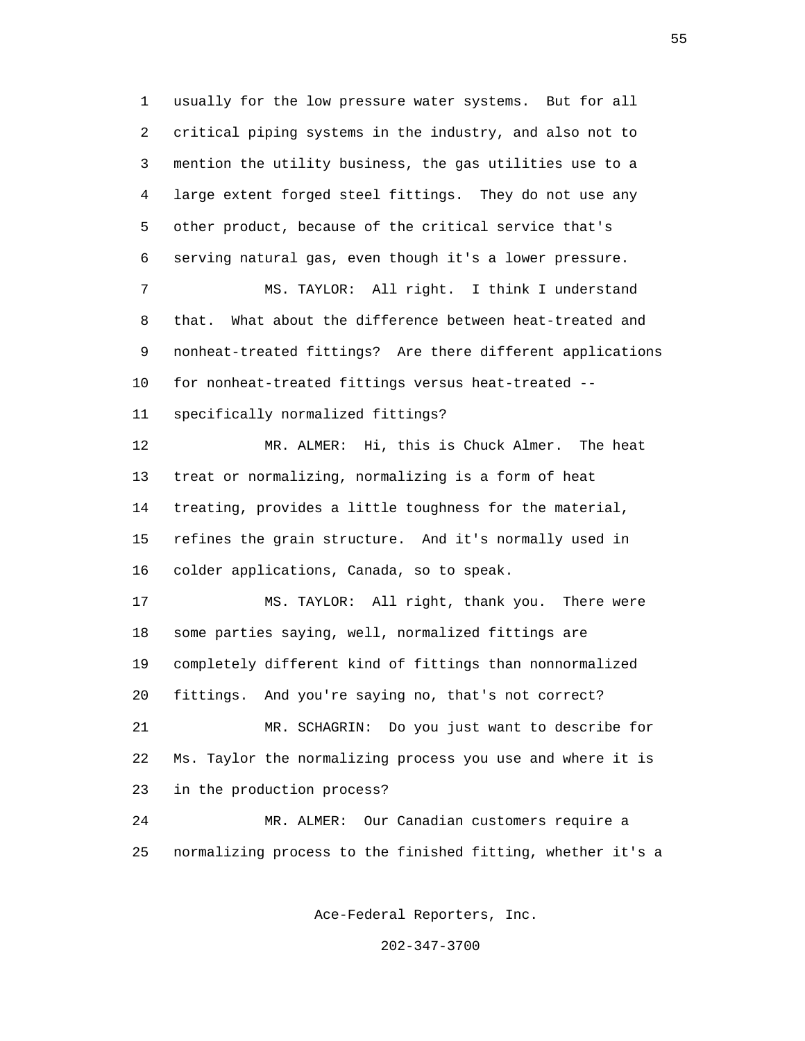usually for the low pressure water systems. But for all critical piping systems in the industry, and also not to mention the utility business, the gas utilities use to a large extent forged steel fittings. They do not use any other product, because of the critical service that's serving natural gas, even though it's a lower pressure.

MS. TAYLOR: All right. I think I understand that. What about the difference between heat-treated and nonheat-treated fittings? Are there different applications for nonheat-treated fittings versus heat-treated -- specifically normalized fittings?

MR. ALMER: Hi, this is Chuck Almer. The heat treat or normalizing, normalizing is a form of heat treating, provides a little toughness for the material, refines the grain structure. And it's normally used in colder applications, Canada, so to speak.

MS. TAYLOR: All right, thank you. There were some parties saying, well, normalized fittings are completely different kind of fittings than nonnormalized fittings. And you're saying no, that's not correct?

MR. SCHAGRIN: Do you just want to describe for Ms. Taylor the normalizing process you use and where it is in the production process?

MR. ALMER: Our Canadian customers require a normalizing process to the finished fitting, whether it's a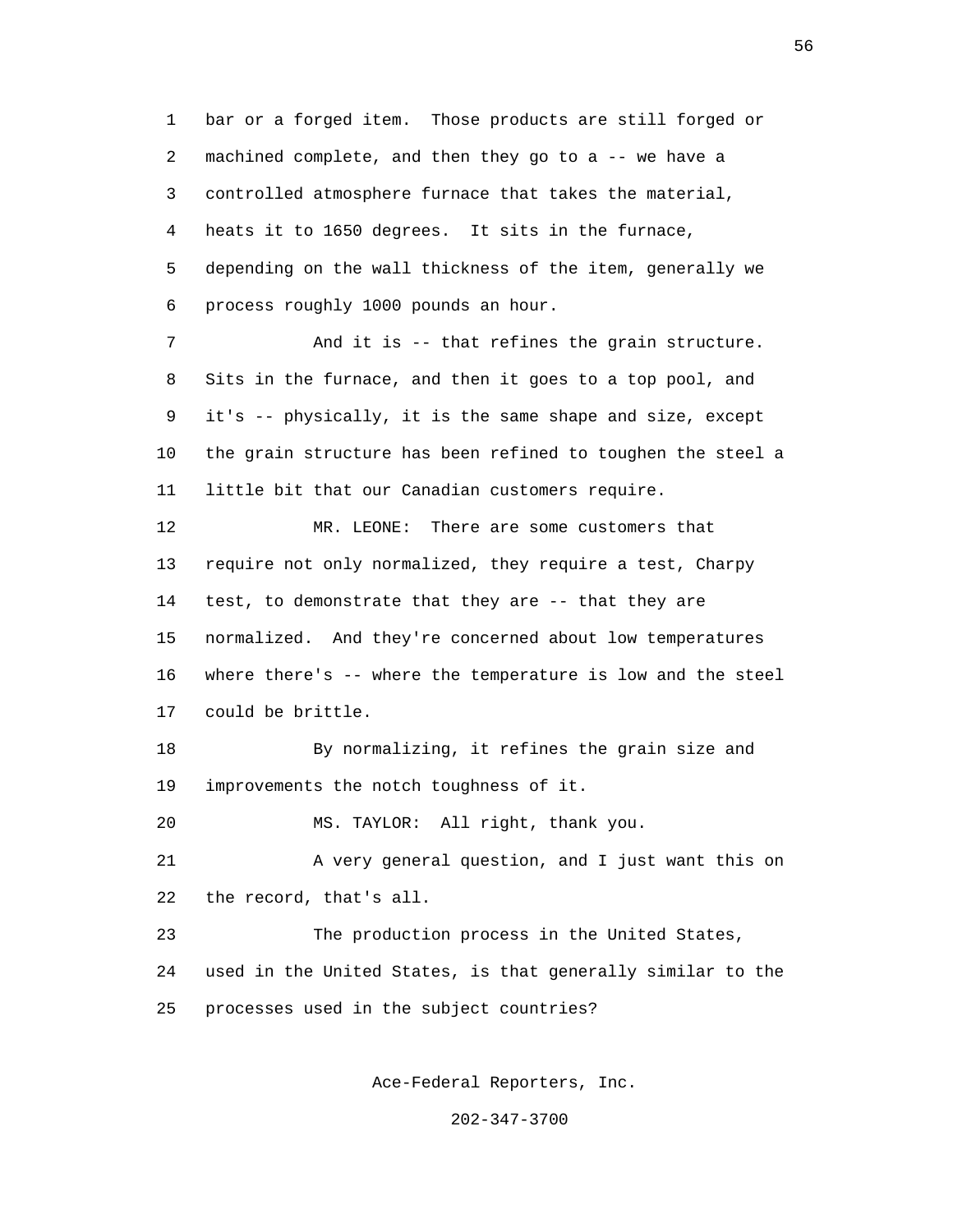bar or a forged item. Those products are still forged or machined complete, and then they go to a -- we have a controlled atmosphere furnace that takes the material, heats it to 1650 degrees. It sits in the furnace, depending on the wall thickness of the item, generally we process roughly 1000 pounds an hour.

And it is -- that refines the grain structure. Sits in the furnace, and then it goes to a top pool, and it's -- physically, it is the same shape and size, except the grain structure has been refined to toughen the steel a little bit that our Canadian customers require.

MR. LEONE: There are some customers that require not only normalized, they require a test, Charpy test, to demonstrate that they are -- that they are normalized. And they're concerned about low temperatures where there's -- where the temperature is low and the steel could be brittle.

By normalizing, it refines the grain size and improvements the notch toughness of it.

MS. TAYLOR: All right, thank you.

A very general question, and I just want this on the record, that's all.

The production process in the United States, used in the United States, is that generally similar to the processes used in the subject countries?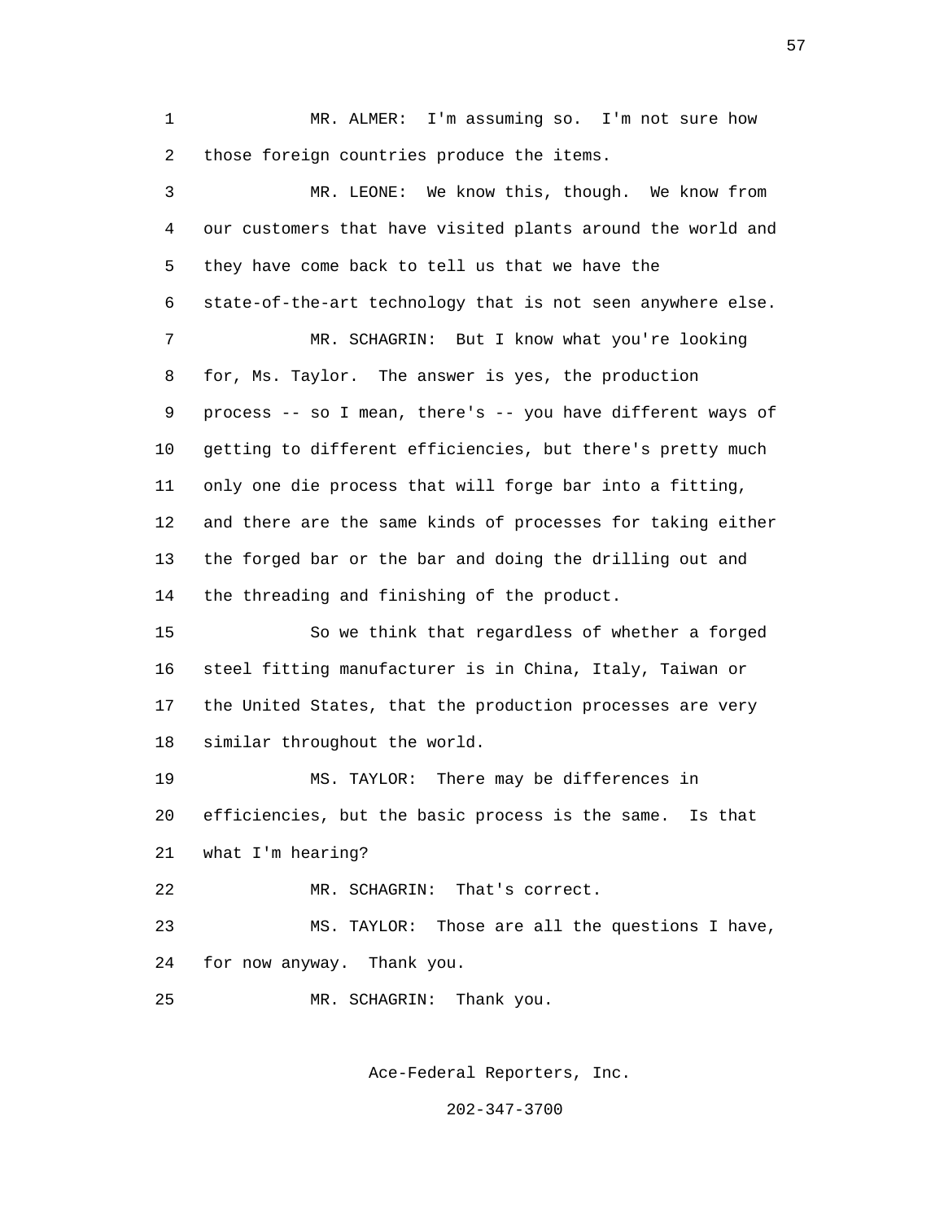MR. ALMER: I'm assuming so. I'm not sure how those foreign countries produce the items.

MR. LEONE: We know this, though. We know from our customers that have visited plants around the world and they have come back to tell us that we have the state-of-the-art technology that is not seen anywhere else.

MR. SCHAGRIN: But I know what you're looking for, Ms. Taylor. The answer is yes, the production process -- so I mean, there's -- you have different ways of getting to different efficiencies, but there's pretty much only one die process that will forge bar into a fitting, and there are the same kinds of processes for taking either the forged bar or the bar and doing the drilling out and the threading and finishing of the product.

So we think that regardless of whether a forged steel fitting manufacturer is in China, Italy, Taiwan or the United States, that the production processes are very similar throughout the world.

MS. TAYLOR: There may be differences in efficiencies, but the basic process is the same. Is that what I'm hearing?

MR. SCHAGRIN: That's correct.

MS. TAYLOR: Those are all the questions I have, for now anyway. Thank you.

MR. SCHAGRIN: Thank you.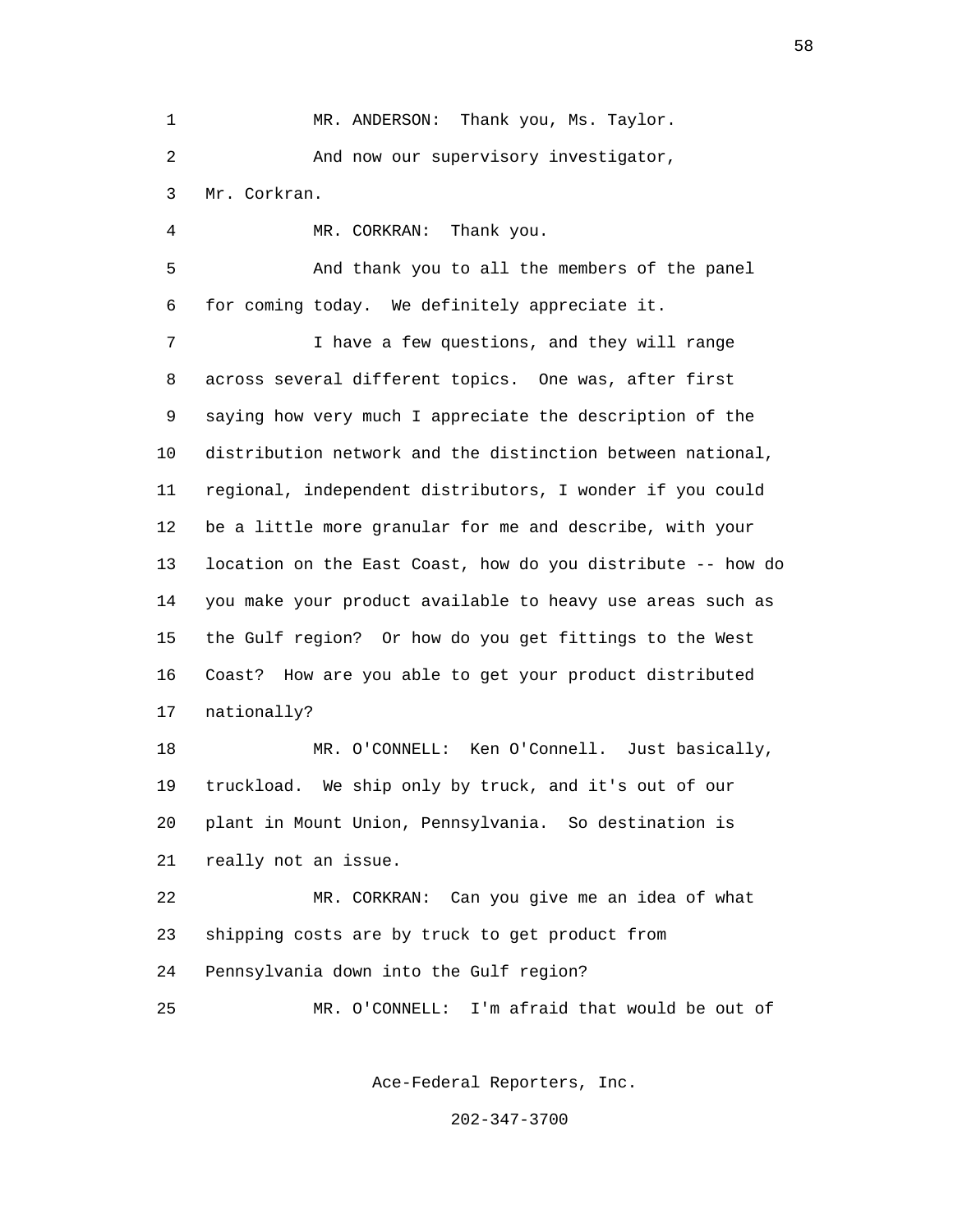MR. ANDERSON: Thank you, Ms. Taylor.

And now our supervisory investigator, Mr. Corkran.

MR. CORKRAN: Thank you.

And thank you to all the members of the panel for coming today. We definitely appreciate it.

I have a few questions, and they will range across several different topics. One was, after first saying how very much I appreciate the description of the distribution network and the distinction between national, regional, independent distributors, I wonder if you could be a little more granular for me and describe, with your location on the East Coast, how do you distribute -- how do you make your product available to heavy use areas such as the Gulf region? Or how do you get fittings to the West Coast? How are you able to get your product distributed nationally?

MR. O'CONNELL: Ken O'Connell. Just basically, truckload. We ship only by truck, and it's out of our plant in Mount Union, Pennsylvania. So destination is really not an issue.

MR. CORKRAN: Can you give me an idea of what shipping costs are by truck to get product from Pennsylvania down into the Gulf region?

MR. O'CONNELL: I'm afraid that would be out of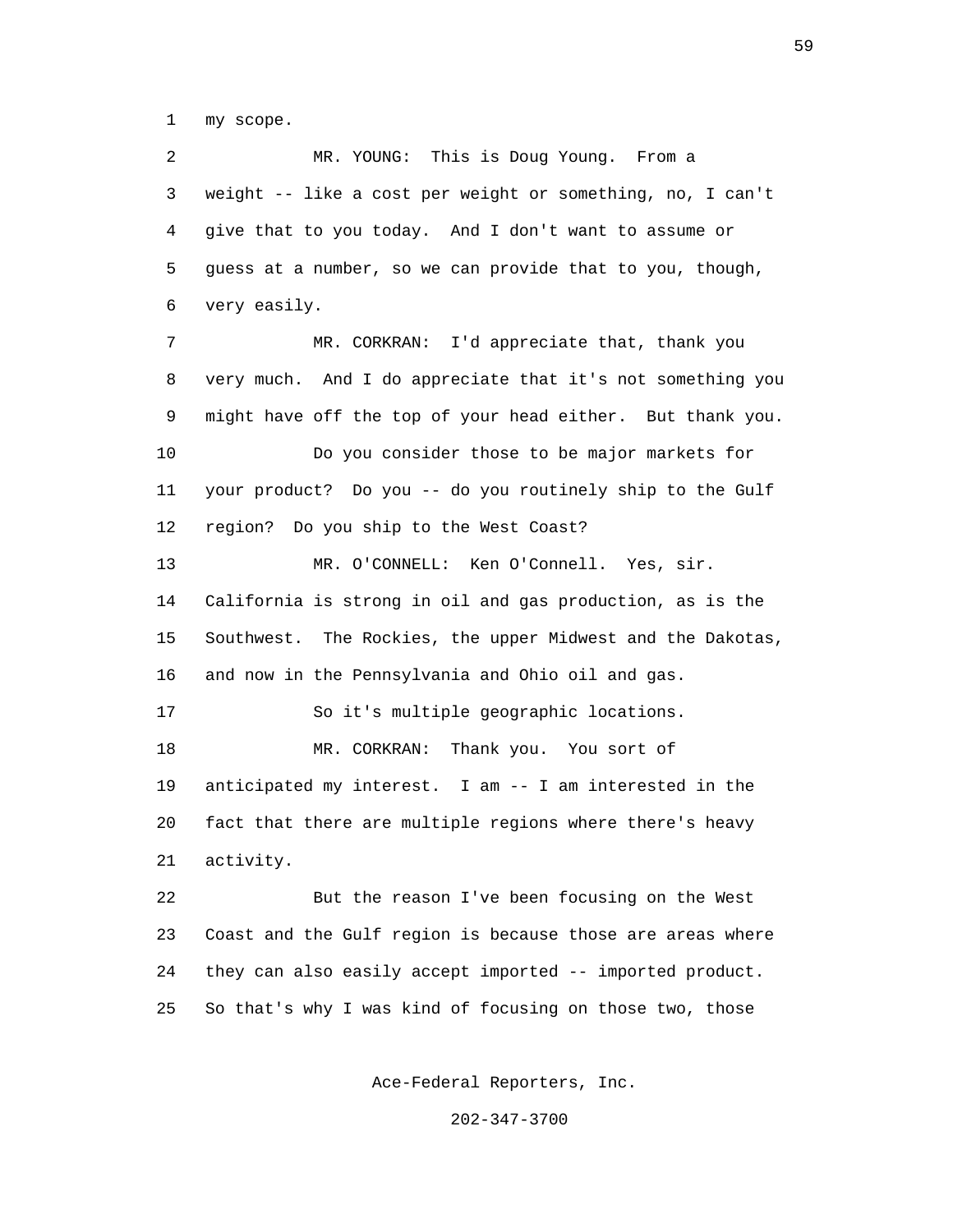1 my scope.

2 MR. YOUNG: This is Doug Young. From a

3 weight -- like a cost per weight or something, no, I can't

4 give that to you today. And I don't want to assume or

5 guess at a number, so we can provide that to you, though,

6 very easily.

7 MR. CORKRAN: I'd appreciate that, thank you

8 very much. And I do appreciate that it's not something you

9 might have off the top of your head either. But thank you.

10 Do you consider those to be major markets for

11 your product? Do you -- do you routinely ship to the Gulf

12 region? Do you ship to the West Coast?

13 MR. O'CONNELL: Ken O'Connell. Yes, sir.

14 California is strong in oil and gas production, as is the

15 Southwest. The Rockies, the upper Midwest and the Dakotas,

16 and now in the Pennsylvania and Ohio oil and gas.

17 So it's multiple geographic locations.

18 MR. CORKRAN: Thank you. You sort of

19 anticipated my interest. I am -- I am interested in the

20 fact that there are multiple regions where there's heavy

21 activity.

22 But the reason I've been focusing on the West

23 Coast and the Gulf region is because those are areas where

24 they can also easily accept imported -- imported product.

25 So that's why I was kind of focusing on those two, those

Ace-Federal Reporters, Inc.

202-347-3700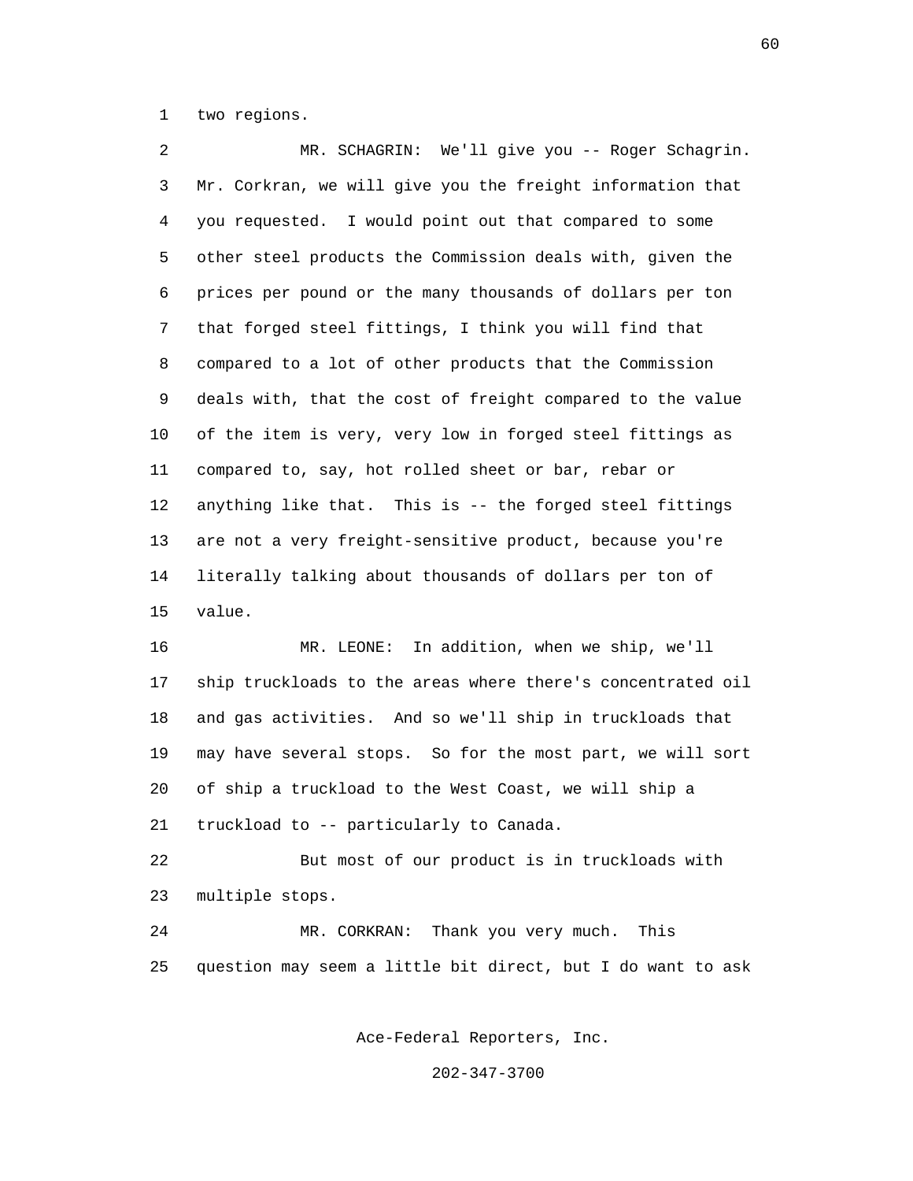two regions.

MR. SCHAGRIN: We'll give you -- Roger Schagrin. Mr. Corkran, we will give you the freight information that you requested. I would point out that compared to some other steel products the Commission deals with, given the prices per pound or the many thousands of dollars per ton that forged steel fittings, I think you will find that compared to a lot of other products that the Commission deals with, that the cost of freight compared to the value of the item is very, very low in forged steel fittings as compared to, say, hot rolled sheet or bar, rebar or anything like that. This is -- the forged steel fittings are not a very freight-sensitive product, because you're literally talking about thousands of dollars per ton of value.

MR. LEONE: In addition, when we ship, we'll ship truckloads to the areas where there's concentrated oil and gas activities. And so we'll ship in truckloads that may have several stops. So for the most part, we will sort of ship a truckload to the West Coast, we will ship a truckload to -- particularly to Canada.

But most of our product is in truckloads with multiple stops.

MR. CORKRAN: Thank you very much. This question may seem a little bit direct, but I do want to ask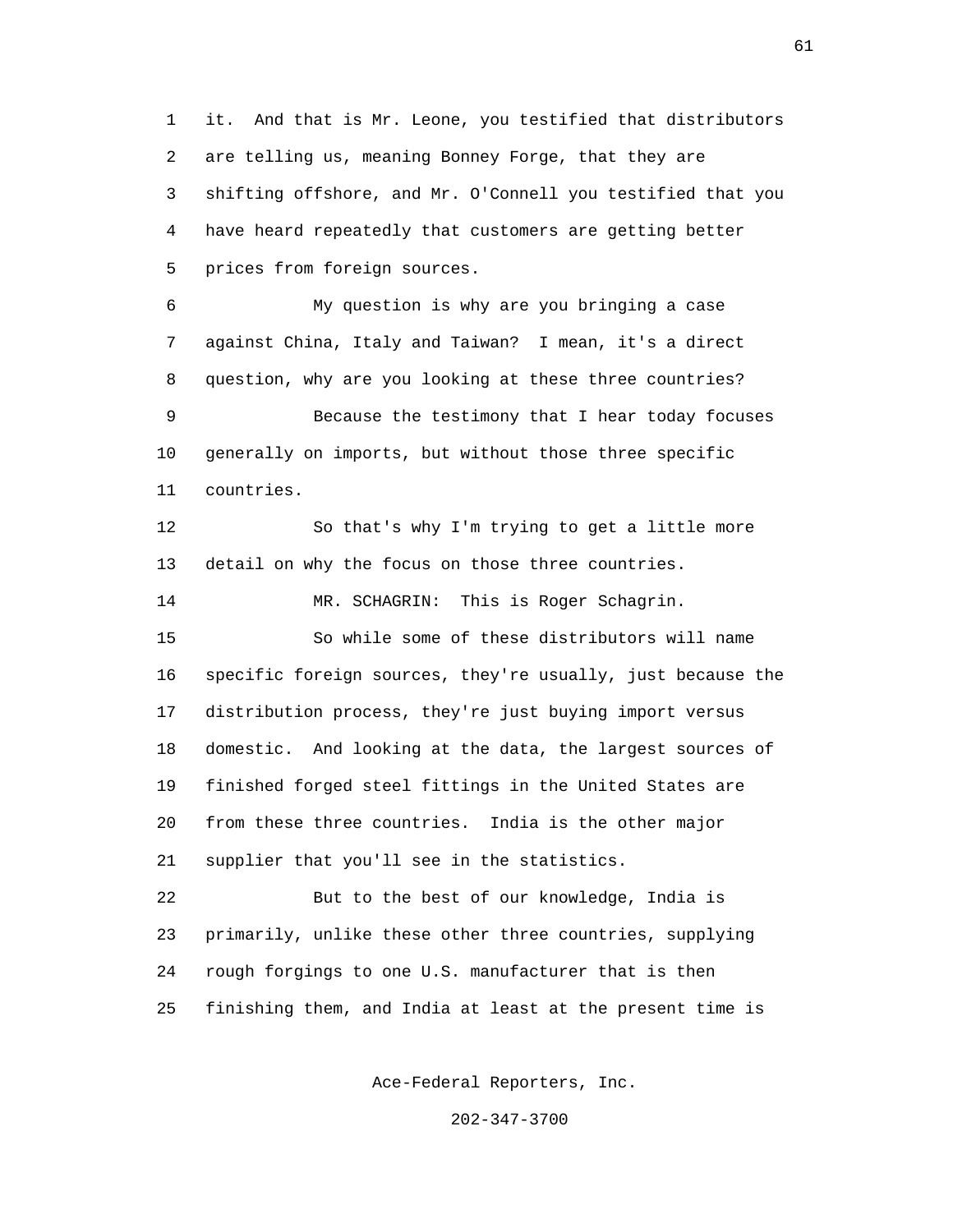it. And that is Mr. Leone, you testified that distributors are telling us, meaning Bonney Forge, that they are shifting offshore, and Mr. O'Connell you testified that you have heard repeatedly that customers are getting better prices from foreign sources.

My question is why are you bringing a case against China, Italy and Taiwan? I mean, it's a direct question, why are you looking at these three countries?

Because the testimony that I hear today focuses generally on imports, but without those three specific countries.

So that's why I'm trying to get a little more detail on why the focus on those three countries.

MR. SCHAGRIN: This is Roger Schagrin.

So while some of these distributors will name specific foreign sources, they're usually, just because the distribution process, they're just buying import versus domestic. And looking at the data, the largest sources of finished forged steel fittings in the United States are from these three countries. India is the other major supplier that you'll see in the statistics.

But to the best of our knowledge, India is primarily, unlike these other three countries, supplying rough forgings to one U.S. manufacturer that is then finishing them, and India at least at the present time is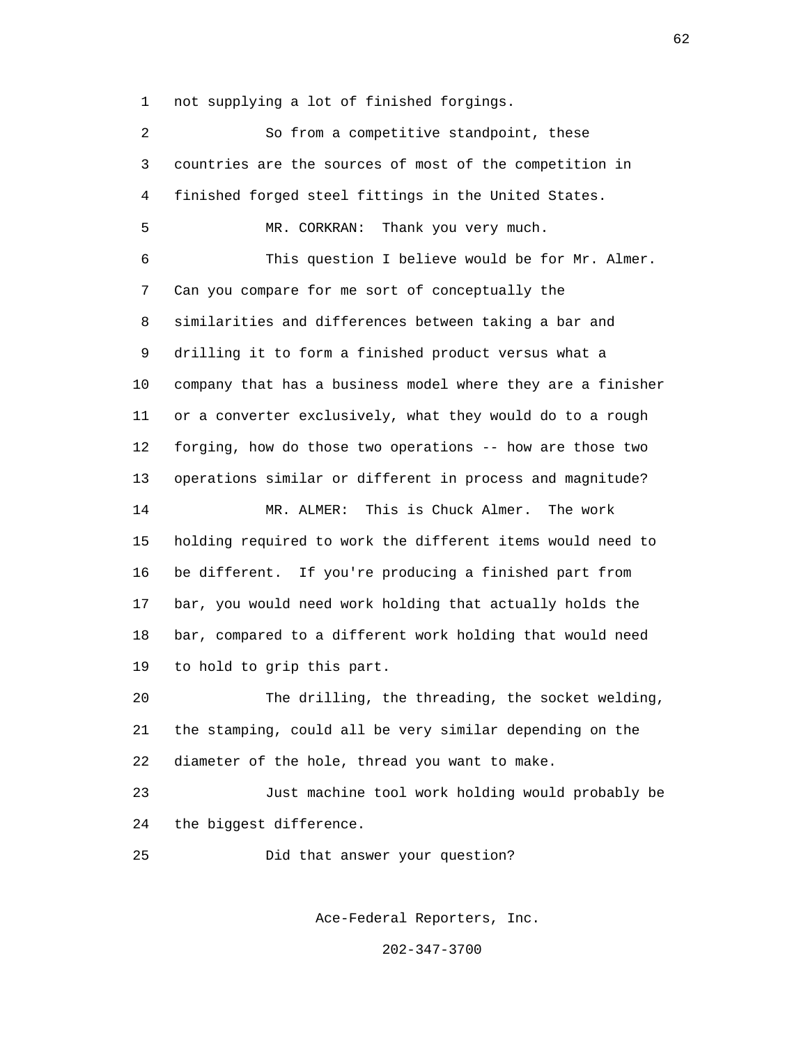not supplying a lot of finished forgings.

So from a competitive standpoint, these countries are the sources of most of the competition in finished forged steel fittings in the United States.

MR. CORKRAN: Thank you very much.

This question I believe would be for Mr. Almer. Can you compare for me sort of conceptually the similarities and differences between taking a bar and drilling it to form a finished product versus what a company that has a business model where they are a finisher or a converter exclusively, what they would do to a rough forging, how do those two operations -- how are those two operations similar or different in process and magnitude?

MR. ALMER: This is Chuck Almer. The work holding required to work the different items would need to be different. If you're producing a finished part from bar, you would need work holding that actually holds the bar, compared to a different work holding that would need to hold to grip this part.

The drilling, the threading, the socket welding, the stamping, could all be very similar depending on the diameter of the hole, thread you want to make.

Just machine tool work holding would probably be the biggest difference.

Did that answer your question?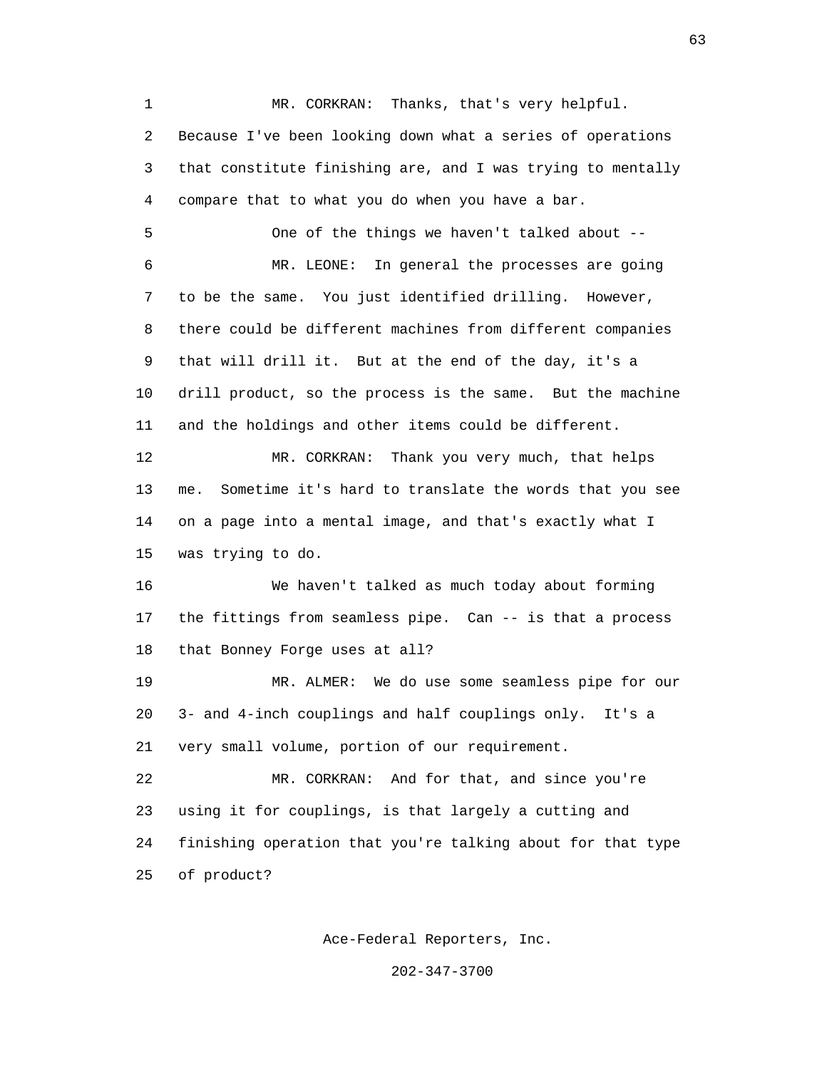MR. CORKRAN: Thanks, that's very helpful. Because I've been looking down what a series of operations that constitute finishing are, and I was trying to mentally compare that to what you do when you have a bar.

One of the things we haven't talked about --

MR. LEONE: In general the processes are going to be the same. You just identified drilling. However, there could be different machines from different companies that will drill it. But at the end of the day, it's a drill product, so the process is the same. But the machine and the holdings and other items could be different.

MR. CORKRAN: Thank you very much, that helps me. Sometime it's hard to translate the words that you see on a page into a mental image, and that's exactly what I was trying to do.

We haven't talked as much today about forming the fittings from seamless pipe. Can -- is that a process that Bonney Forge uses at all?

MR. ALMER: We do use some seamless pipe for our 3- and 4-inch couplings and half couplings only. It's a very small volume, portion of our requirement.

MR. CORKRAN: And for that, and since you're using it for couplings, is that largely a cutting and finishing operation that you're talking about for that type of product?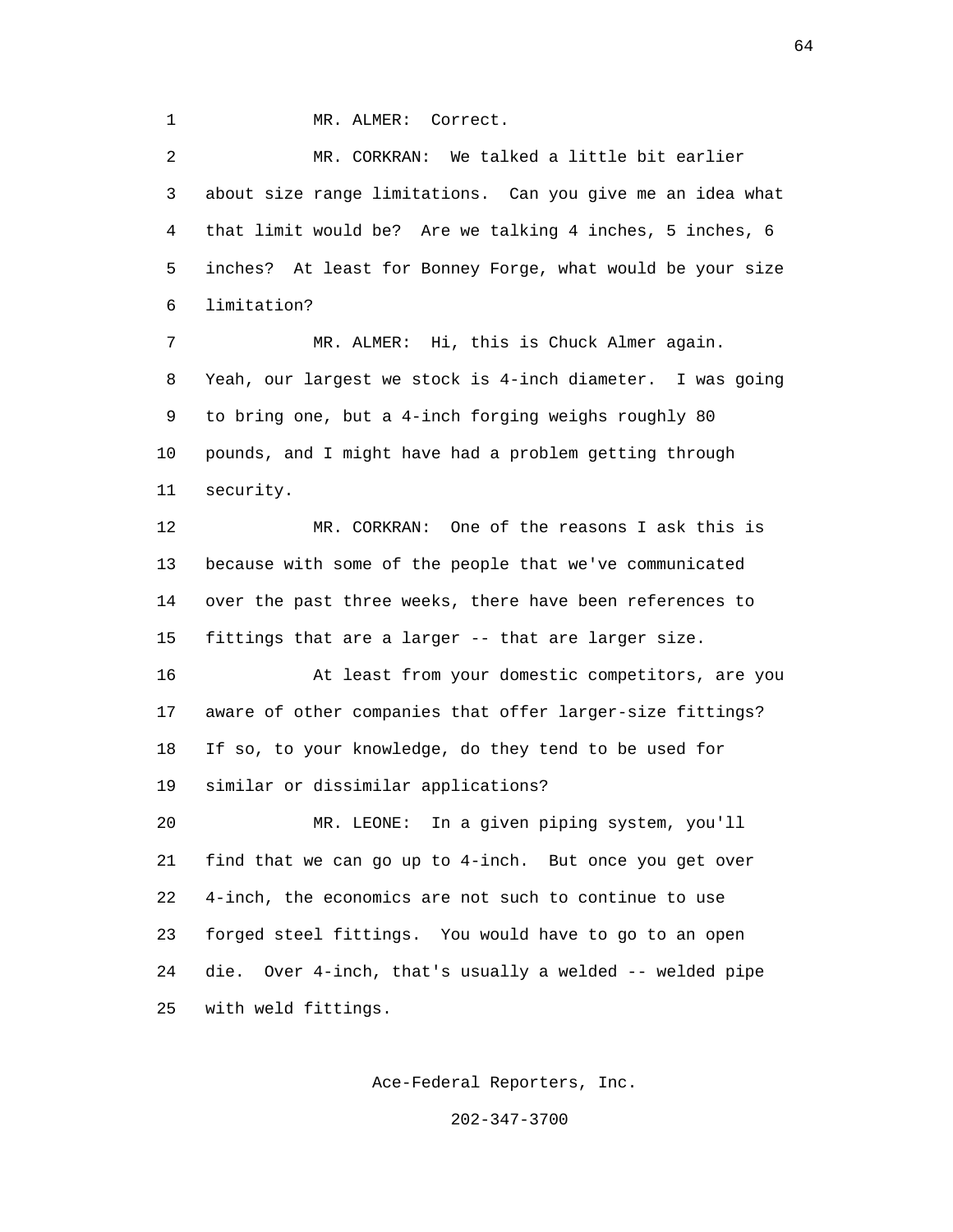MR. ALMER: Correct.

MR. CORKRAN: We talked a little bit earlier about size range limitations. Can you give me an idea what that limit would be? Are we talking 4 inches, 5 inches, 6 inches? At least for Bonney Forge, what would be your size limitation?

MR. ALMER: Hi, this is Chuck Almer again. Yeah, our largest we stock is 4-inch diameter. I was going to bring one, but a 4-inch forging weighs roughly 80 pounds, and I might have had a problem getting through security.

MR. CORKRAN: One of the reasons I ask this is because with some of the people that we've communicated over the past three weeks, there have been references to fittings that are a larger -- that are larger size.

At least from your domestic competitors, are you aware of other companies that offer larger-size fittings? If so, to your knowledge, do they tend to be used for similar or dissimilar applications?

MR. LEONE: In a given piping system, you'll find that we can go up to 4-inch. But once you get over 4-inch, the economics are not such to continue to use forged steel fittings. You would have to go to an open die. Over 4-inch, that's usually a welded -- welded pipe with weld fittings.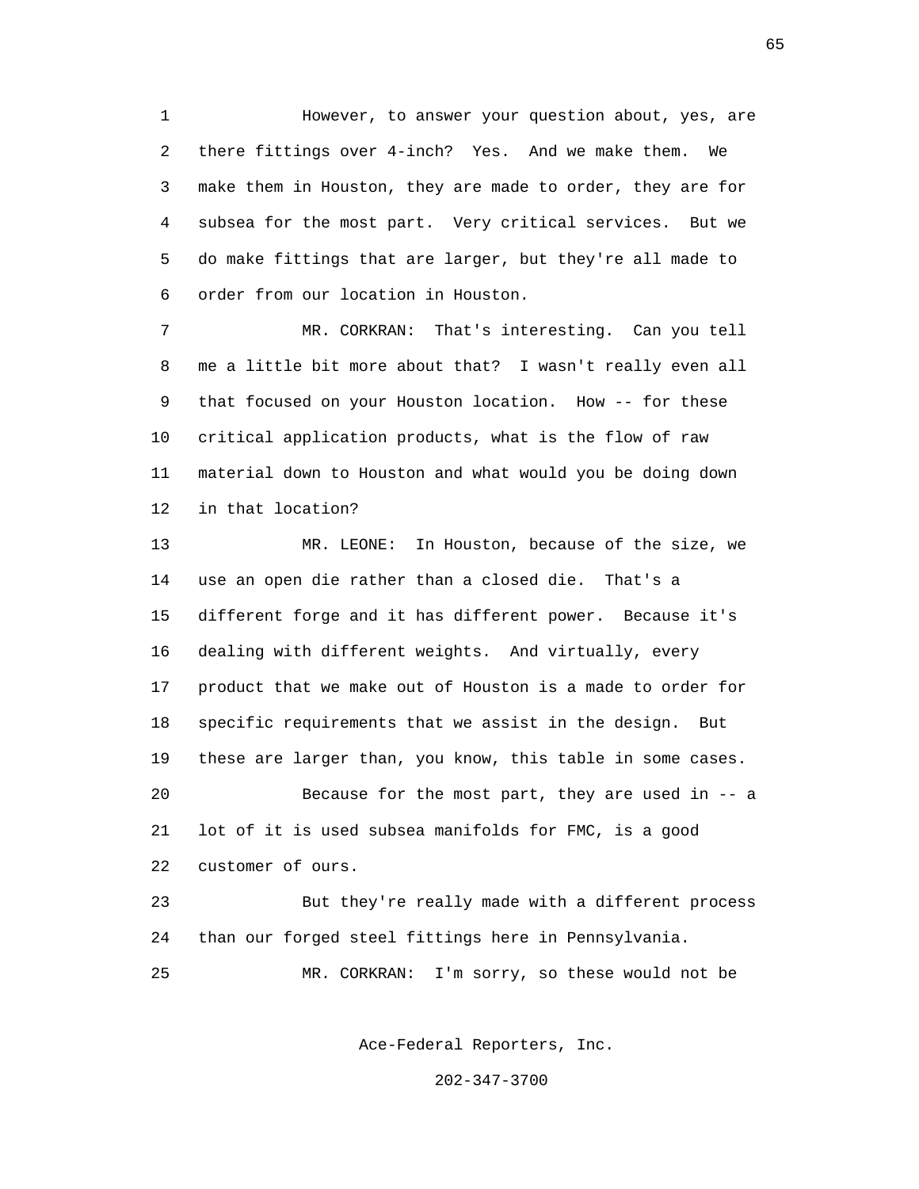However, to answer your question about, yes, are there fittings over 4-inch? Yes. And we make them. We make them in Houston, they are made to order, they are for subsea for the most part. Very critical services. But we do make fittings that are larger, but they're all made to order from our location in Houston.

MR. CORKRAN: That's interesting. Can you tell me a little bit more about that? I wasn't really even all that focused on your Houston location. How -- for these critical application products, what is the flow of raw material down to Houston and what would you be doing down in that location?

MR. LEONE: In Houston, because of the size, we use an open die rather than a closed die. That's a different forge and it has different power. Because it's dealing with different weights. And virtually, every product that we make out of Houston is a made to order for specific requirements that we assist in the design. But these are larger than, you know, this table in some cases.

Because for the most part, they are used in -- a lot of it is used subsea manifolds for FMC, is a good customer of ours.

But they're really made with a different process than our forged steel fittings here in Pennsylvania.

MR. CORKRAN: I'm sorry, so these would not be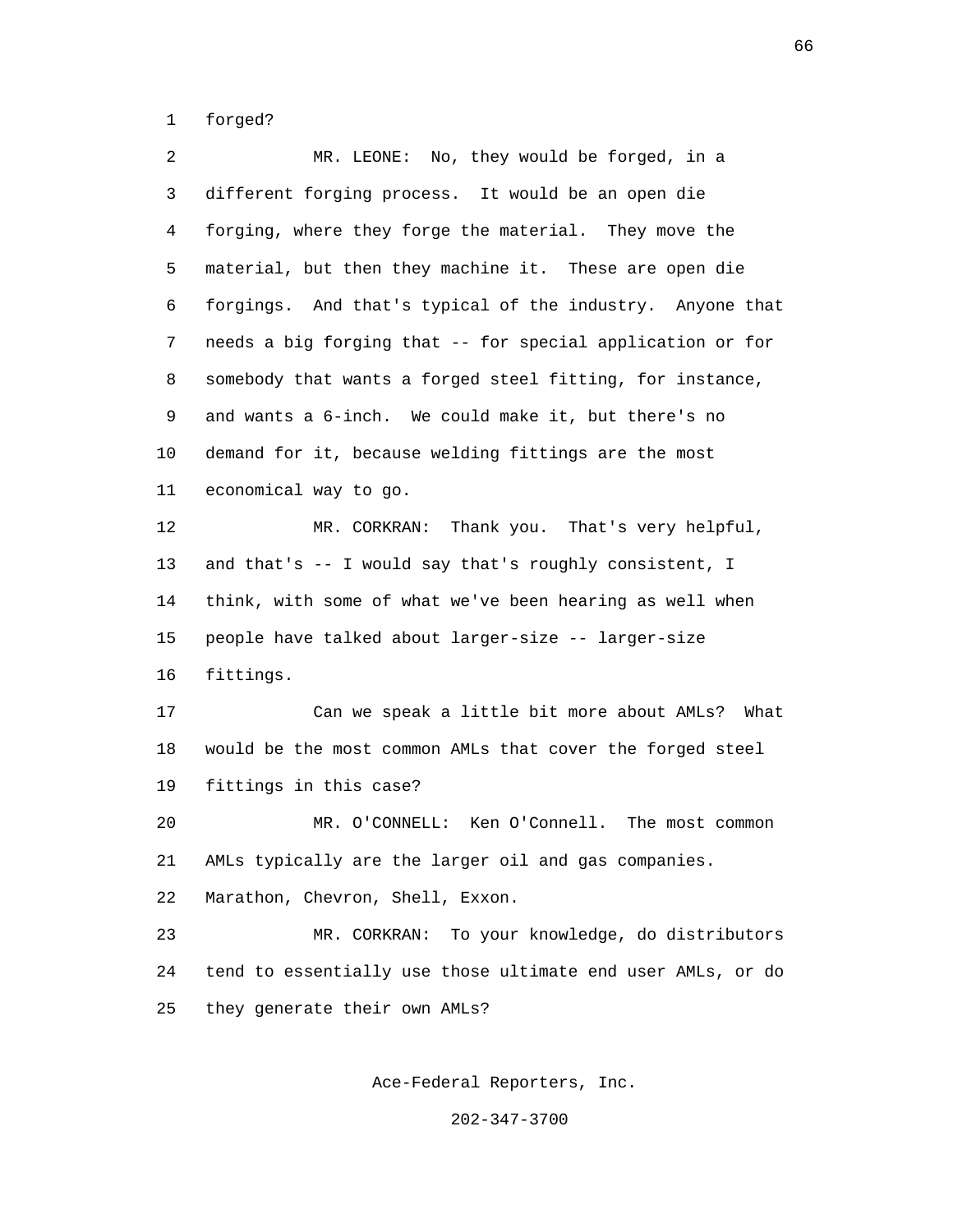forged?

MR. LEONE: No, they would be forged, in a different forging process. It would be an open die forging, where they forge the material. They move the material, but then they machine it. These are open die forgings. And that's typical of the industry. Anyone that needs a big forging that -- for special application or for somebody that wants a forged steel fitting, for instance, and wants a 6-inch. We could make it, but there's no demand for it, because welding fittings are the most economical way to go.

MR. CORKRAN: Thank you. That's very helpful, and that's -- I would say that's roughly consistent, I think, with some of what we've been hearing as well when people have talked about larger-size -- larger-size fittings.

Can we speak a little bit more about AMLs? What would be the most common AMLs that cover the forged steel fittings in this case?

MR. O'CONNELL: Ken O'Connell. The most common AMLs typically are the larger oil and gas companies. Marathon, Chevron, Shell, Exxon.

MR. CORKRAN: To your knowledge, do distributors tend to essentially use those ultimate end user AMLs, or do they generate their own AMLs?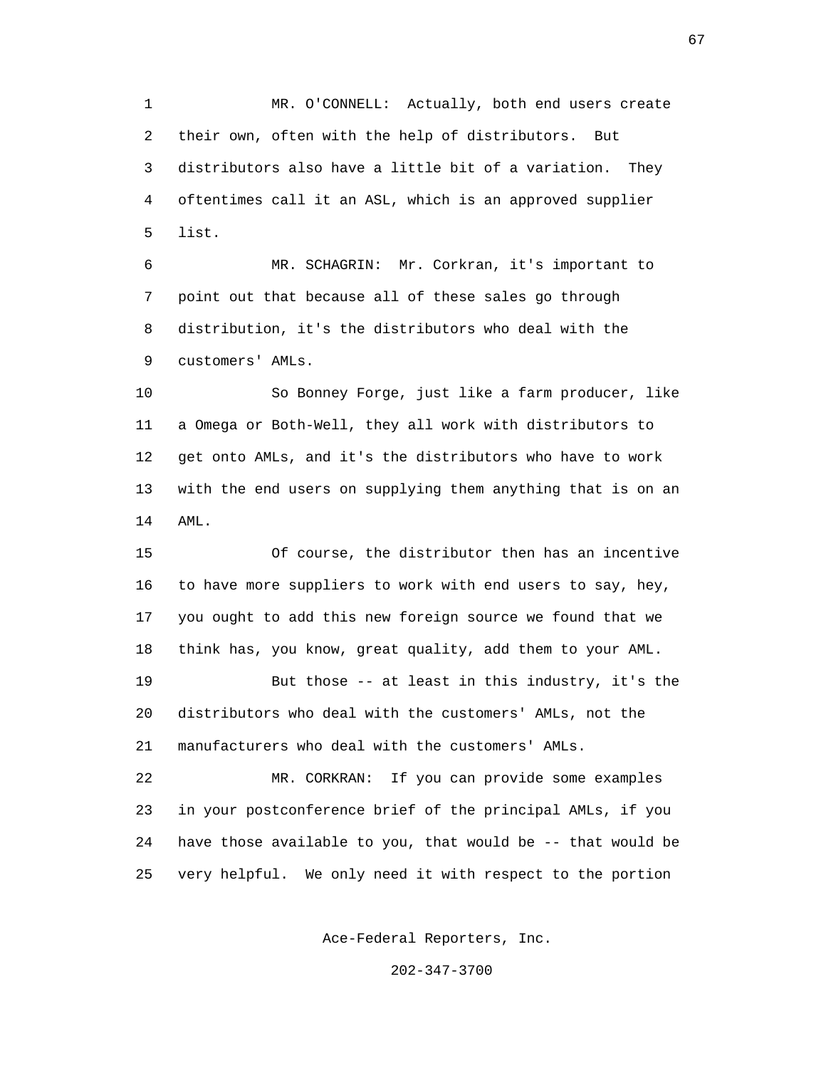MR. O'CONNELL: Actually, both end users create their own, often with the help of distributors. But distributors also have a little bit of a variation. They oftentimes call it an ASL, which is an approved supplier list.

MR. SCHAGRIN: Mr. Corkran, it's important to point out that because all of these sales go through distribution, it's the distributors who deal with the customers' AMLs.

So Bonney Forge, just like a farm producer, like a Omega or Both-Well, they all work with distributors to get onto AMLs, and it's the distributors who have to work with the end users on supplying them anything that is on an AML.

Of course, the distributor then has an incentive to have more suppliers to work with end users to say, hey, you ought to add this new foreign source we found that we think has, you know, great quality, add them to your AML.

But those -- at least in this industry, it's the distributors who deal with the customers' AMLs, not the manufacturers who deal with the customers' AMLs.

MR. CORKRAN: If you can provide some examples in your postconference brief of the principal AMLs, if you have those available to you, that would be -- that would be very helpful. We only need it with respect to the portion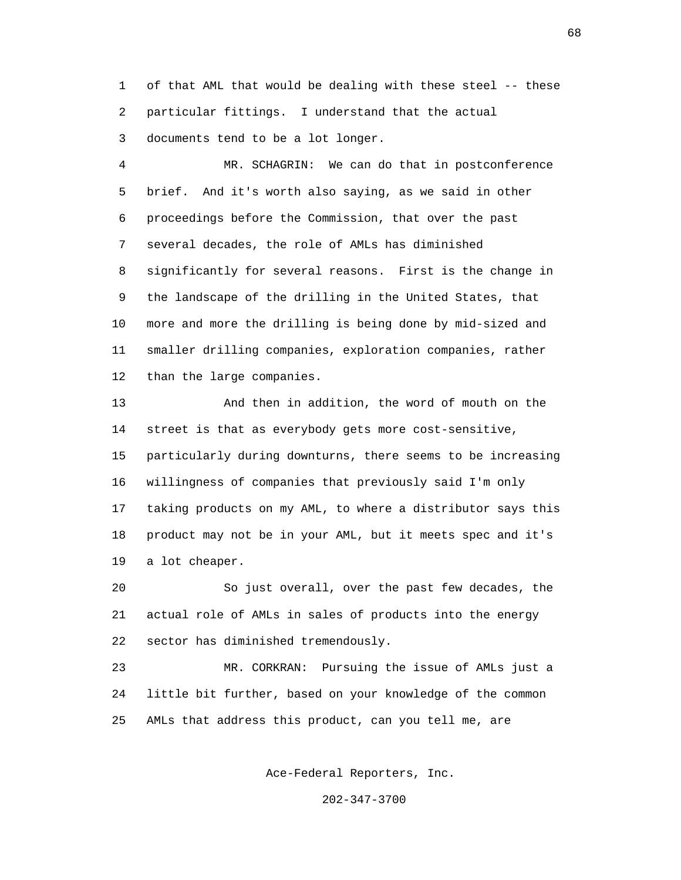of that AML that would be dealing with these steel -- these particular fittings. I understand that the actual documents tend to be a lot longer.

MR. SCHAGRIN: We can do that in postconference brief. And it's worth also saying, as we said in other proceedings before the Commission, that over the past several decades, the role of AMLs has diminished significantly for several reasons. First is the change in the landscape of the drilling in the United States, that more and more the drilling is being done by mid-sized and smaller drilling companies, exploration companies, rather than the large companies.

And then in addition, the word of mouth on the street is that as everybody gets more cost-sensitive, particularly during downturns, there seems to be increasing willingness of companies that previously said I'm only taking products on my AML, to where a distributor says this product may not be in your AML, but it meets spec and it's a lot cheaper.

So just overall, over the past few decades, the actual role of AMLs in sales of products into the energy sector has diminished tremendously.

MR. CORKRAN: Pursuing the issue of AMLs just a little bit further, based on your knowledge of the common AMLs that address this product, can you tell me, are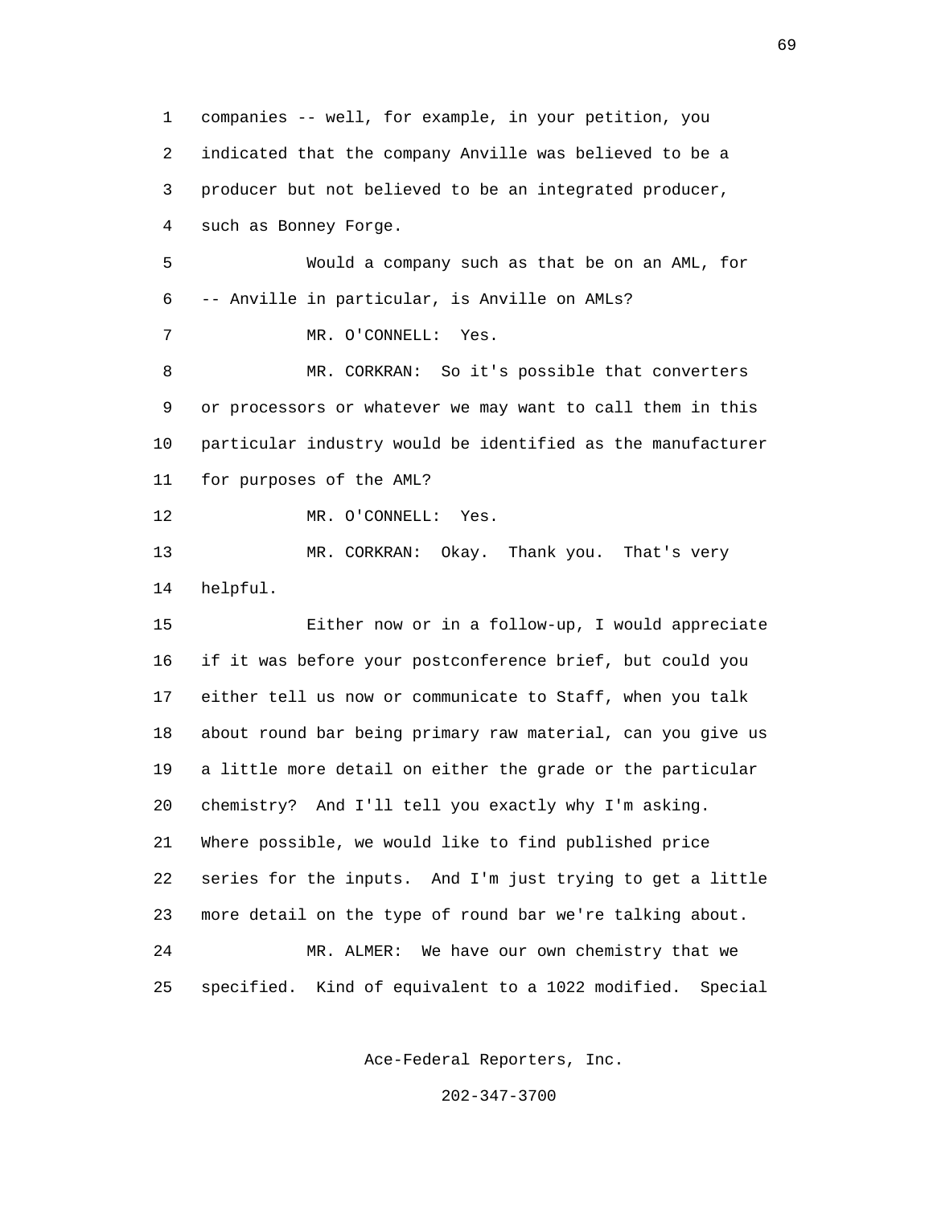companies -- well, for example, in your petition, you indicated that the company Anville was believed to be a producer but not believed to be an integrated producer, such as Bonney Forge.

Would a company such as that be on an AML, for -- Anville in particular, is Anville on AMLs?

MR. O'CONNELL: Yes.

MR. CORKRAN: So it's possible that converters or processors or whatever we may want to call them in this particular industry would be identified as the manufacturer for purposes of the AML?

MR. O'CONNELL: Yes.

MR. CORKRAN: Okay. Thank you. That's very helpful.

Either now or in a follow-up, I would appreciate if it was before your postconference brief, but could you either tell us now or communicate to Staff, when you talk about round bar being primary raw material, can you give us a little more detail on either the grade or the particular chemistry? And I'll tell you exactly why I'm asking. Where possible, we would like to find published price series for the inputs. And I'm just trying to get a little more detail on the type of round bar we're talking about.

MR. ALMER: We have our own chemistry that we specified. Kind of equivalent to a 1022 modified. Special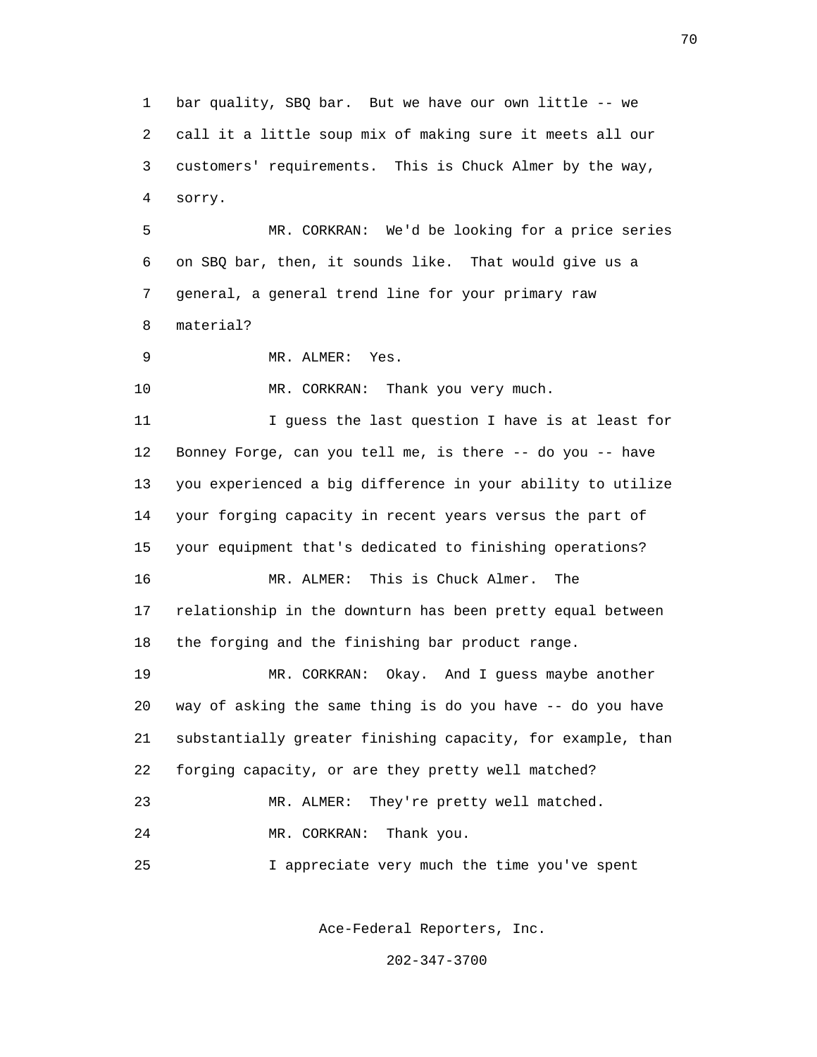bar quality, SBQ bar. But we have our own little -- we call it a little soup mix of making sure it meets all our customers' requirements. This is Chuck Almer by the way, sorry.

MR. CORKRAN: We'd be looking for a price series on SBQ bar, then, it sounds like. That would give us a general, a general trend line for your primary raw material?

MR. ALMER: Yes.

MR. CORKRAN: Thank you very much.

I guess the last question I have is at least for Bonney Forge, can you tell me, is there -- do you -- have you experienced a big difference in your ability to utilize your forging capacity in recent years versus the part of your equipment that's dedicated to finishing operations?

MR. ALMER: This is Chuck Almer. The relationship in the downturn has been pretty equal between the forging and the finishing bar product range.

MR. CORKRAN: Okay. And I guess maybe another way of asking the same thing is do you have -- do you have substantially greater finishing capacity, for example, than forging capacity, or are they pretty well matched?

MR. ALMER: They're pretty well matched.

MR. CORKRAN: Thank you.

I appreciate very much the time you've spent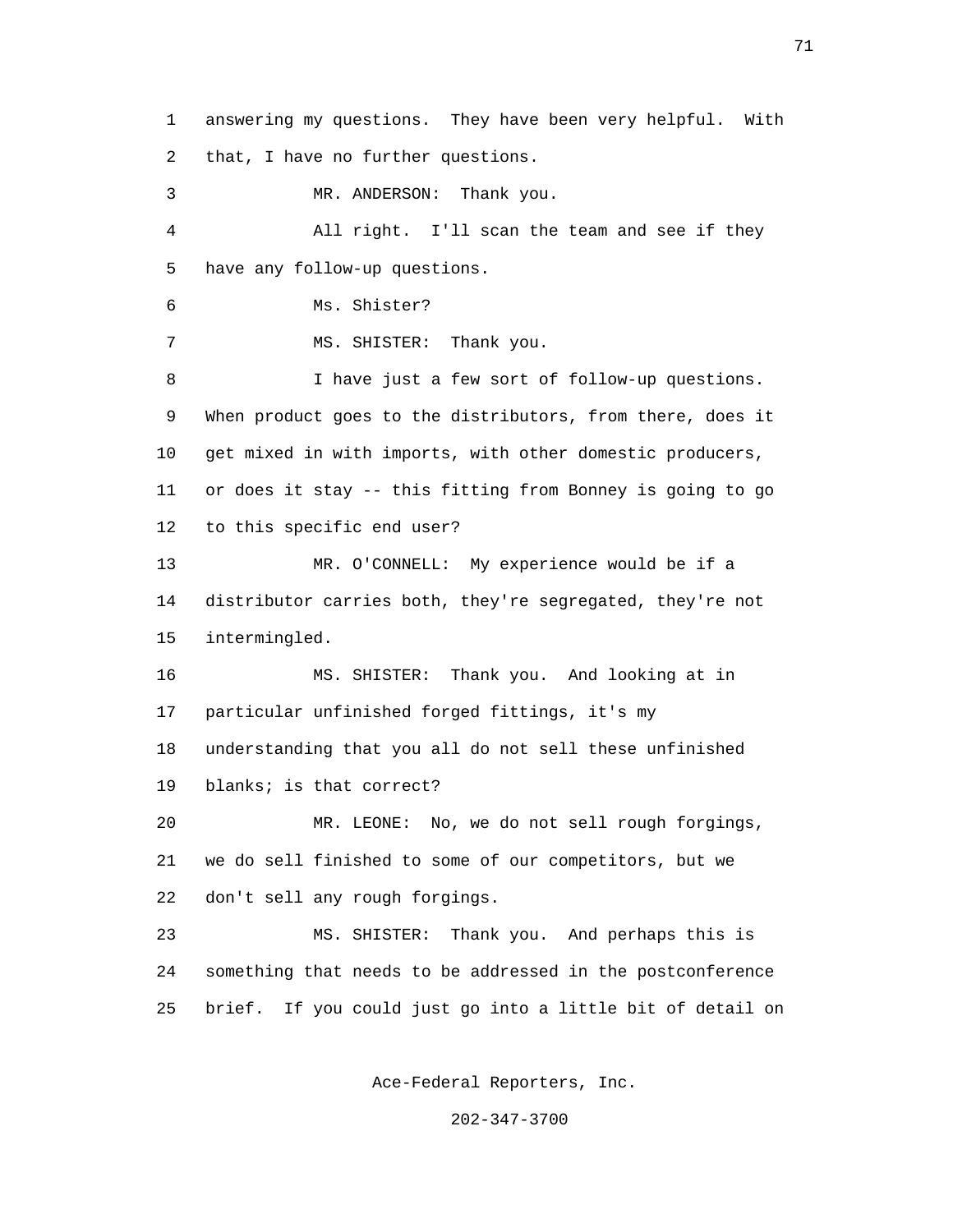answering my questions. They have been very helpful. With that, I have no further questions.

MR. ANDERSON: Thank you.

All right. I'll scan the team and see if they have any follow-up questions.

Ms. Shister?

MS. SHISTER: Thank you.

I have just a few sort of follow-up questions. When product goes to the distributors, from there, does it get mixed in with imports, with other domestic producers, or does it stay -- this fitting from Bonney is going to go to this specific end user?

MR. O'CONNELL: My experience would be if a distributor carries both, they're segregated, they're not intermingled.

MS. SHISTER: Thank you. And looking at in particular unfinished forged fittings, it's my understanding that you all do not sell these unfinished blanks; is that correct?

MR. LEONE: No, we do not sell rough forgings, we do sell finished to some of our competitors, but we don't sell any rough forgings.

MS. SHISTER: Thank you. And perhaps this is something that needs to be addressed in the postconference brief. If you could just go into a little bit of detail on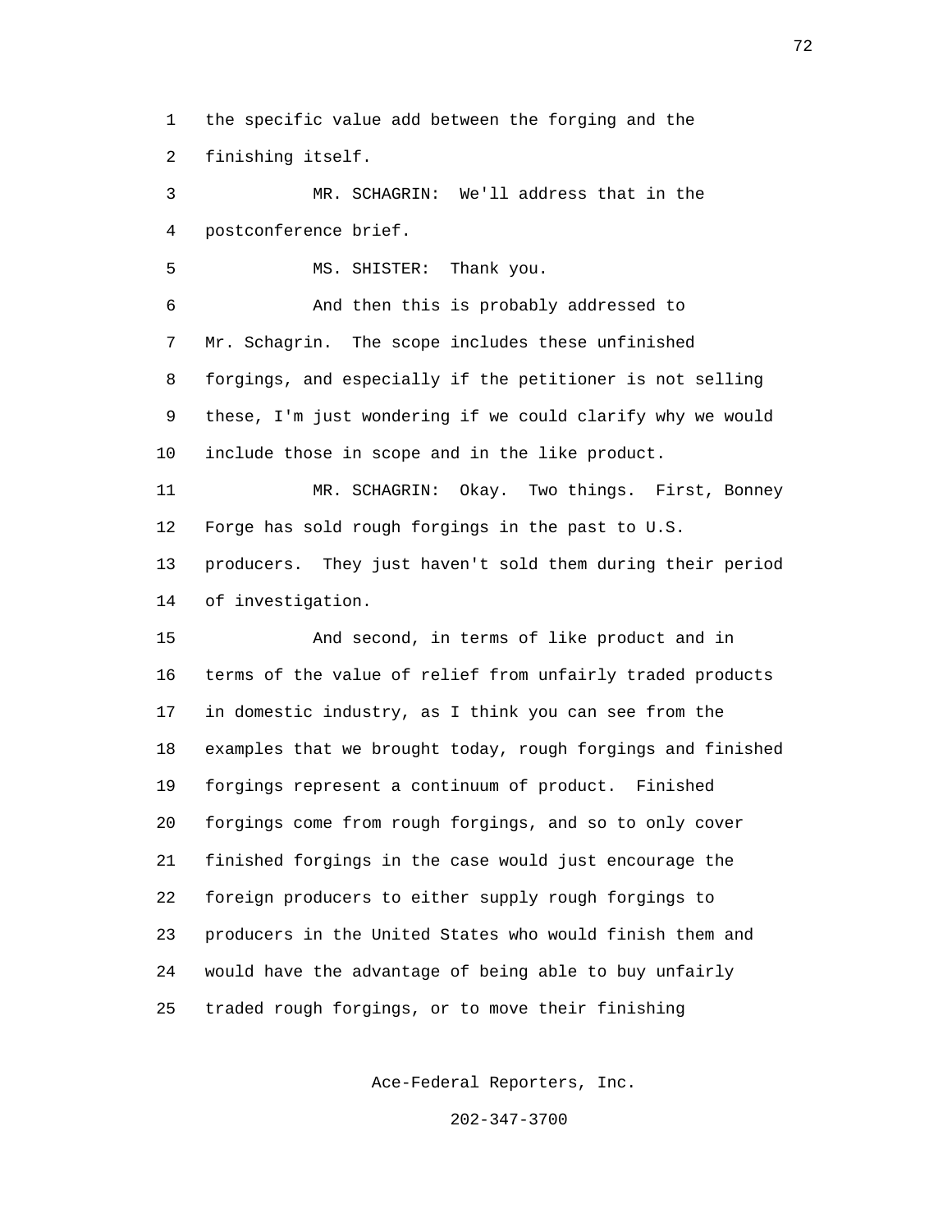the specific value add between the forging and the finishing itself.

MR. SCHAGRIN: We'll address that in the postconference brief.

MS. SHISTER: Thank you.

And then this is probably addressed to Mr. Schagrin. The scope includes these unfinished forgings, and especially if the petitioner is not selling these, I'm just wondering if we could clarify why we would include those in scope and in the like product.

MR. SCHAGRIN: Okay. Two things. First, Bonney Forge has sold rough forgings in the past to U.S. producers. They just haven't sold them during their period of investigation.

And second, in terms of like product and in terms of the value of relief from unfairly traded products in domestic industry, as I think you can see from the examples that we brought today, rough forgings and finished forgings represent a continuum of product. Finished forgings come from rough forgings, and so to only cover finished forgings in the case would just encourage the foreign producers to either supply rough forgings to producers in the United States who would finish them and would have the advantage of being able to buy unfairly traded rough forgings, or to move their finishing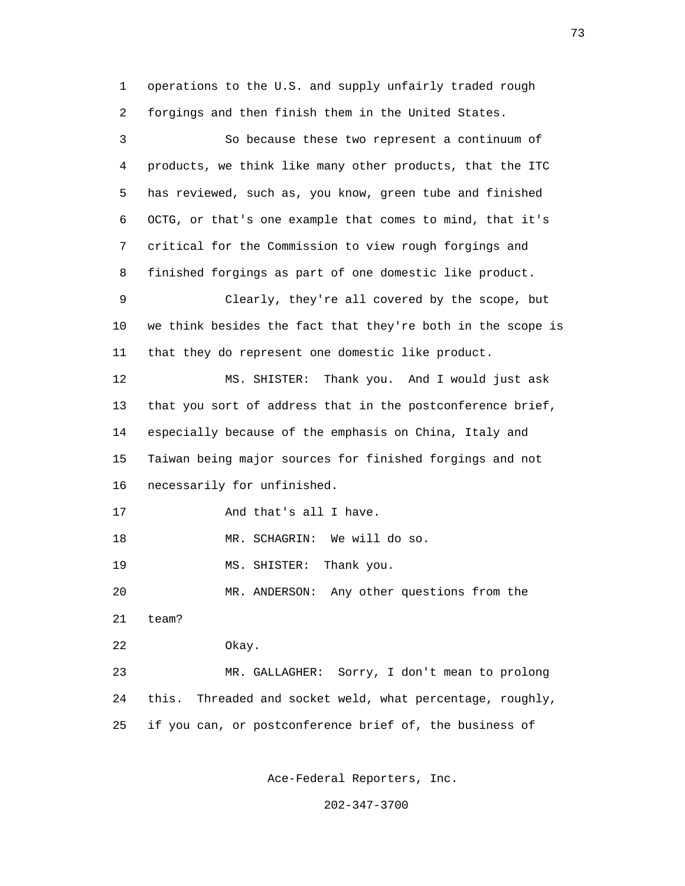1 operations to the U.S. and supply unfairly traded rough
2 forgings and then finish them in the United States.

3 So because these two represent a continuum of
4 products, we think like many other products, that the ITC
5 has reviewed, such as, you know, green tube and finished
6 OCTG, or that's one example that comes to mind, that it's
7 critical for the Commission to view rough forgings and
8 finished forgings as part of one domestic like product.

9 Clearly, they're all covered by the scope, but
10 we think besides the fact that they're both in the scope is
11 that they do represent one domestic like product.

12 MS. SHISTER: Thank you. And I would just ask
13 that you sort of address that in the postconference brief,
14 especially because of the emphasis on China, Italy and
15 Taiwan being major sources for finished forgings and not
16 necessarily for unfinished.

17 And that's all I have.

18 MR. SCHAGRIN: We will do so.

19 MS. SHISTER: Thank you.

20 MR. ANDERSON: Any other questions from the
21 team?

22 Okay.

23 MR. GALLAGHER: Sorry, I don't mean to prolong
24 this. Threaded and socket weld, what percentage, roughly,
25 if you can, or postconference brief of, the business of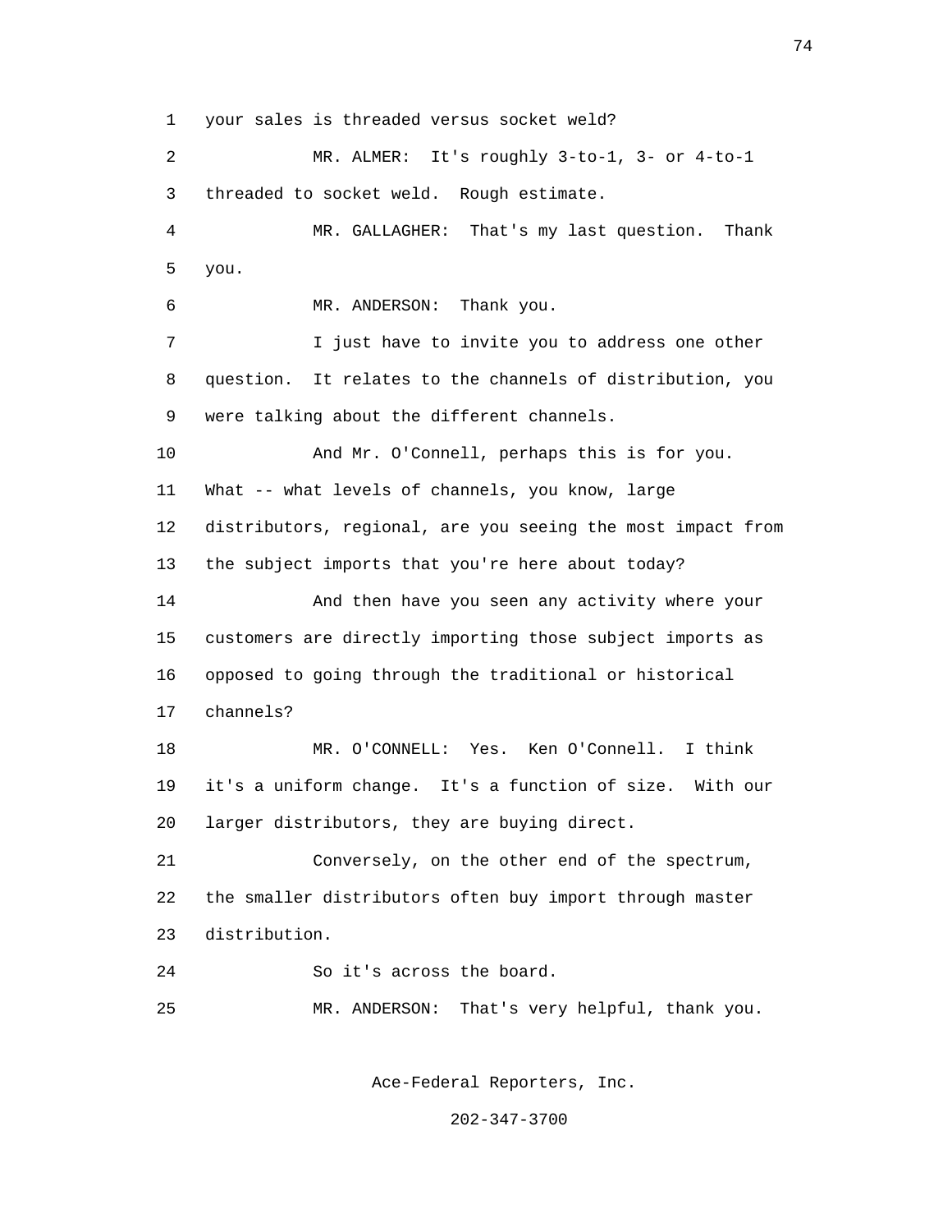your sales is threaded versus socket weld?

MR. ALMER: It's roughly 3-to-1, 3- or 4-to-1 threaded to socket weld. Rough estimate.

MR. GALLAGHER: That's my last question. Thank you.

MR. ANDERSON: Thank you.

I just have to invite you to address one other question. It relates to the channels of distribution, you were talking about the different channels.

And Mr. O'Connell, perhaps this is for you. What -- what levels of channels, you know, large distributors, regional, are you seeing the most impact from the subject imports that you're here about today?

And then have you seen any activity where your customers are directly importing those subject imports as opposed to going through the traditional or historical channels?

MR. O'CONNELL: Yes. Ken O'Connell. I think it's a uniform change. It's a function of size. With our larger distributors, they are buying direct.

Conversely, on the other end of the spectrum, the smaller distributors often buy import through master distribution.

So it's across the board.

MR. ANDERSON: That's very helpful, thank you.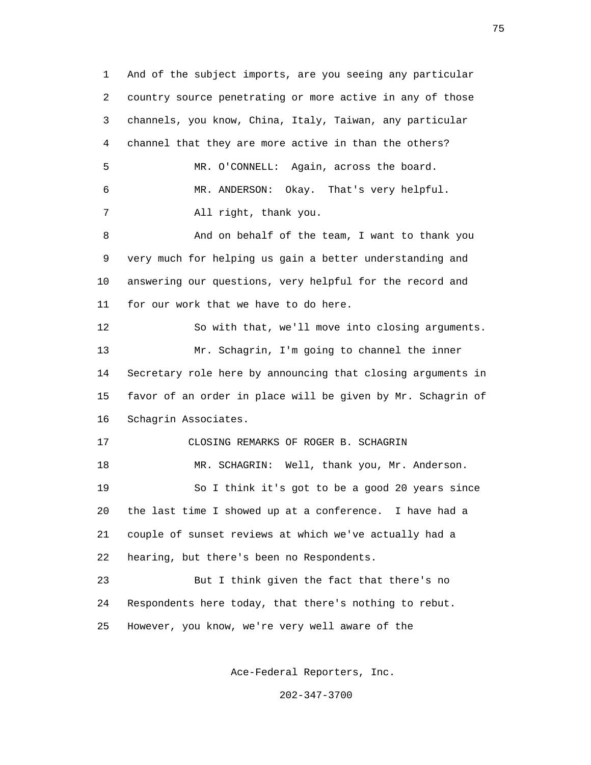And of the subject imports, are you seeing any particular country source penetrating or more active in any of those channels, you know, China, Italy, Taiwan, any particular channel that they are more active in than the others?

MR. O'CONNELL: Again, across the board.

MR. ANDERSON: Okay. That's very helpful.

All right, thank you.

And on behalf of the team, I want to thank you very much for helping us gain a better understanding and answering our questions, very helpful for the record and for our work that we have to do here.

So with that, we'll move into closing arguments.

Mr. Schagrin, I'm going to channel the inner Secretary role here by announcing that closing arguments in favor of an order in place will be given by Mr. Schagrin of Schagrin Associates.

CLOSING REMARKS OF ROGER B. SCHAGRIN

MR. SCHAGRIN: Well, thank you, Mr. Anderson.

So I think it's got to be a good 20 years since the last time I showed up at a conference. I have had a couple of sunset reviews at which we've actually had a hearing, but there's been no Respondents.

But I think given the fact that there's no Respondents here today, that there's nothing to rebut. However, you know, we're very well aware of the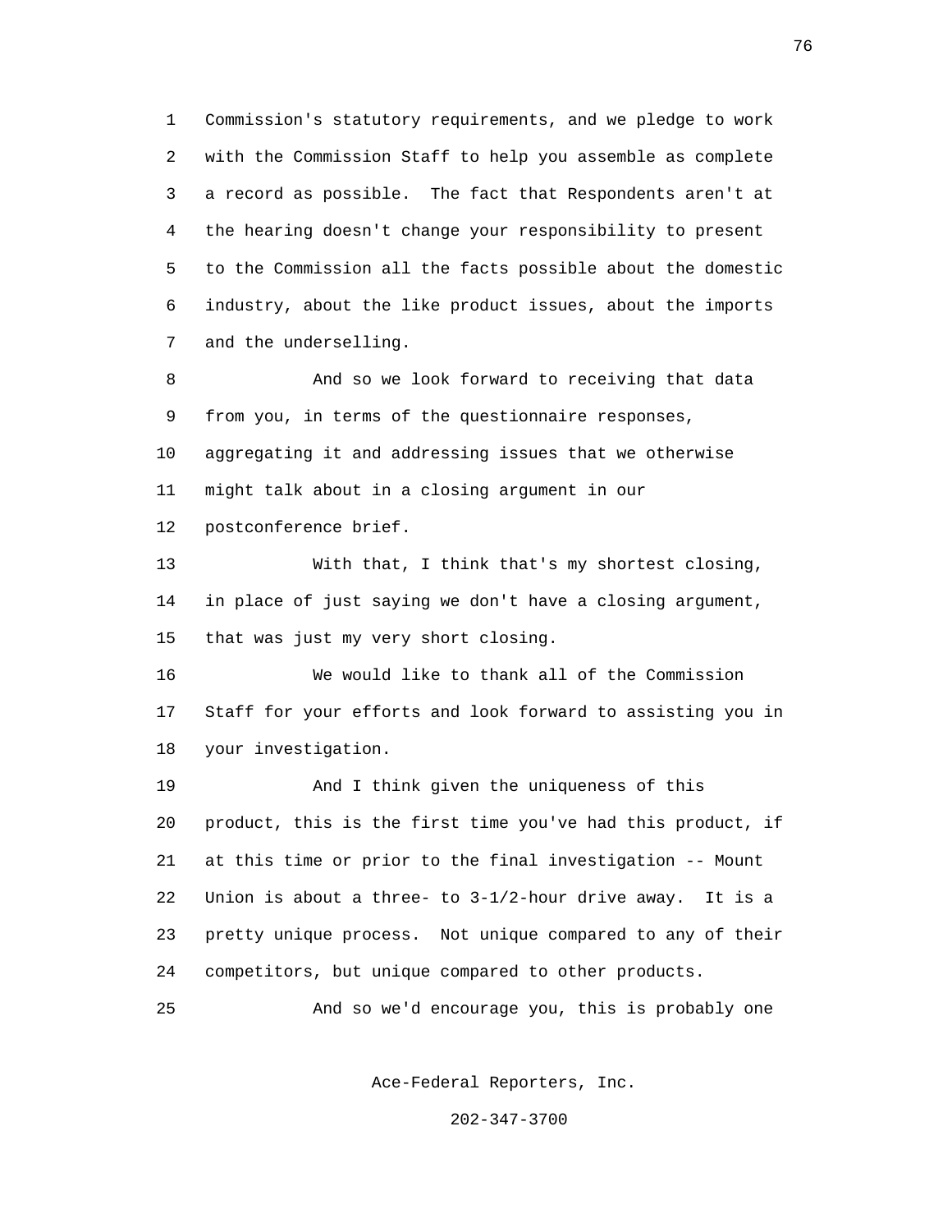Commission's statutory requirements, and we pledge to work with the Commission Staff to help you assemble as complete a record as possible. The fact that Respondents aren't at the hearing doesn't change your responsibility to present to the Commission all the facts possible about the domestic industry, about the like product issues, about the imports and the underselling.

And so we look forward to receiving that data from you, in terms of the questionnaire responses, aggregating it and addressing issues that we otherwise might talk about in a closing argument in our postconference brief.

With that, I think that's my shortest closing, in place of just saying we don't have a closing argument, that was just my very short closing.

We would like to thank all of the Commission Staff for your efforts and look forward to assisting you in your investigation.

And I think given the uniqueness of this product, this is the first time you've had this product, if at this time or prior to the final investigation -- Mount Union is about a three- to 3-1/2-hour drive away. It is a pretty unique process. Not unique compared to any of their competitors, but unique compared to other products.

And so we'd encourage you, this is probably one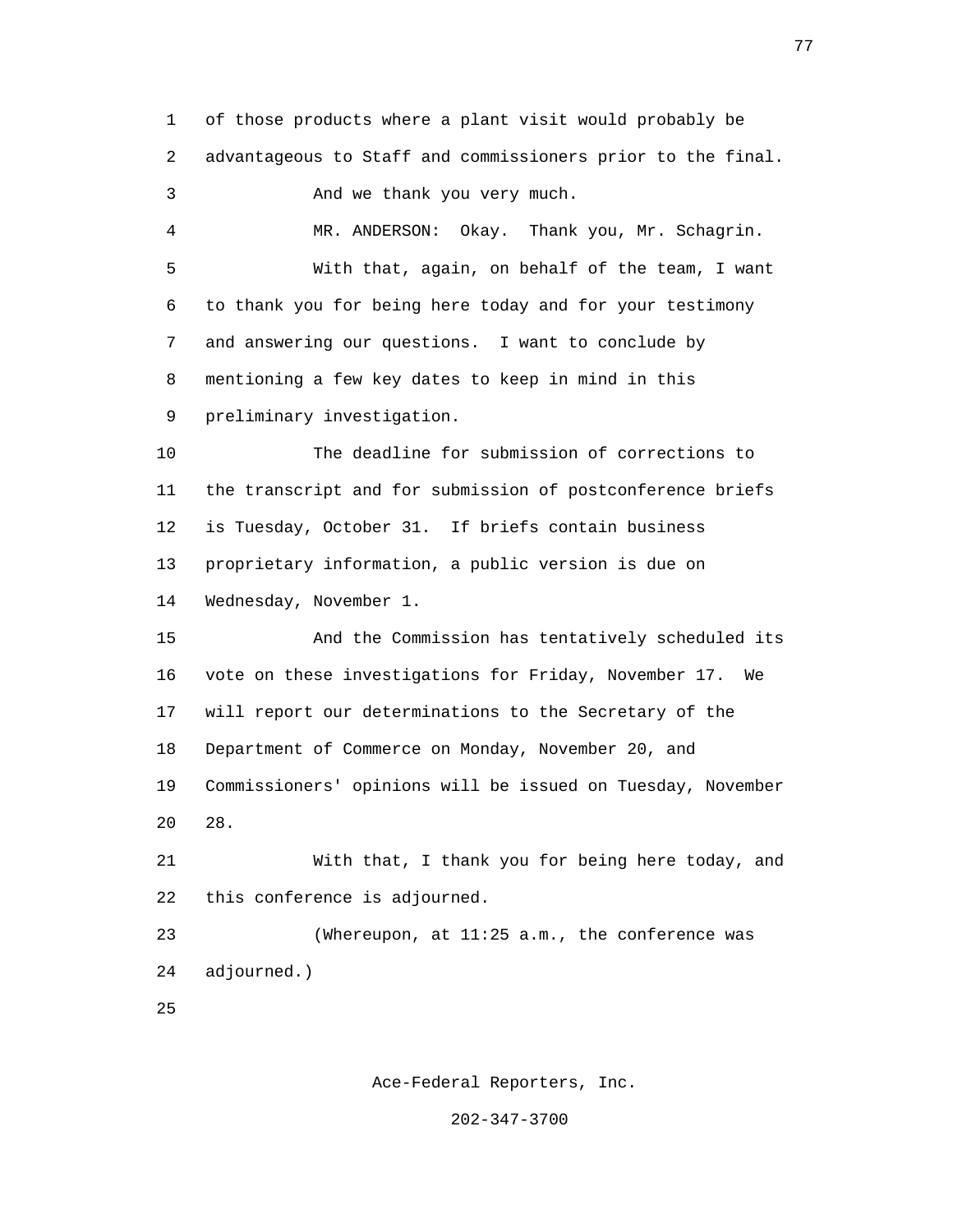of those products where a plant visit would probably be advantageous to Staff and commissioners prior to the final.

And we thank you very much.

MR. ANDERSON: Okay. Thank you, Mr. Schagrin.

With that, again, on behalf of the team, I want to thank you for being here today and for your testimony and answering our questions. I want to conclude by mentioning a few key dates to keep in mind in this preliminary investigation.

The deadline for submission of corrections to the transcript and for submission of postconference briefs is Tuesday, October 31. If briefs contain business proprietary information, a public version is due on Wednesday, November 1.

And the Commission has tentatively scheduled its vote on these investigations for Friday, November 17. We will report our determinations to the Secretary of the Department of Commerce on Monday, November 20, and Commissioners' opinions will be issued on Tuesday, November 28.

With that, I thank you for being here today, and this conference is adjourned.

(Whereupon, at 11:25 a.m., the conference was adjourned.)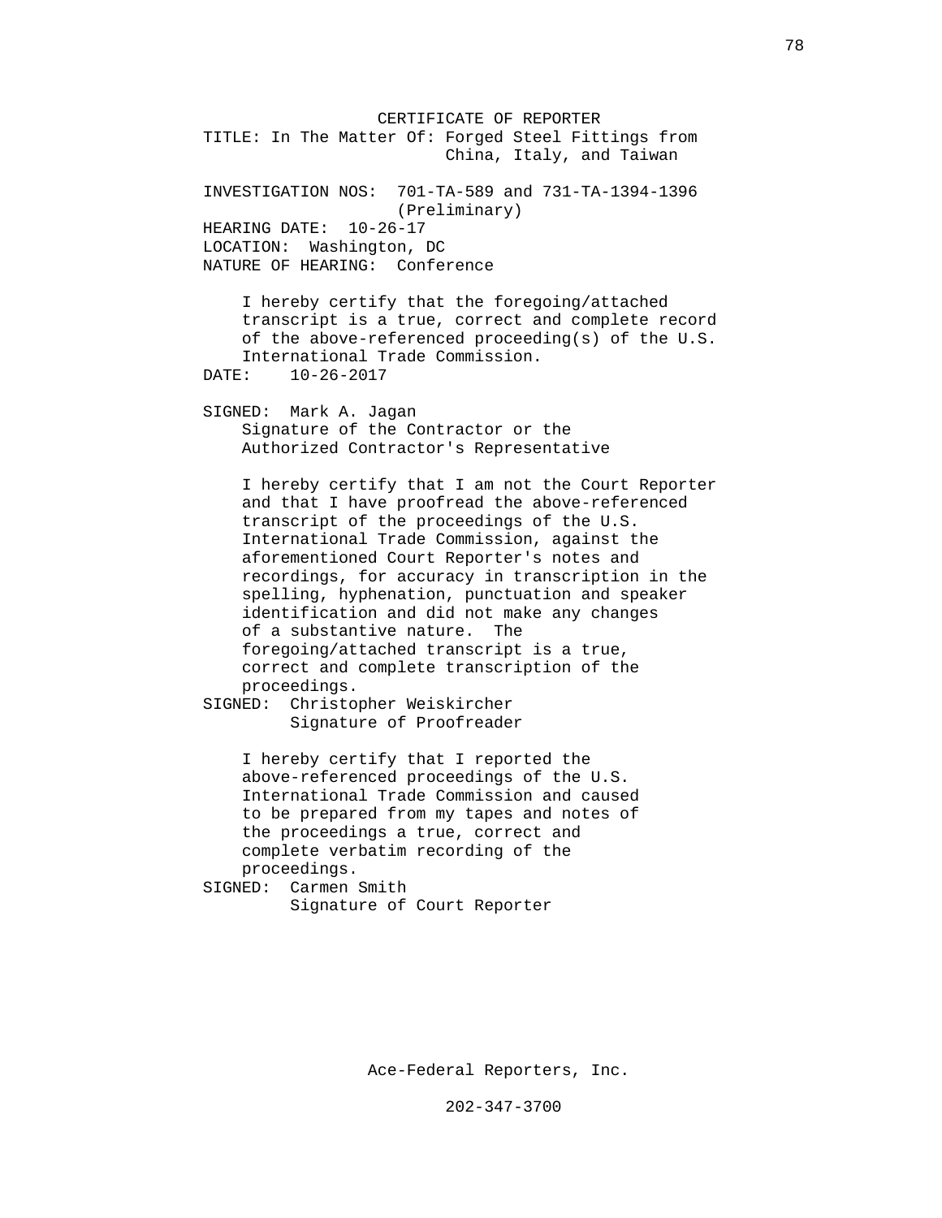# CERTIFICATE OF REPORTER

TITLE: In The Matter Of: Forged Steel Fittings from China, Italy, and Taiwan

INVESTIGATION NOS: 701-TA-589 and 731-TA-1394-1396 (Preliminary)

HEARING DATE: 10-26-17

LOCATION: Washington, DC

NATURE OF HEARING: Conference

I hereby certify that the foregoing/attached transcript is a true, correct and complete record of the above-referenced proceeding(s) of the U.S. International Trade Commission.

DATE: 10-26-2017

SIGNED: Mark A. Jagan
Signature of the Contractor or the Authorized Contractor's Representative

I hereby certify that I am not the Court Reporter and that I have proofread the above-referenced transcript of the proceedings of the U.S. International Trade Commission, against the aforementioned Court Reporter's notes and recordings, for accuracy in transcription in the spelling, hyphenation, punctuation and speaker identification and did not make any changes of a substantive nature. The foregoing/attached transcript is a true, correct and complete transcription of the proceedings.

SIGNED: Christopher Weiskircher
Signature of Proofreader

I hereby certify that I reported the above-referenced proceedings of the U.S. International Trade Commission and caused to be prepared from my tapes and notes of the proceedings a true, correct and complete verbatim recording of the proceedings.

SIGNED: Carmen Smith
Signature of Court Reporter